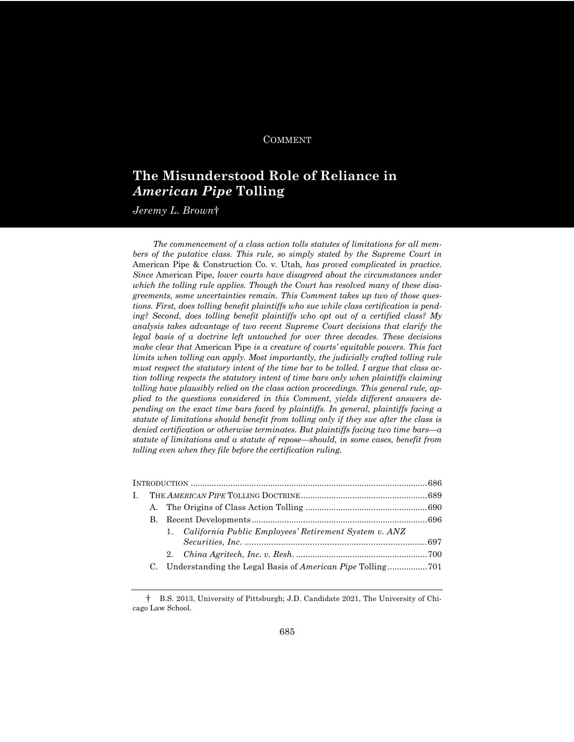COMMENT

# The Misunderstood Role of Reliance in *American Pipe* Tolling

*Jeremy L. Brown*†

*The commencement of a class action tolls statutes of limitations for all members of the putative class. This rule, so simply stated by the Supreme Court in* American Pipe & Construction Co. v. Utah*, has proved complicated in practice. Since* American Pipe*, lower courts have disagreed about the circumstances under which the tolling rule applies. Though the Court has resolved many of these disagreements, some uncertainties remain. This Comment takes up two of those questions. First, does tolling benefit plaintiffs who sue while class certification is pending? Second, does tolling benefit plaintiffs who opt out of a certified class? My analysis takes advantage of two recent Supreme Court decisions that clarify the legal basis of a doctrine left untouched for over three decades. These decisions make clear that* American Pipe *is a creature of courts' equitable powers. This fact limits when tolling can apply. Most importantly, the judicially crafted tolling rule must respect the statutory intent of the time bar to be tolled. I argue that class action tolling respects the statutory intent of time bars only when plaintiffs claiming tolling have plausibly relied on the class action proceedings. This general rule, applied to the questions considered in this Comment, yields different answers depending on the exact time bars faced by plaintiffs. In general, plaintiffs facing a statute of limitations should benefit from tolling only if they sue after the class is denied certification or otherwise terminates. But plaintiffs facing two time bars—a statute of limitations and a statute of repose—should, in some cases, benefit from tolling even when they file before the certification ruling.*

INTRODUCTION ............................................................................................686
I. THE *AMERICAN PIPE* TOLLING DOCTRINE......................................................689
   A. The Origins of Class Action Tolling ....................................................690
   B. Recent Developments.........................................................................696
      1. *California Public Employees' Retirement System v. ANZ Securities, Inc.* ...........................................................................697
      2. *China Agritech, Inc. v. Resh.* .......................................................700
   C. Understanding the Legal Basis of *American Pipe* Tolling.................701

† B.S. 2013, University of Pittsburgh; J.D. Candidate 2021, The University of Chicago Law School.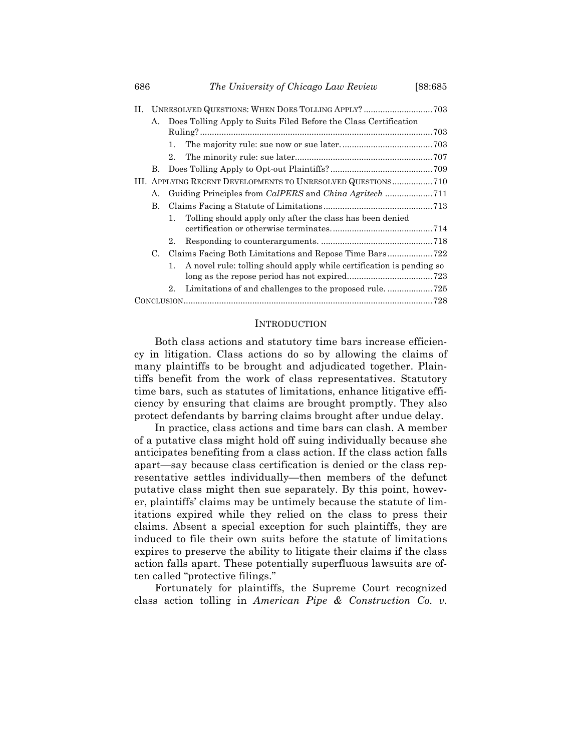- II. UNRESOLVED QUESTIONS: WHEN DOES TOLLING APPLY? ............................ 703
  - A. Does Tolling Apply to Suits Filed Before the Class Certification Ruling? ............................ 703
    - 1. The majority rule: sue now or sue later. ............................ 703
    - 2. The minority rule: sue later ............................ 707
  - B. Does Tolling Apply to Opt-out Plaintiffs? ............................ 709
- III. APPLYING RECENT DEVELOPMENTS TO UNRESOLVED QUESTIONS ............................ 710
  - A. Guiding Principles from *CalPERS* and *China Agritech* ............................ 711
  - B. Claims Facing a Statute of Limitations ............................ 713
    - 1. Tolling should apply only after the class has been denied certification or otherwise terminates. ............................ 714
    - 2. Responding to counterarguments. ............................ 718
  - C. Claims Facing Both Limitations and Repose Time Bars ............................ 722
    - 1. A novel rule: tolling should apply while certification is pending so long as the repose period has not expired ............................ 723
    - 2. Limitations of and challenges to the proposed rule. ............................ 725
- CONCLUSION ............................ 728

## INTRODUCTION

Both class actions and statutory time bars increase efficiency in litigation. Class actions do so by allowing the claims of many plaintiffs to be brought and adjudicated together. Plaintiffs benefit from the work of class representatives. Statutory time bars, such as statutes of limitations, enhance litigative efficiency by ensuring that claims are brought promptly. They also protect defendants by barring claims brought after undue delay.

In practice, class actions and time bars can clash. A member of a putative class might hold off suing individually because she anticipates benefiting from a class action. If the class action falls apart—say because class certification is denied or the class representative settles individually—then members of the defunct putative class might then sue separately. By this point, however, plaintiffs' claims may be untimely because the statute of limitations expired while they relied on the class to press their claims. Absent a special exception for such plaintiffs, they are induced to file their own suits before the statute of limitations expires to preserve the ability to litigate their claims if the class action falls apart. These potentially superfluous lawsuits are often called "protective filings."

Fortunately for plaintiffs, the Supreme Court recognized class action tolling in *American Pipe & Construction Co. v.*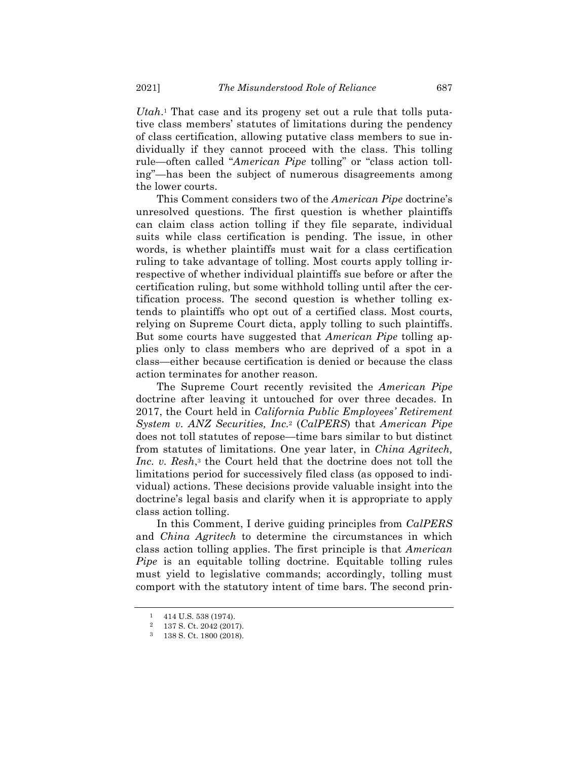*Utah*.[1] That case and its progeny set out a rule that tolls putative class members' statutes of limitations during the pendency of class certification, allowing putative class members to sue individually if they cannot proceed with the class. This tolling rule—often called "*American Pipe* tolling" or "class action tolling"—has been the subject of numerous disagreements among the lower courts.

This Comment considers two of the *American Pipe* doctrine's unresolved questions. The first question is whether plaintiffs can claim class action tolling if they file separate, individual suits while class certification is pending. The issue, in other words, is whether plaintiffs must wait for a class certification ruling to take advantage of tolling. Most courts apply tolling irrespective of whether individual plaintiffs sue before or after the certification ruling, but some withhold tolling until after the certification process. The second question is whether tolling extends to plaintiffs who opt out of a certified class. Most courts, relying on Supreme Court dicta, apply tolling to such plaintiffs. But some courts have suggested that *American Pipe* tolling applies only to class members who are deprived of a spot in a class—either because certification is denied or because the class action terminates for another reason.

The Supreme Court recently revisited the *American Pipe* doctrine after leaving it untouched for over three decades. In 2017, the Court held in *California Public Employees' Retirement System v. ANZ Securities, Inc.*[2] (*CalPERS*) that *American Pipe* does not toll statutes of repose—time bars similar to but distinct from statutes of limitations. One year later, in *China Agritech, Inc. v. Resh*,[3] the Court held that the doctrine does not toll the limitations period for successively filed class (as opposed to individual) actions. These decisions provide valuable insight into the doctrine's legal basis and clarify when it is appropriate to apply class action tolling.

In this Comment, I derive guiding principles from *CalPERS* and *China Agritech* to determine the circumstances in which class action tolling applies. The first principle is that *American Pipe* is an equitable tolling doctrine. Equitable tolling rules must yield to legislative commands; accordingly, tolling must comport with the statutory intent of time bars. The second prin-

---

[1] 414 U.S. 538 (1974).

[2] 137 S. Ct. 2042 (2017).

[3] 138 S. Ct. 1800 (2018).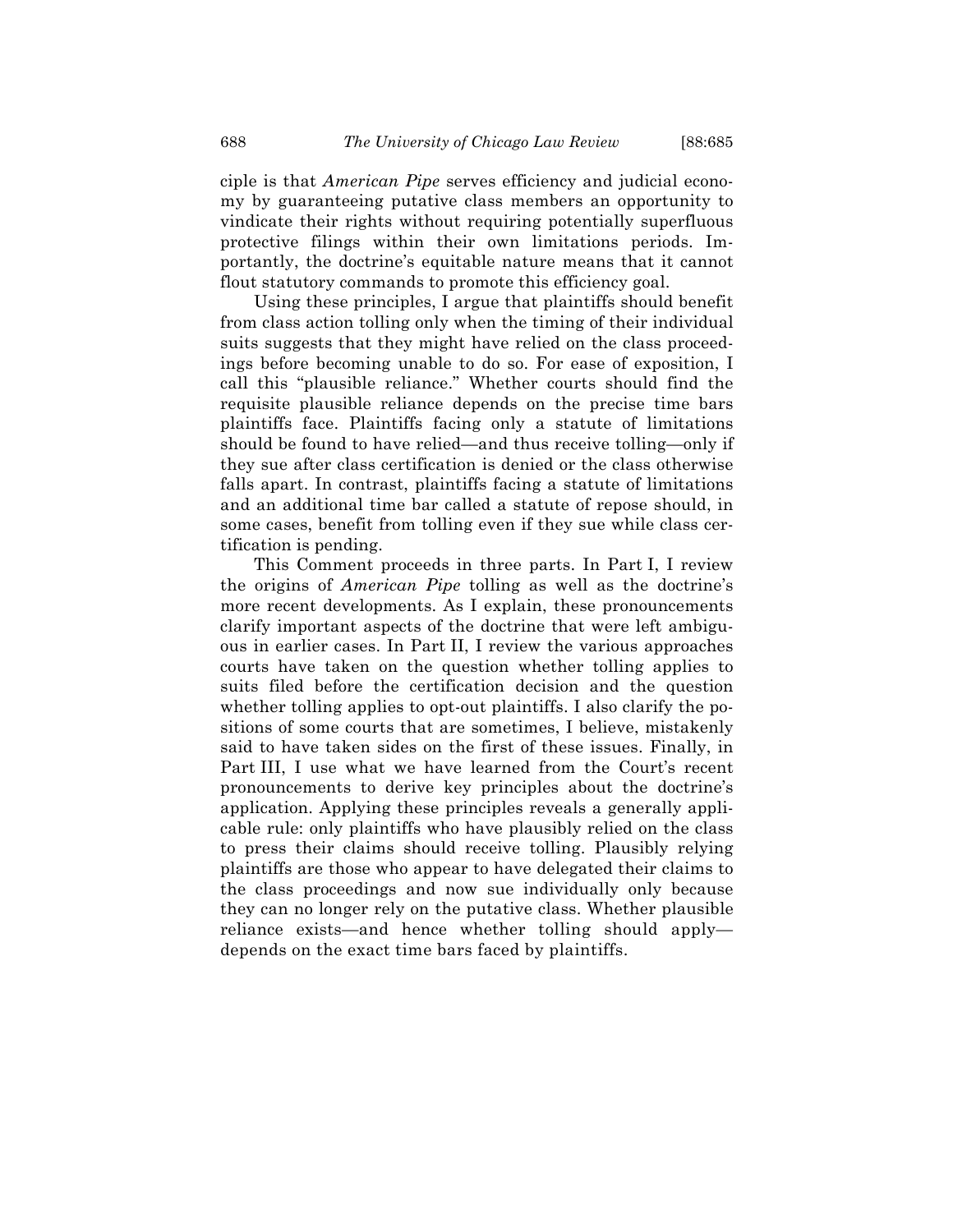ciple is that *American Pipe* serves efficiency and judicial economy by guaranteeing putative class members an opportunity to vindicate their rights without requiring potentially superfluous protective filings within their own limitations periods. Importantly, the doctrine's equitable nature means that it cannot flout statutory commands to promote this efficiency goal.

Using these principles, I argue that plaintiffs should benefit from class action tolling only when the timing of their individual suits suggests that they might have relied on the class proceedings before becoming unable to do so. For ease of exposition, I call this "plausible reliance." Whether courts should find the requisite plausible reliance depends on the precise time bars plaintiffs face. Plaintiffs facing only a statute of limitations should be found to have relied—and thus receive tolling—only if they sue after class certification is denied or the class otherwise falls apart. In contrast, plaintiffs facing a statute of limitations and an additional time bar called a statute of repose should, in some cases, benefit from tolling even if they sue while class certification is pending.

This Comment proceeds in three parts. In Part I, I review the origins of *American Pipe* tolling as well as the doctrine's more recent developments. As I explain, these pronouncements clarify important aspects of the doctrine that were left ambiguous in earlier cases. In Part II, I review the various approaches courts have taken on the question whether tolling applies to suits filed before the certification decision and the question whether tolling applies to opt-out plaintiffs. I also clarify the positions of some courts that are sometimes, I believe, mistakenly said to have taken sides on the first of these issues. Finally, in Part III, I use what we have learned from the Court's recent pronouncements to derive key principles about the doctrine's application. Applying these principles reveals a generally applicable rule: only plaintiffs who have plausibly relied on the class to press their claims should receive tolling. Plausibly relying plaintiffs are those who appear to have delegated their claims to the class proceedings and now sue individually only because they can no longer rely on the putative class. Whether plausible reliance exists—and hence whether tolling should apply—depends on the exact time bars faced by plaintiffs.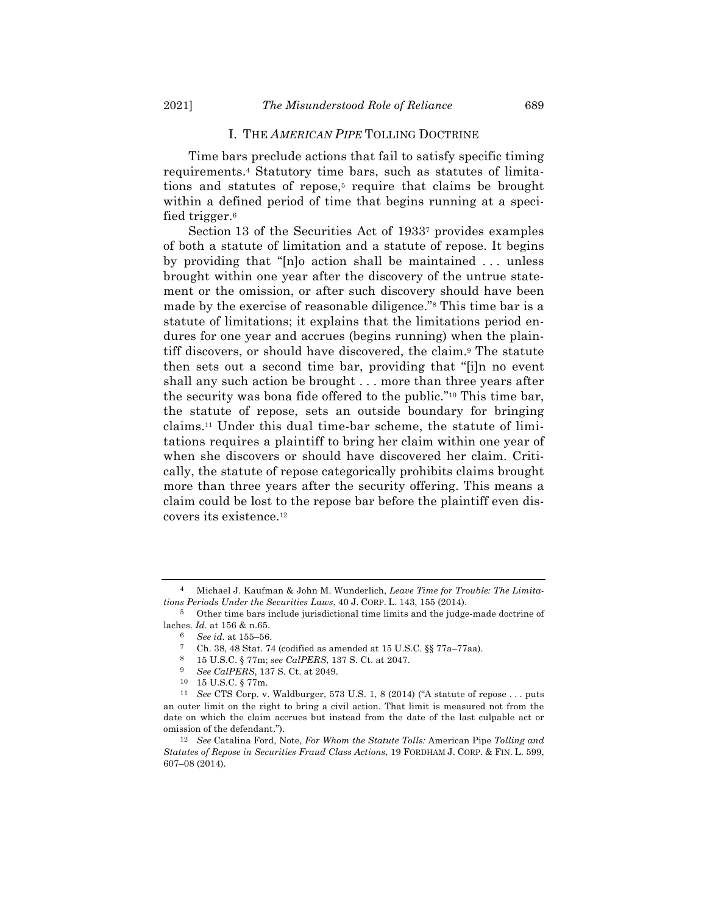## I. THE *AMERICAN PIPE* TOLLING DOCTRINE

Time bars preclude actions that fail to satisfy specific timing requirements.[4] Statutory time bars, such as statutes of limitations and statutes of repose,[5] require that claims be brought within a defined period of time that begins running at a specified trigger.[6]

Section 13 of the Securities Act of 1933[7] provides examples of both a statute of limitation and a statute of repose. It begins by providing that "[n]o action shall be maintained . . . unless brought within one year after the discovery of the untrue statement or the omission, or after such discovery should have been made by the exercise of reasonable diligence."[8] This time bar is a statute of limitations; it explains that the limitations period endures for one year and accrues (begins running) when the plaintiff discovers, or should have discovered, the claim.[9] The statute then sets out a second time bar, providing that "[i]n no event shall any such action be brought . . . more than three years after the security was bona fide offered to the public."[10] This time bar, the statute of repose, sets an outside boundary for bringing claims.[11] Under this dual time-bar scheme, the statute of limitations requires a plaintiff to bring her claim within one year of when she discovers or should have discovered her claim. Critically, the statute of repose categorically prohibits claims brought more than three years after the security offering. This means a claim could be lost to the repose bar before the plaintiff even discovers its existence.[12]

---

4 Michael J. Kaufman & John M. Wunderlich, *Leave Time for Trouble: The Limitations Periods Under the Securities Laws*, 40 J. CORP. L. 143, 155 (2014).

5 Other time bars include jurisdictional time limits and the judge-made doctrine of laches. *Id.* at 156 & n.65.

6 *See id.* at 155–56.

7 Ch. 38, 48 Stat. 74 (codified as amended at 15 U.S.C. §§ 77a–77aa).

8 15 U.S.C. § 77m; *see CalPERS*, 137 S. Ct. at 2047.

9 *See CalPERS*, 137 S. Ct. at 2049.

10 15 U.S.C. § 77m.

11 *See* CTS Corp. v. Waldburger, 573 U.S. 1, 8 (2014) ("A statute of repose . . . puts an outer limit on the right to bring a civil action. That limit is measured not from the date on which the claim accrues but instead from the date of the last culpable act or omission of the defendant.").

12 *See* Catalina Ford, Note, *For Whom the Statute Tolls:* American Pipe *Tolling and Statutes of Repose in Securities Fraud Class Actions*, 19 FORDHAM J. CORP. & FIN. L. 599, 607–08 (2014).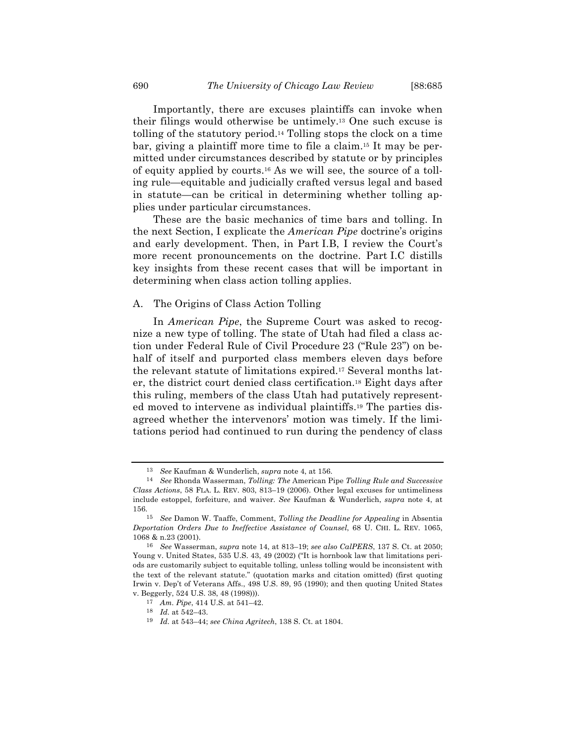Importantly, there are excuses plaintiffs can invoke when their filings would otherwise be untimely.[13] One such excuse is tolling of the statutory period.[14] Tolling stops the clock on a time bar, giving a plaintiff more time to file a claim.[15] It may be permitted under circumstances described by statute or by principles of equity applied by courts.[16] As we will see, the source of a tolling rule—equitable and judicially crafted versus legal and based in statute—can be critical in determining whether tolling applies under particular circumstances.

These are the basic mechanics of time bars and tolling. In the next Section, I explicate the *American Pipe* doctrine's origins and early development. Then, in Part I.B, I review the Court's more recent pronouncements on the doctrine. Part I.C distills key insights from these recent cases that will be important in determining when class action tolling applies.

### A. The Origins of Class Action Tolling

In *American Pipe*, the Supreme Court was asked to recognize a new type of tolling. The state of Utah had filed a class action under Federal Rule of Civil Procedure 23 ("Rule 23") on behalf of itself and purported class members eleven days before the relevant statute of limitations expired.[17] Several months later, the district court denied class certification.[18] Eight days after this ruling, members of the class Utah had putatively represented moved to intervene as individual plaintiffs.[19] The parties disagreed whether the intervenors' motion was timely. If the limitations period had continued to run during the pendency of class

---

[13] *See* Kaufman & Wunderlich, *supra* note 4, at 156.

[14] *See* Rhonda Wasserman, *Tolling: The* American Pipe *Tolling Rule and Successive Class Actions*, 58 FLA. L. REV. 803, 813–19 (2006). Other legal excuses for untimeliness include estoppel, forfeiture, and waiver. *See* Kaufman & Wunderlich, *supra* note 4, at 156.

[15] *See* Damon W. Taaffe, Comment, *Tolling the Deadline for Appealing* in Absentia *Deportation Orders Due to Ineffective Assistance of Counsel*, 68 U. CHI. L. REV. 1065, 1068 & n.23 (2001).

[16] *See* Wasserman, *supra* note 14, at 813–19; *see also CalPERS*, 137 S. Ct. at 2050; Young v. United States, 535 U.S. 43, 49 (2002) ("It is hornbook law that limitations periods are customarily subject to equitable tolling, unless tolling would be inconsistent with the text of the relevant statute." (quotation marks and citation omitted) (first quoting Irwin v. Dep't of Veterans Affs., 498 U.S. 89, 95 (1990); and then quoting United States v. Beggerly, 524 U.S. 38, 48 (1998))).

[17] *Am. Pipe*, 414 U.S. at 541–42.

[18] *Id.* at 542–43.

[19] *Id.* at 543–44; *see China Agritech*, 138 S. Ct. at 1804.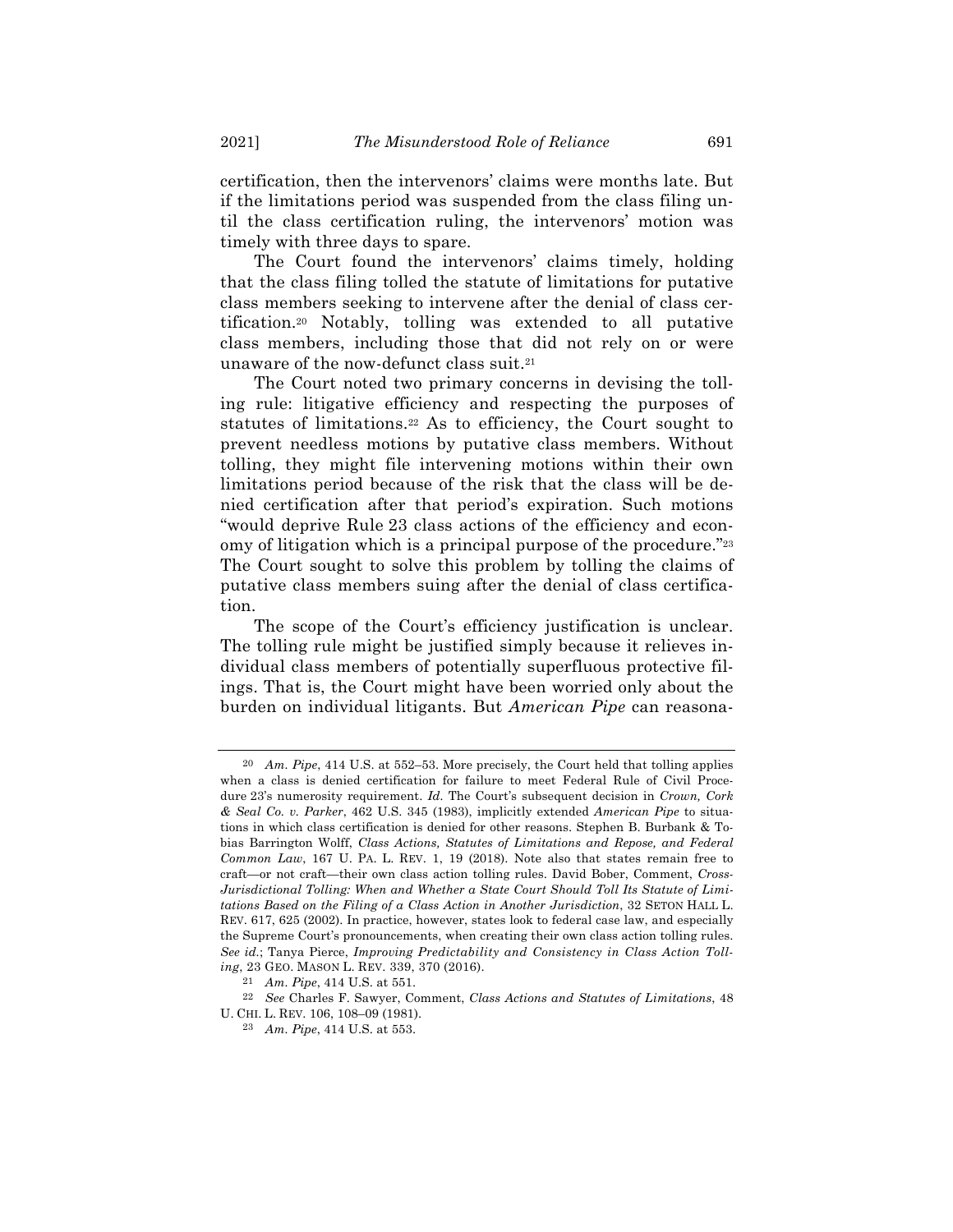certification, then the intervenors' claims were months late. But if the limitations period was suspended from the class filing until the class certification ruling, the intervenors' motion was timely with three days to spare.

The Court found the intervenors' claims timely, holding that the class filing tolled the statute of limitations for putative class members seeking to intervene after the denial of class certification.[20] Notably, tolling was extended to all putative class members, including those that did not rely on or were unaware of the now-defunct class suit.[21]

The Court noted two primary concerns in devising the tolling rule: litigative efficiency and respecting the purposes of statutes of limitations.[22] As to efficiency, the Court sought to prevent needless motions by putative class members. Without tolling, they might file intervening motions within their own limitations period because of the risk that the class will be denied certification after that period's expiration. Such motions "would deprive Rule 23 class actions of the efficiency and economy of litigation which is a principal purpose of the procedure."[23] The Court sought to solve this problem by tolling the claims of putative class members suing after the denial of class certification.

The scope of the Court's efficiency justification is unclear. The tolling rule might be justified simply because it relieves individual class members of potentially superfluous protective filings. That is, the Court might have been worried only about the burden on individual litigants. But *American Pipe* can reasona-

---

[20] *Am. Pipe*, 414 U.S. at 552–53. More precisely, the Court held that tolling applies when a class is denied certification for failure to meet Federal Rule of Civil Procedure 23's numerosity requirement. *Id.* The Court's subsequent decision in *Crown, Cork & Seal Co. v. Parker*, 462 U.S. 345 (1983), implicitly extended *American Pipe* to situations in which class certification is denied for other reasons. Stephen B. Burbank & Tobias Barrington Wolff, *Class Actions, Statutes of Limitations and Repose, and Federal Common Law*, 167 U. PA. L. REV. 1, 19 (2018). Note also that states remain free to craft—or not craft—their own class action tolling rules. David Bober, Comment, *Cross-Jurisdictional Tolling: When and Whether a State Court Should Toll Its Statute of Limitations Based on the Filing of a Class Action in Another Jurisdiction*, 32 SETON HALL L. REV. 617, 625 (2002). In practice, however, states look to federal case law, and especially the Supreme Court's pronouncements, when creating their own class action tolling rules. *See id.*; Tanya Pierce, *Improving Predictability and Consistency in Class Action Tolling*, 23 GEO. MASON L. REV. 339, 370 (2016).

[21] *Am. Pipe*, 414 U.S. at 551.

[22] *See* Charles F. Sawyer, Comment, *Class Actions and Statutes of Limitations*, 48 U. CHI. L. REV. 106, 108–09 (1981).

[23] *Am. Pipe*, 414 U.S. at 553.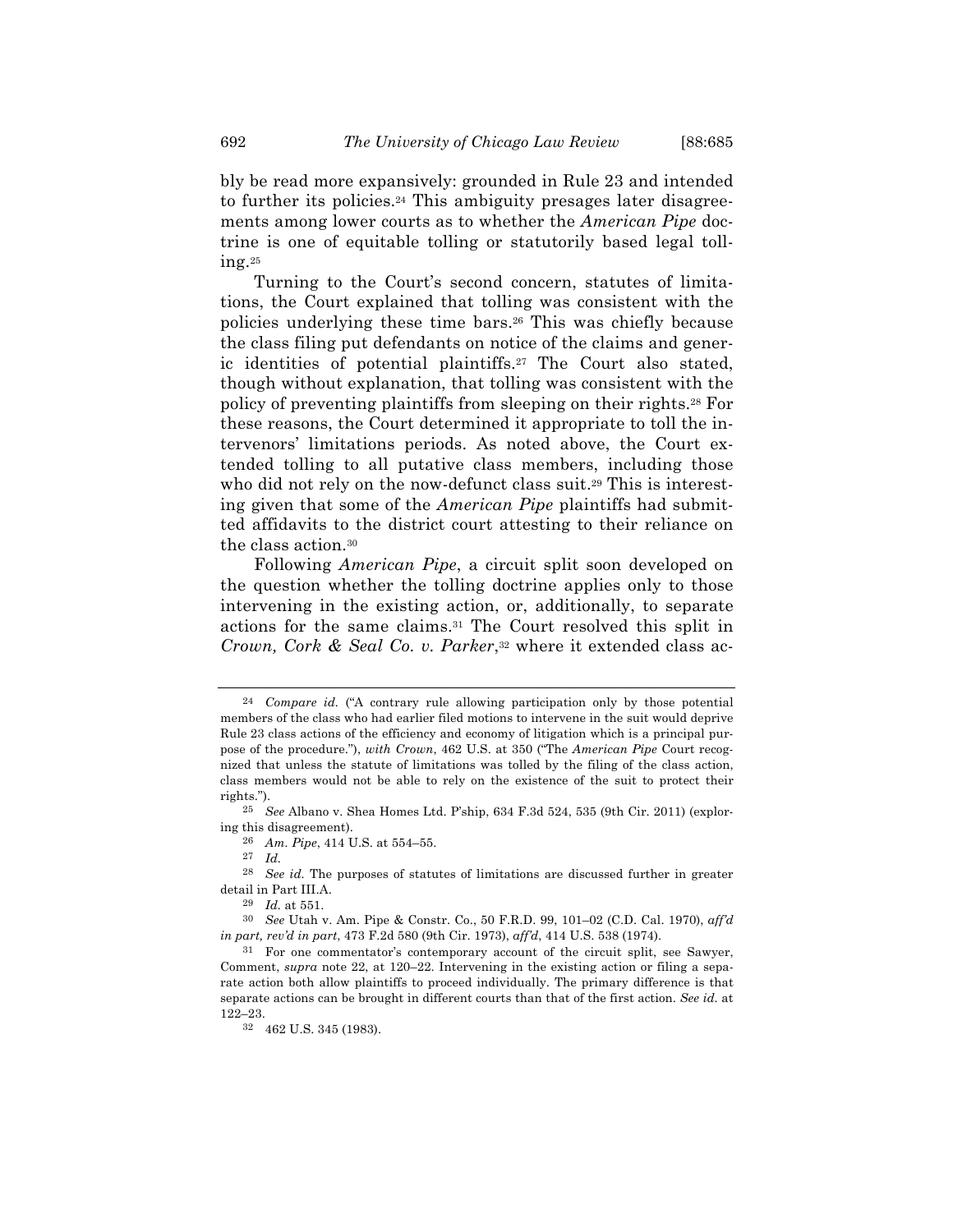bly be read more expansively: grounded in Rule 23 and intended to further its policies.[24] This ambiguity presages later disagreements among lower courts as to whether the *American Pipe* doctrine is one of equitable tolling or statutorily based legal tolling.[25]

Turning to the Court's second concern, statutes of limitations, the Court explained that tolling was consistent with the policies underlying these time bars.[26] This was chiefly because the class filing put defendants on notice of the claims and generic identities of potential plaintiffs.[27] The Court also stated, though without explanation, that tolling was consistent with the policy of preventing plaintiffs from sleeping on their rights.[28] For these reasons, the Court determined it appropriate to toll the intervenors' limitations periods. As noted above, the Court extended tolling to all putative class members, including those who did not rely on the now-defunct class suit.[29] This is interesting given that some of the *American Pipe* plaintiffs had submitted affidavits to the district court attesting to their reliance on the class action.[30]

Following *American Pipe*, a circuit split soon developed on the question whether the tolling doctrine applies only to those intervening in the existing action, or, additionally, to separate actions for the same claims.[31] The Court resolved this split in *Crown, Cork & Seal Co. v. Parker*,[32] where it extended class ac-

---

[24] *Compare id.* ("A contrary rule allowing participation only by those potential members of the class who had earlier filed motions to intervene in the suit would deprive Rule 23 class actions of the efficiency and economy of litigation which is a principal purpose of the procedure."), *with Crown*, 462 U.S. at 350 ("The *American Pipe* Court recognized that unless the statute of limitations was tolled by the filing of the class action, class members would not be able to rely on the existence of the suit to protect their rights.").

[25] *See* Albano v. Shea Homes Ltd. P'ship, 634 F.3d 524, 535 (9th Cir. 2011) (exploring this disagreement).

[26] *Am. Pipe*, 414 U.S. at 554–55.

[27] *Id.*

[28] *See id.* The purposes of statutes of limitations are discussed further in greater detail in Part III.A.

[29] *Id.* at 551.

[30] *See* Utah v. Am. Pipe & Constr. Co., 50 F.R.D. 99, 101–02 (C.D. Cal. 1970), *aff'd in part, rev'd in part*, 473 F.2d 580 (9th Cir. 1973), *aff'd*, 414 U.S. 538 (1974).

[31] For one commentator's contemporary account of the circuit split, see Sawyer, Comment, *supra* note 22, at 120–22. Intervening in the existing action or filing a separate action both allow plaintiffs to proceed individually. The primary difference is that separate actions can be brought in different courts than that of the first action. *See id.* at 122–23.

[32] 462 U.S. 345 (1983).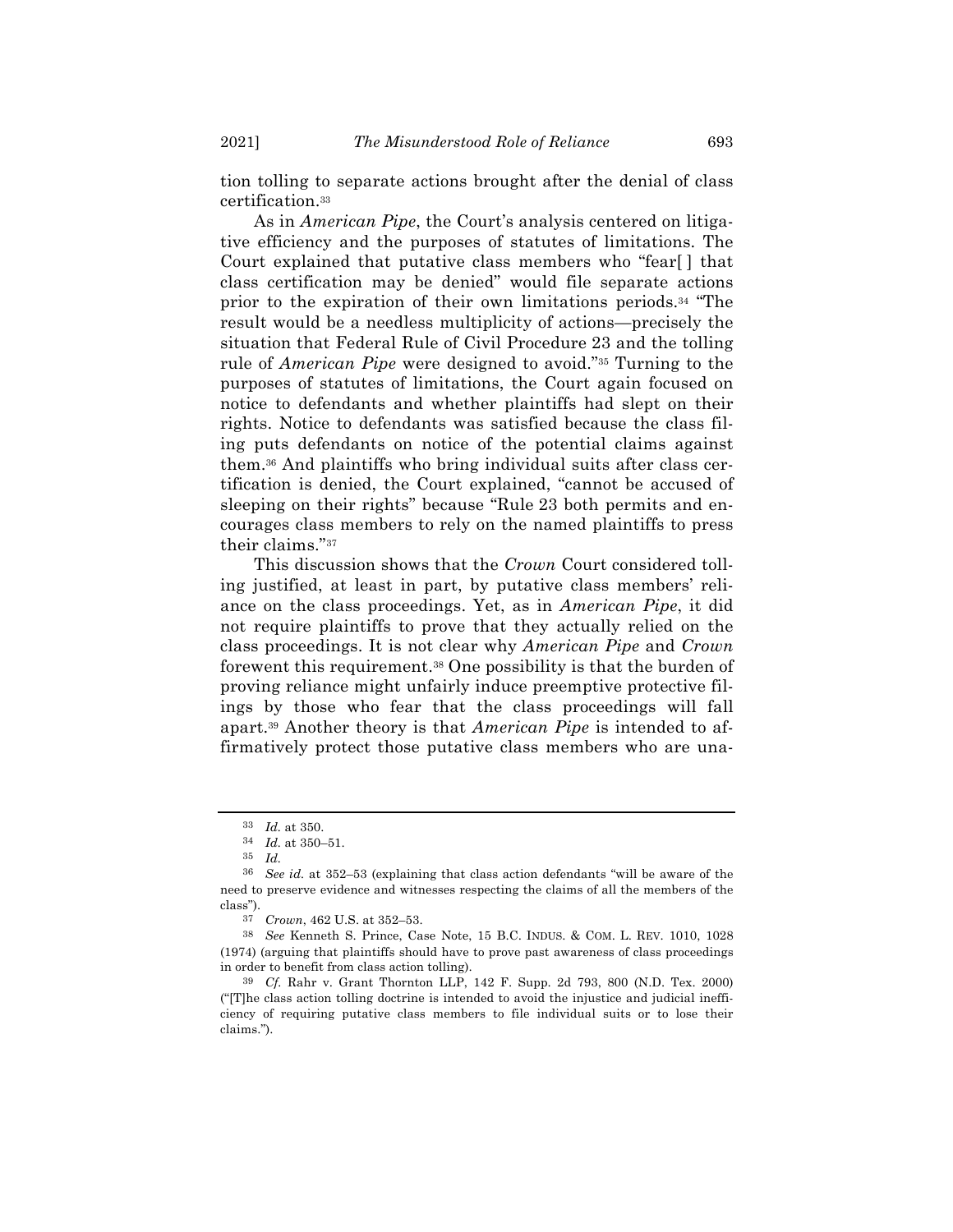tion tolling to separate actions brought after the denial of class certification.[33]

As in *American Pipe*, the Court's analysis centered on litigative efficiency and the purposes of statutes of limitations. The Court explained that putative class members who "fear[ ] that class certification may be denied" would file separate actions prior to the expiration of their own limitations periods.[34] "The result would be a needless multiplicity of actions—precisely the situation that Federal Rule of Civil Procedure 23 and the tolling rule of *American Pipe* were designed to avoid."[35] Turning to the purposes of statutes of limitations, the Court again focused on notice to defendants and whether plaintiffs had slept on their rights. Notice to defendants was satisfied because the class filing puts defendants on notice of the potential claims against them.[36] And plaintiffs who bring individual suits after class certification is denied, the Court explained, "cannot be accused of sleeping on their rights" because "Rule 23 both permits and encourages class members to rely on the named plaintiffs to press their claims."[37]

This discussion shows that the *Crown* Court considered tolling justified, at least in part, by putative class members' reliance on the class proceedings. Yet, as in *American Pipe*, it did not require plaintiffs to prove that they actually relied on the class proceedings. It is not clear why *American Pipe* and *Crown* forewent this requirement.[38] One possibility is that the burden of proving reliance might unfairly induce preemptive protective filings by those who fear that the class proceedings will fall apart.[39] Another theory is that *American Pipe* is intended to affirmatively protect those putative class members who are una-

---

[33] *Id.* at 350.

[34] *Id.* at 350–51.

[35] *Id.*

[36] *See id.* at 352–53 (explaining that class action defendants "will be aware of the need to preserve evidence and witnesses respecting the claims of all the members of the class").

[37] *Crown*, 462 U.S. at 352–53.

[38] *See* Kenneth S. Prince, Case Note, 15 B.C. INDUS. & COM. L. REV. 1010, 1028 (1974) (arguing that plaintiffs should have to prove past awareness of class proceedings in order to benefit from class action tolling).

[39] *Cf.* Rahr v. Grant Thornton LLP, 142 F. Supp. 2d 793, 800 (N.D. Tex. 2000) ("[T]he class action tolling doctrine is intended to avoid the injustice and judicial inefficiency of requiring putative class members to file individual suits or to lose their claims.").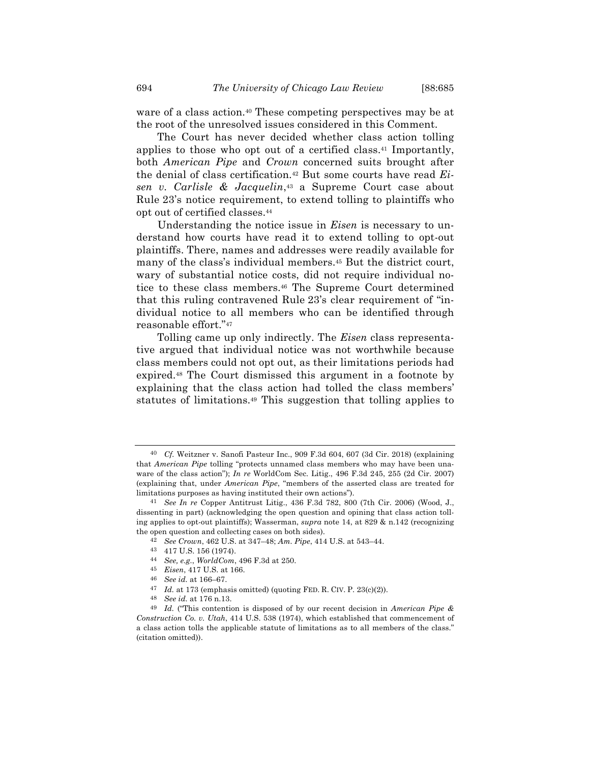ware of a class action.[40] These competing perspectives may be at the root of the unresolved issues considered in this Comment.

The Court has never decided whether class action tolling applies to those who opt out of a certified class.[41] Importantly, both *American Pipe* and *Crown* concerned suits brought after the denial of class certification.[42] But some courts have read *Eisen v. Carlisle & Jacquelin*,[43] a Supreme Court case about Rule 23's notice requirement, to extend tolling to plaintiffs who opt out of certified classes.[44]

Understanding the notice issue in *Eisen* is necessary to understand how courts have read it to extend tolling to opt-out plaintiffs. There, names and addresses were readily available for many of the class's individual members.[45] But the district court, wary of substantial notice costs, did not require individual notice to these class members.[46] The Supreme Court determined that this ruling contravened Rule 23's clear requirement of "individual notice to all members who can be identified through reasonable effort."[47]

Tolling came up only indirectly. The *Eisen* class representative argued that individual notice was not worthwhile because class members could not opt out, as their limitations periods had expired.[48] The Court dismissed this argument in a footnote by explaining that the class action had tolled the class members' statutes of limitations.[49] This suggestion that tolling applies to

---

[40] *Cf.* Weitzner v. Sanofi Pasteur Inc., 909 F.3d 604, 607 (3d Cir. 2018) (explaining that *American Pipe* tolling "protects unnamed class members who may have been unaware of the class action"); *In re* WorldCom Sec. Litig., 496 F.3d 245, 255 (2d Cir. 2007) (explaining that, under *American Pipe*, "members of the asserted class are treated for limitations purposes as having instituted their own actions").

[41] *See In re* Copper Antitrust Litig., 436 F.3d 782, 800 (7th Cir. 2006) (Wood, J., dissenting in part) (acknowledging the open question and opining that class action tolling applies to opt-out plaintiffs); Wasserman, *supra* note 14, at 829 & n.142 (recognizing the open question and collecting cases on both sides).

[42] *See Crown*, 462 U.S. at 347–48; *Am. Pipe*, 414 U.S. at 543–44.

[43] 417 U.S. 156 (1974).

[44] *See, e.g.*, *WorldCom*, 496 F.3d at 250.

[45] *Eisen*, 417 U.S. at 166.

[46] *See id.* at 166–67.

[47] *Id.* at 173 (emphasis omitted) (quoting FED. R. CIV. P. 23(c)(2)).

[48] *See id.* at 176 n.13.

[49] *Id.* ("This contention is disposed of by our recent decision in *American Pipe & Construction Co. v. Utah*, 414 U.S. 538 (1974), which established that commencement of a class action tolls the applicable statute of limitations as to all members of the class." (citation omitted)).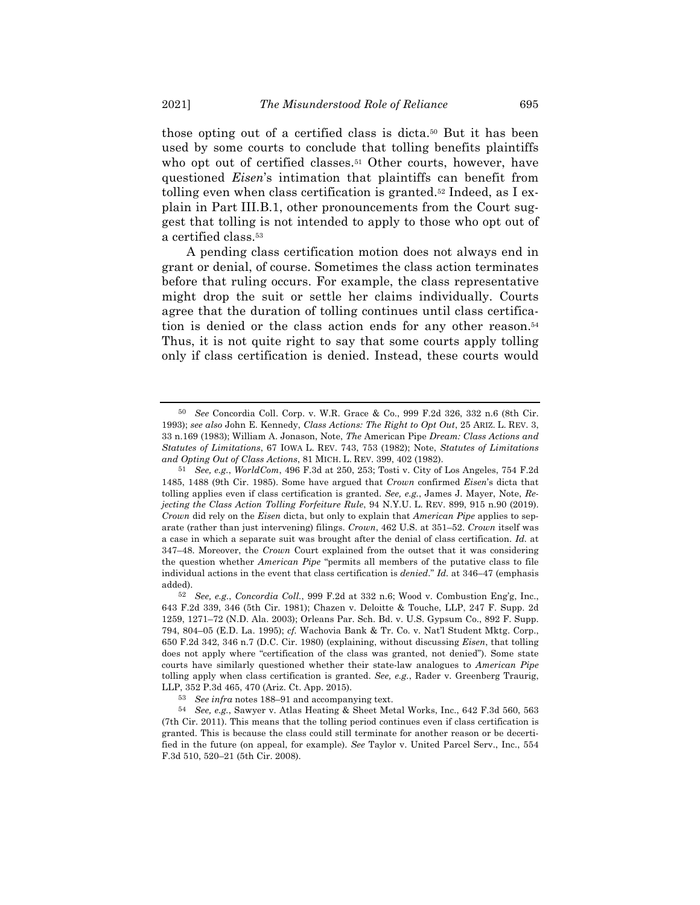those opting out of a certified class is dicta.[50] But it has been used by some courts to conclude that tolling benefits plaintiffs who opt out of certified classes.[51] Other courts, however, have questioned *Eisen*'s intimation that plaintiffs can benefit from tolling even when class certification is granted.[52] Indeed, as I explain in Part III.B.1, other pronouncements from the Court suggest that tolling is not intended to apply to those who opt out of a certified class.[53]

A pending class certification motion does not always end in grant or denial, of course. Sometimes the class action terminates before that ruling occurs. For example, the class representative might drop the suit or settle her claims individually. Courts agree that the duration of tolling continues until class certification is denied or the class action ends for any other reason.[54] Thus, it is not quite right to say that some courts apply tolling only if class certification is denied. Instead, these courts would

---

[50] *See* Concordia Coll. Corp. v. W.R. Grace & Co., 999 F.2d 326, 332 n.6 (8th Cir. 1993); *see also* John E. Kennedy, *Class Actions: The Right to Opt Out*, 25 ARIZ. L. REV. 3, 33 n.169 (1983); William A. Jonason, Note, *The* American Pipe *Dream: Class Actions and Statutes of Limitations*, 67 IOWA L. REV. 743, 753 (1982); Note, *Statutes of Limitations and Opting Out of Class Actions*, 81 MICH. L. REV. 399, 402 (1982).

[51] *See, e.g.*, *WorldCom*, 496 F.3d at 250, 253; Tosti v. City of Los Angeles, 754 F.2d 1485, 1488 (9th Cir. 1985). Some have argued that *Crown* confirmed *Eisen*'s dicta that tolling applies even if class certification is granted. *See, e.g.*, James J. Mayer, Note, *Rejecting the Class Action Tolling Forfeiture Rule*, 94 N.Y.U. L. REV. 899, 915 n.90 (2019). *Crown* did rely on the *Eisen* dicta, but only to explain that *American Pipe* applies to separate (rather than just intervening) filings. *Crown*, 462 U.S. at 351–52. *Crown* itself was a case in which a separate suit was brought after the denial of class certification. *Id.* at 347–48. Moreover, the *Crown* Court explained from the outset that it was considering the question whether *American Pipe* "permits all members of the putative class to file individual actions in the event that class certification is *denied*." *Id.* at 346–47 (emphasis added).

[52] *See, e.g.*, *Concordia Coll.*, 999 F.2d at 332 n.6; Wood v. Combustion Eng'g, Inc., 643 F.2d 339, 346 (5th Cir. 1981); Chazen v. Deloitte & Touche, LLP, 247 F. Supp. 2d 1259, 1271–72 (N.D. Ala. 2003); Orleans Par. Sch. Bd. v. U.S. Gypsum Co., 892 F. Supp. 794, 804–05 (E.D. La. 1995); *cf.* Wachovia Bank & Tr. Co. v. Nat'l Student Mktg. Corp., 650 F.2d 342, 346 n.7 (D.C. Cir. 1980) (explaining, without discussing *Eisen*, that tolling does not apply where "certification of the class was granted, not denied"). Some state courts have similarly questioned whether their state-law analogues to *American Pipe* tolling apply when class certification is granted. *See, e.g.*, Rader v. Greenberg Traurig, LLP, 352 P.3d 465, 470 (Ariz. Ct. App. 2015).

[53] *See infra* notes 188–91 and accompanying text.

[54] *See, e.g.*, Sawyer v. Atlas Heating & Sheet Metal Works, Inc., 642 F.3d 560, 563 (7th Cir. 2011). This means that the tolling period continues even if class certification is granted. This is because the class could still terminate for another reason or be decertified in the future (on appeal, for example). *See* Taylor v. United Parcel Serv., Inc., 554 F.3d 510, 520–21 (5th Cir. 2008).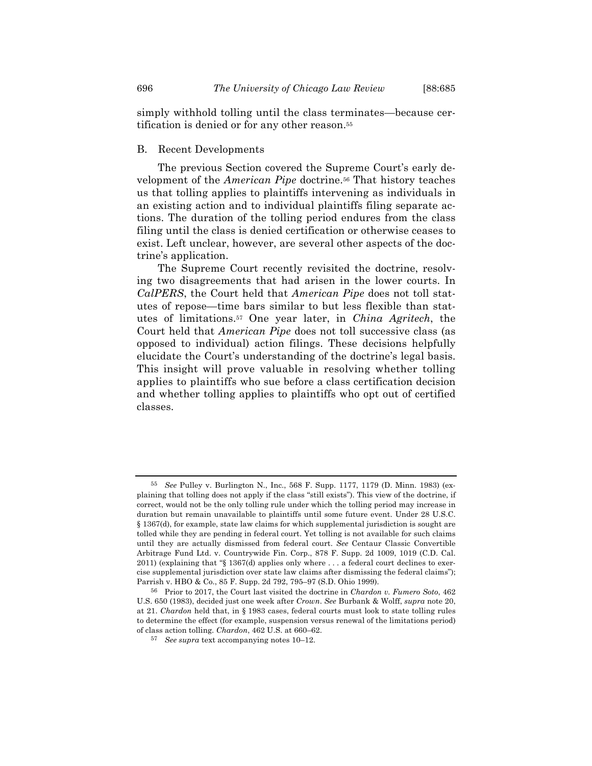simply withhold tolling until the class terminates—because certification is denied or for any other reason.[55]

## B. Recent Developments

The previous Section covered the Supreme Court's early development of the *American Pipe* doctrine.[56] That history teaches us that tolling applies to plaintiffs intervening as individuals in an existing action and to individual plaintiffs filing separate actions. The duration of the tolling period endures from the class filing until the class is denied certification or otherwise ceases to exist. Left unclear, however, are several other aspects of the doctrine's application.

The Supreme Court recently revisited the doctrine, resolving two disagreements that had arisen in the lower courts. In *CalPERS*, the Court held that *American Pipe* does not toll statutes of repose—time bars similar to but less flexible than statutes of limitations.[57] One year later, in *China Agritech*, the Court held that *American Pipe* does not toll successive class (as opposed to individual) action filings. These decisions helpfully elucidate the Court's understanding of the doctrine's legal basis. This insight will prove valuable in resolving whether tolling applies to plaintiffs who sue before a class certification decision and whether tolling applies to plaintiffs who opt out of certified classes.

---

[55] *See* Pulley v. Burlington N., Inc., 568 F. Supp. 1177, 1179 (D. Minn. 1983) (explaining that tolling does not apply if the class "still exists"). This view of the doctrine, if correct, would not be the only tolling rule under which the tolling period may increase in duration but remain unavailable to plaintiffs until some future event. Under 28 U.S.C. § 1367(d), for example, state law claims for which supplemental jurisdiction is sought are tolled while they are pending in federal court. Yet tolling is not available for such claims until they are actually dismissed from federal court. *See* Centaur Classic Convertible Arbitrage Fund Ltd. v. Countrywide Fin. Corp., 878 F. Supp. 2d 1009, 1019 (C.D. Cal. 2011) (explaining that "§ 1367(d) applies only where . . . a federal court declines to exercise supplemental jurisdiction over state law claims after dismissing the federal claims"); Parrish v. HBO & Co., 85 F. Supp. 2d 792, 795–97 (S.D. Ohio 1999).

[56] Prior to 2017, the Court last visited the doctrine in *Chardon v. Fumero Soto*, 462 U.S. 650 (1983), decided just one week after *Crown*. *See* Burbank & Wolff, *supra* note 20, at 21. *Chardon* held that, in § 1983 cases, federal courts must look to state tolling rules to determine the effect (for example, suspension versus renewal of the limitations period) of class action tolling. *Chardon*, 462 U.S. at 660–62.

[57] *See supra* text accompanying notes 10–12.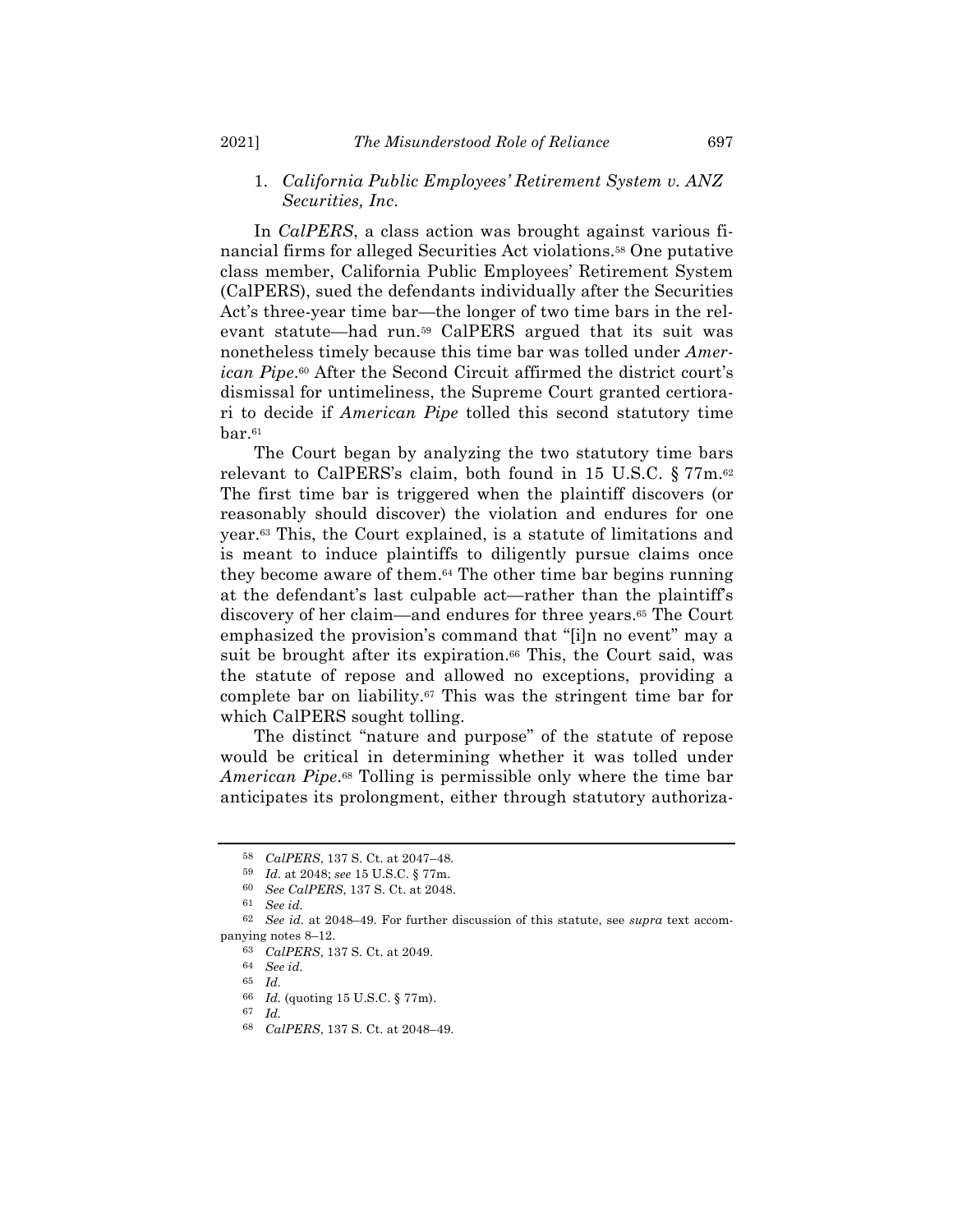### 1. *California Public Employees' Retirement System v. ANZ Securities, Inc.*

In *CalPERS*, a class action was brought against various financial firms for alleged Securities Act violations.[58] One putative class member, California Public Employees' Retirement System (CalPERS), sued the defendants individually after the Securities Act's three-year time bar—the longer of two time bars in the relevant statute—had run.[59] CalPERS argued that its suit was nonetheless timely because this time bar was tolled under *American Pipe*.[60] After the Second Circuit affirmed the district court's dismissal for untimeliness, the Supreme Court granted certiorari to decide if *American Pipe* tolled this second statutory time bar.[61]

The Court began by analyzing the two statutory time bars relevant to CalPERS's claim, both found in 15 U.S.C. § 77m.[62] The first time bar is triggered when the plaintiff discovers (or reasonably should discover) the violation and endures for one year.[63] This, the Court explained, is a statute of limitations and is meant to induce plaintiffs to diligently pursue claims once they become aware of them.[64] The other time bar begins running at the defendant's last culpable act—rather than the plaintiff's discovery of her claim—and endures for three years.[65] The Court emphasized the provision's command that "[i]n no event" may a suit be brought after its expiration.[66] This, the Court said, was the statute of repose and allowed no exceptions, providing a complete bar on liability.[67] This was the stringent time bar for which CalPERS sought tolling.

The distinct "nature and purpose" of the statute of repose would be critical in determining whether it was tolled under *American Pipe*.[68] Tolling is permissible only where the time bar anticipates its prolongment, either through statutory authoriza-

---

[58] *CalPERS*, 137 S. Ct. at 2047–48.

[59] *Id.* at 2048; *see* 15 U.S.C. § 77m.

[60] *See CalPERS*, 137 S. Ct. at 2048.

[61] *See id.*

[62] *See id.* at 2048–49. For further discussion of this statute, see *supra* text accompanying notes 8–12.

[63] *CalPERS*, 137 S. Ct. at 2049.

[64] *See id.*

[65] *Id.*

[66] *Id.* (quoting 15 U.S.C. § 77m).

[67] *Id.*

[68] *CalPERS*, 137 S. Ct. at 2048–49.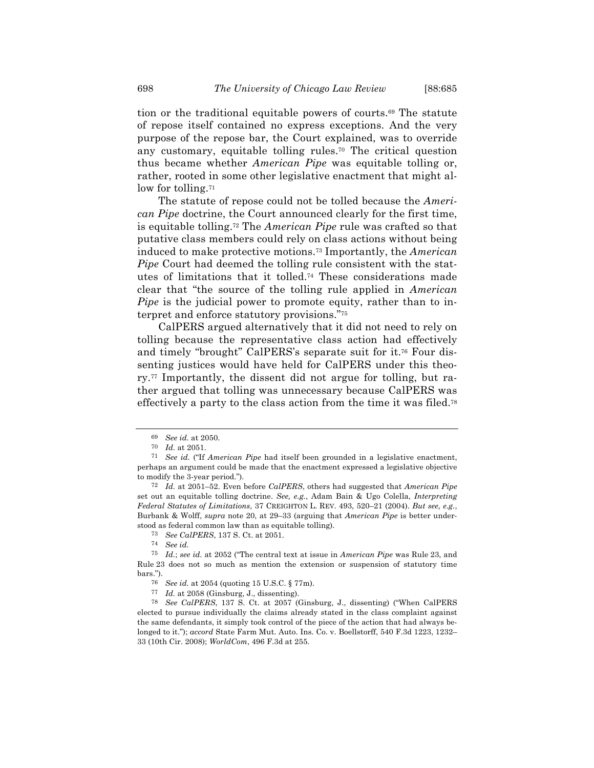tion or the traditional equitable powers of courts.[69] The statute of repose itself contained no express exceptions. And the very purpose of the repose bar, the Court explained, was to override any customary, equitable tolling rules.[70] The critical question thus became whether *American Pipe* was equitable tolling or, rather, rooted in some other legislative enactment that might allow for tolling.[71]

The statute of repose could not be tolled because the *American Pipe* doctrine, the Court announced clearly for the first time, is equitable tolling.[72] The *American Pipe* rule was crafted so that putative class members could rely on class actions without being induced to make protective motions.[73] Importantly, the *American Pipe* Court had deemed the tolling rule consistent with the statutes of limitations that it tolled.[74] These considerations made clear that "the source of the tolling rule applied in *American Pipe* is the judicial power to promote equity, rather than to interpret and enforce statutory provisions."[75]

CalPERS argued alternatively that it did not need to rely on tolling because the representative class action had effectively and timely "brought" CalPERS's separate suit for it.[76] Four dissenting justices would have held for CalPERS under this theory.[77] Importantly, the dissent did not argue for tolling, but rather argued that tolling was unnecessary because CalPERS was effectively a party to the class action from the time it was filed.[78]

---

69 *See id.* at 2050.

70 *Id.* at 2051.

71 *See id.* ("If *American Pipe* had itself been grounded in a legislative enactment, perhaps an argument could be made that the enactment expressed a legislative objective to modify the 3-year period.").

72 *Id.* at 2051–52. Even before *CalPERS*, others had suggested that *American Pipe* set out an equitable tolling doctrine. *See, e.g.*, Adam Bain & Ugo Colella, *Interpreting Federal Statutes of Limitations*, 37 CREIGHTON L. REV. 493, 520–21 (2004). *But see, e.g.*, Burbank & Wolff, *supra* note 20, at 29–33 (arguing that *American Pipe* is better understood as federal common law than as equitable tolling).

73 *See CalPERS*, 137 S. Ct. at 2051.

74 *See id.*

75 *Id.*; *see id.* at 2052 ("The central text at issue in *American Pipe* was Rule 23, and Rule 23 does not so much as mention the extension or suspension of statutory time bars.").

76 *See id.* at 2054 (quoting 15 U.S.C. § 77m).

77 *Id.* at 2058 (Ginsburg, J., dissenting).

78 *See CalPERS*, 137 S. Ct. at 2057 (Ginsburg, J., dissenting) ("When CalPERS elected to pursue individually the claims already stated in the class complaint against the same defendants, it simply took control of the piece of the action that had always belonged to it."); *accord* State Farm Mut. Auto. Ins. Co. v. Boellstorff, 540 F.3d 1223, 1232–33 (10th Cir. 2008); *WorldCom*, 496 F.3d at 255.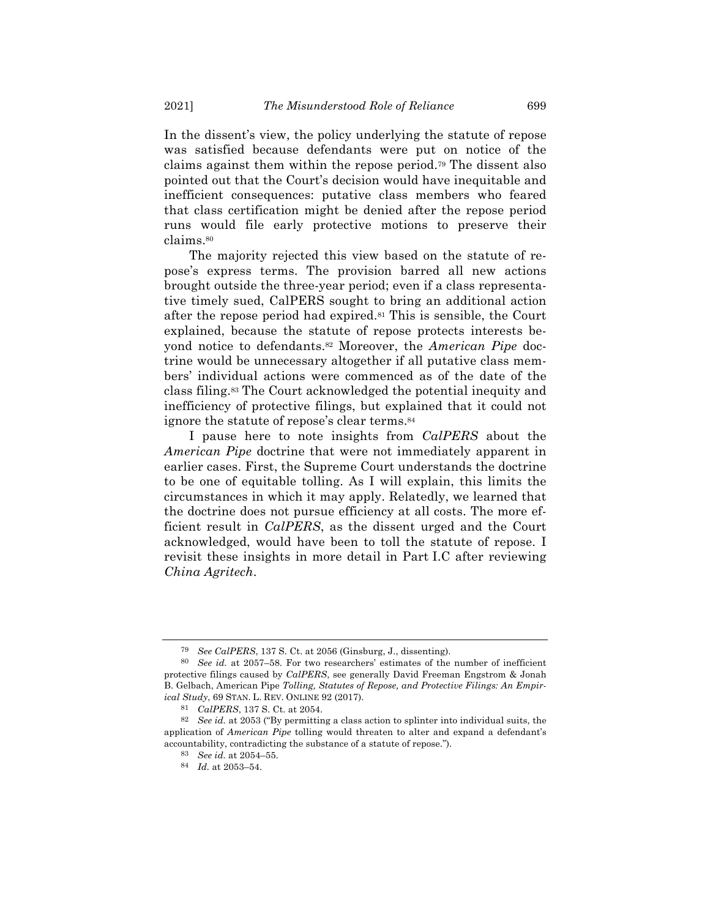In the dissent's view, the policy underlying the statute of repose was satisfied because defendants were put on notice of the claims against them within the repose period.[79] The dissent also pointed out that the Court's decision would have inequitable and inefficient consequences: putative class members who feared that class certification might be denied after the repose period runs would file early protective motions to preserve their claims.[80]

The majority rejected this view based on the statute of repose's express terms. The provision barred all new actions brought outside the three-year period; even if a class representative timely sued, CalPERS sought to bring an additional action after the repose period had expired.[81] This is sensible, the Court explained, because the statute of repose protects interests beyond notice to defendants.[82] Moreover, the *American Pipe* doctrine would be unnecessary altogether if all putative class members' individual actions were commenced as of the date of the class filing.[83] The Court acknowledged the potential inequity and inefficiency of protective filings, but explained that it could not ignore the statute of repose's clear terms.[84]

I pause here to note insights from *CalPERS* about the *American Pipe* doctrine that were not immediately apparent in earlier cases. First, the Supreme Court understands the doctrine to be one of equitable tolling. As I will explain, this limits the circumstances in which it may apply. Relatedly, we learned that the doctrine does not pursue efficiency at all costs. The more efficient result in *CalPERS*, as the dissent urged and the Court acknowledged, would have been to toll the statute of repose. I revisit these insights in more detail in Part I.C after reviewing *China Agritech*.

---

[79] *See CalPERS*, 137 S. Ct. at 2056 (Ginsburg, J., dissenting).

[80] *See id.* at 2057–58. For two researchers' estimates of the number of inefficient protective filings caused by *CalPERS*, see generally David Freeman Engstrom & Jonah B. Gelbach, American Pipe *Tolling, Statutes of Repose, and Protective Filings: An Empirical Study*, 69 STAN. L. REV. ONLINE 92 (2017).

[81] *CalPERS*, 137 S. Ct. at 2054.

[82] *See id.* at 2053 ("By permitting a class action to splinter into individual suits, the application of *American Pipe* tolling would threaten to alter and expand a defendant's accountability, contradicting the substance of a statute of repose.").

[83] *See id.* at 2054–55.

[84] *Id.* at 2053–54.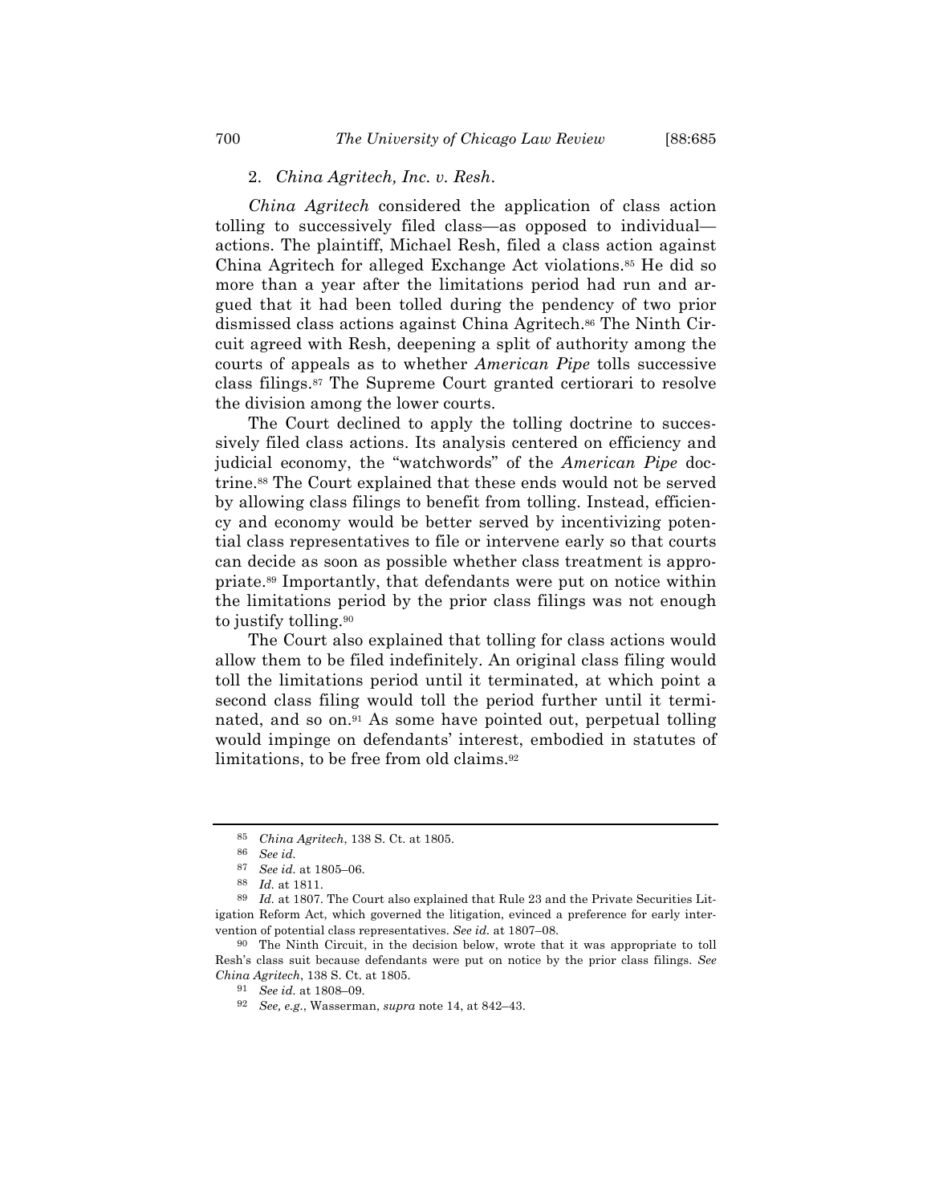### 2. *China Agritech, Inc. v. Resh*.

*China Agritech* considered the application of class action tolling to successively filed class—as opposed to individual—actions. The plaintiff, Michael Resh, filed a class action against China Agritech for alleged Exchange Act violations.[85] He did so more than a year after the limitations period had run and argued that it had been tolled during the pendency of two prior dismissed class actions against China Agritech.[86] The Ninth Circuit agreed with Resh, deepening a split of authority among the courts of appeals as to whether *American Pipe* tolls successive class filings.[87] The Supreme Court granted certiorari to resolve the division among the lower courts.

The Court declined to apply the tolling doctrine to successively filed class actions. Its analysis centered on efficiency and judicial economy, the "watchwords" of the *American Pipe* doctrine.[88] The Court explained that these ends would not be served by allowing class filings to benefit from tolling. Instead, efficiency and economy would be better served by incentivizing potential class representatives to file or intervene early so that courts can decide as soon as possible whether class treatment is appropriate.[89] Importantly, that defendants were put on notice within the limitations period by the prior class filings was not enough to justify tolling.[90]

The Court also explained that tolling for class actions would allow them to be filed indefinitely. An original class filing would toll the limitations period until it terminated, at which point a second class filing would toll the period further until it terminated, and so on.[91] As some have pointed out, perpetual tolling would impinge on defendants' interest, embodied in statutes of limitations, to be free from old claims.[92]

---

[85] *China Agritech*, 138 S. Ct. at 1805.

[86] *See id.*

[87] *See id.* at 1805–06.

[88] *Id.* at 1811.

[89] *Id.* at 1807. The Court also explained that Rule 23 and the Private Securities Litigation Reform Act, which governed the litigation, evinced a preference for early intervention of potential class representatives. *See id.* at 1807–08.

[90] The Ninth Circuit, in the decision below, wrote that it was appropriate to toll Resh's class suit because defendants were put on notice by the prior class filings. *See China Agritech*, 138 S. Ct. at 1805.

[91] *See id.* at 1808–09.

[92] *See, e.g.*, Wasserman, *supra* note 14, at 842–43.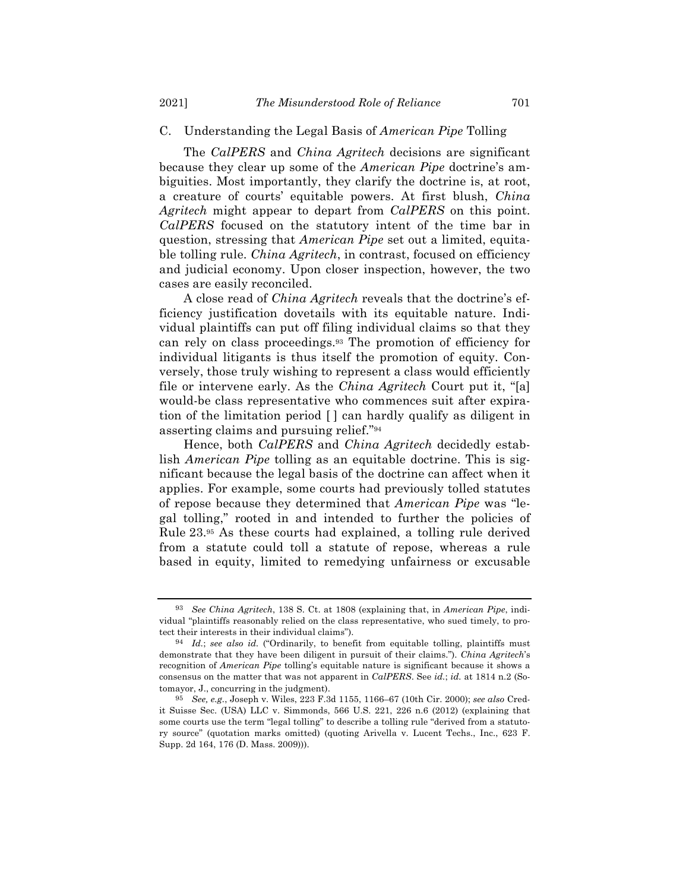### C. Understanding the Legal Basis of *American Pipe* Tolling

The *CalPERS* and *China Agritech* decisions are significant because they clear up some of the *American Pipe* doctrine's ambiguities. Most importantly, they clarify the doctrine is, at root, a creature of courts' equitable powers. At first blush, *China Agritech* might appear to depart from *CalPERS* on this point. *CalPERS* focused on the statutory intent of the time bar in question, stressing that *American Pipe* set out a limited, equitable tolling rule. *China Agritech*, in contrast, focused on efficiency and judicial economy. Upon closer inspection, however, the two cases are easily reconciled.

A close read of *China Agritech* reveals that the doctrine's efficiency justification dovetails with its equitable nature. Individual plaintiffs can put off filing individual claims so that they can rely on class proceedings.[93] The promotion of efficiency for individual litigants is thus itself the promotion of equity. Conversely, those truly wishing to represent a class would efficiently file or intervene early. As the *China Agritech* Court put it, "[a] would-be class representative who commences suit after expiration of the limitation period [ ] can hardly qualify as diligent in asserting claims and pursuing relief."[94]

Hence, both *CalPERS* and *China Agritech* decidedly establish *American Pipe* tolling as an equitable doctrine. This is significant because the legal basis of the doctrine can affect when it applies. For example, some courts had previously tolled statutes of repose because they determined that *American Pipe* was "legal tolling," rooted in and intended to further the policies of Rule 23.[95] As these courts had explained, a tolling rule derived from a statute could toll a statute of repose, whereas a rule based in equity, limited to remedying unfairness or excusable

---

[93] *See China Agritech*, 138 S. Ct. at 1808 (explaining that, in *American Pipe*, individual "plaintiffs reasonably relied on the class representative, who sued timely, to protect their interests in their individual claims").

[94] *Id.*; *see also id.* ("Ordinarily, to benefit from equitable tolling, plaintiffs must demonstrate that they have been diligent in pursuit of their claims."). *China Agritech*'s recognition of *American Pipe* tolling's equitable nature is significant because it shows a consensus on the matter that was not apparent in *CalPERS*. See *id.*; *id.* at 1814 n.2 (Sotomayor, J., concurring in the judgment).

[95] *See, e.g.*, Joseph v. Wiles, 223 F.3d 1155, 1166–67 (10th Cir. 2000); *see also* Credit Suisse Sec. (USA) LLC v. Simmonds, 566 U.S. 221, 226 n.6 (2012) (explaining that some courts use the term "legal tolling" to describe a tolling rule "derived from a statutory source" (quotation marks omitted) (quoting Arivella v. Lucent Techs., Inc., 623 F. Supp. 2d 164, 176 (D. Mass. 2009))).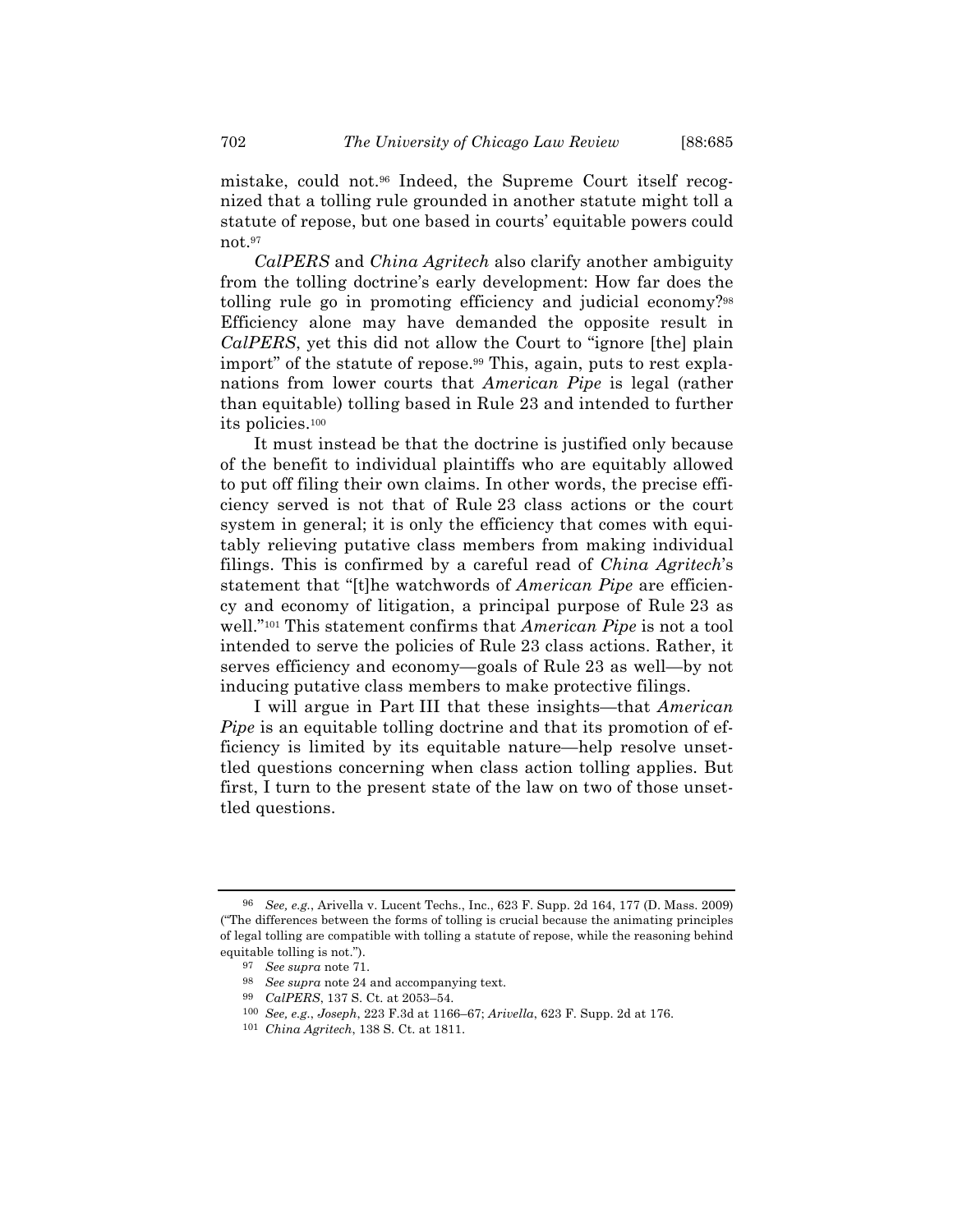mistake, could not.[96] Indeed, the Supreme Court itself recognized that a tolling rule grounded in another statute might toll a statute of repose, but one based in courts' equitable powers could not.[97]

*CalPERS* and *China Agritech* also clarify another ambiguity from the tolling doctrine's early development: How far does the tolling rule go in promoting efficiency and judicial economy?[98] Efficiency alone may have demanded the opposite result in *CalPERS*, yet this did not allow the Court to "ignore [the] plain import" of the statute of repose.[99] This, again, puts to rest explanations from lower courts that *American Pipe* is legal (rather than equitable) tolling based in Rule 23 and intended to further its policies.[100]

It must instead be that the doctrine is justified only because of the benefit to individual plaintiffs who are equitably allowed to put off filing their own claims. In other words, the precise efficiency served is not that of Rule 23 class actions or the court system in general; it is only the efficiency that comes with equitably relieving putative class members from making individual filings. This is confirmed by a careful read of *China Agritech*'s statement that "[t]he watchwords of *American Pipe* are efficiency and economy of litigation, a principal purpose of Rule 23 as well."[101] This statement confirms that *American Pipe* is not a tool intended to serve the policies of Rule 23 class actions. Rather, it serves efficiency and economy—goals of Rule 23 as well—by not inducing putative class members to make protective filings.

I will argue in Part III that these insights—that *American Pipe* is an equitable tolling doctrine and that its promotion of efficiency is limited by its equitable nature—help resolve unsettled questions concerning when class action tolling applies. But first, I turn to the present state of the law on two of those unsettled questions.

---

[96] *See, e.g.*, Arivella v. Lucent Techs., Inc., 623 F. Supp. 2d 164, 177 (D. Mass. 2009) ("The differences between the forms of tolling is crucial because the animating principles of legal tolling are compatible with tolling a statute of repose, while the reasoning behind equitable tolling is not.").

[97] *See supra* note 71.

[98] *See supra* note 24 and accompanying text.

[99] *CalPERS*, 137 S. Ct. at 2053–54.

[100] *See, e.g.*, *Joseph*, 223 F.3d at 1166–67; *Arivella*, 623 F. Supp. 2d at 176.

[101] *China Agritech*, 138 S. Ct. at 1811.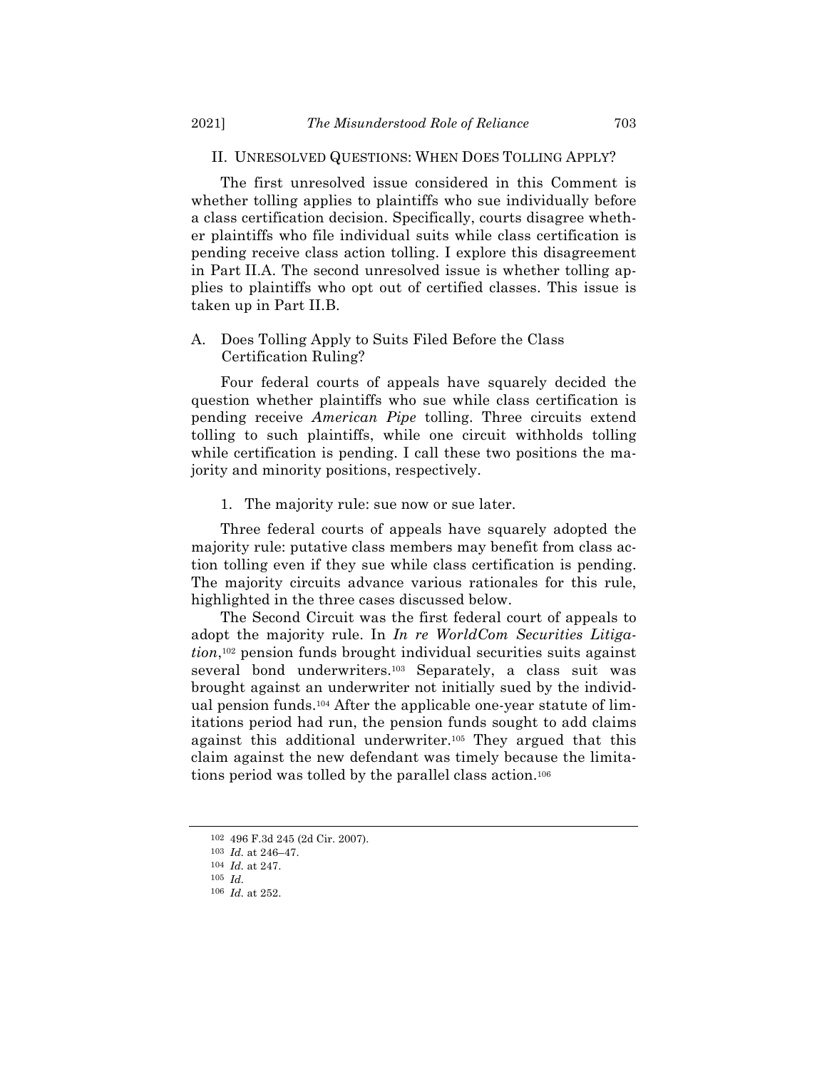## II. UNRESOLVED QUESTIONS: WHEN DOES TOLLING APPLY?

The first unresolved issue considered in this Comment is whether tolling applies to plaintiffs who sue individually before a class certification decision. Specifically, courts disagree whether plaintiffs who file individual suits while class certification is pending receive class action tolling. I explore this disagreement in Part II.A. The second unresolved issue is whether tolling applies to plaintiffs who opt out of certified classes. This issue is taken up in Part II.B.

### A. Does Tolling Apply to Suits Filed Before the Class Certification Ruling?

Four federal courts of appeals have squarely decided the question whether plaintiffs who sue while class certification is pending receive *American Pipe* tolling. Three circuits extend tolling to such plaintiffs, while one circuit withholds tolling while certification is pending. I call these two positions the majority and minority positions, respectively.

#### 1. The majority rule: sue now or sue later.

Three federal courts of appeals have squarely adopted the majority rule: putative class members may benefit from class action tolling even if they sue while class certification is pending. The majority circuits advance various rationales for this rule, highlighted in the three cases discussed below.

The Second Circuit was the first federal court of appeals to adopt the majority rule. In *In re WorldCom Securities Litigation*,[102] pension funds brought individual securities suits against several bond underwriters.[103] Separately, a class suit was brought against an underwriter not initially sued by the individual pension funds.[104] After the applicable one-year statute of limitations period had run, the pension funds sought to add claims against this additional underwriter.[105] They argued that this claim against the new defendant was timely because the limitations period was tolled by the parallel class action.[106]

---

[102] 496 F.3d 245 (2d Cir. 2007).

[103] *Id.* at 246–47.

[104] *Id.* at 247.

[105] *Id.*

[106] *Id.* at 252.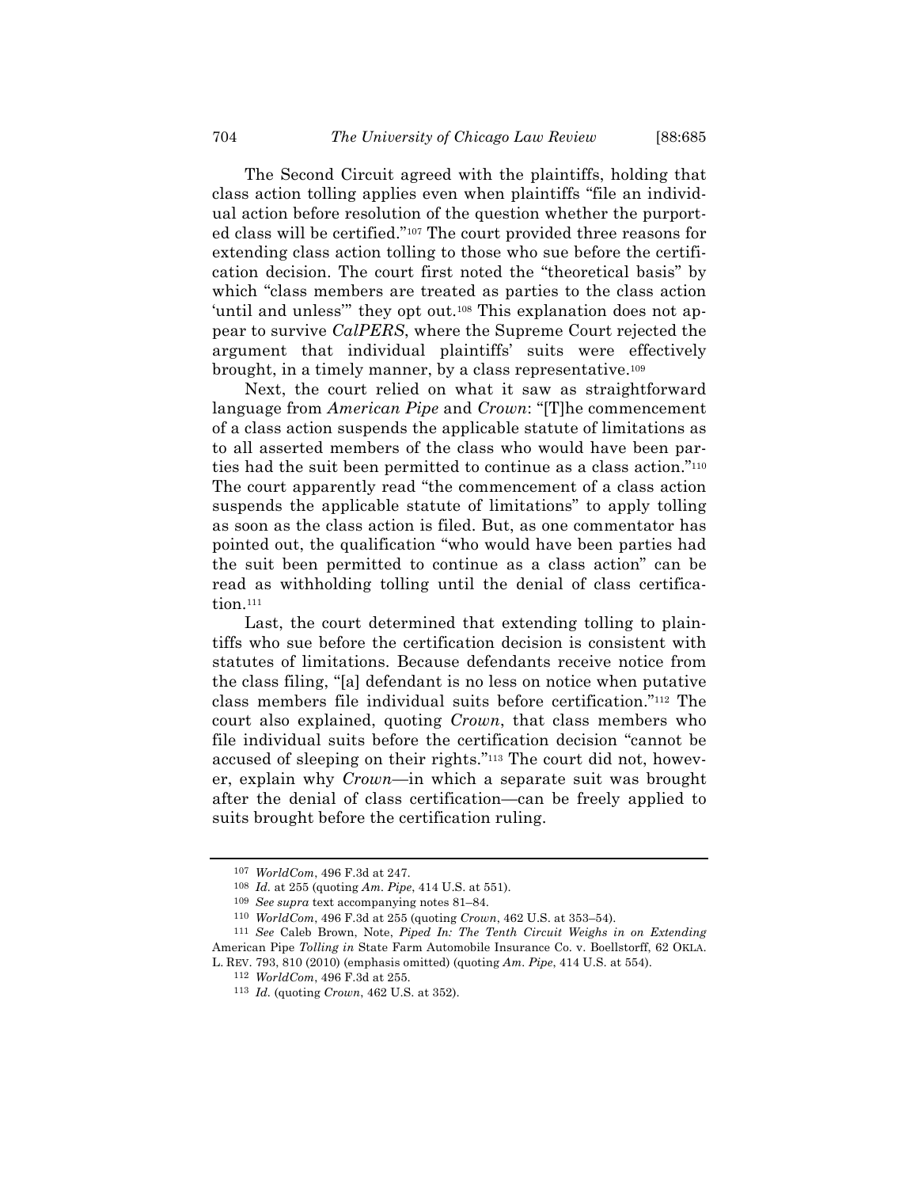The Second Circuit agreed with the plaintiffs, holding that class action tolling applies even when plaintiffs "file an individual action before resolution of the question whether the purported class will be certified."[107] The court provided three reasons for extending class action tolling to those who sue before the certification decision. The court first noted the "theoretical basis" by which "class members are treated as parties to the class action 'until and unless'" they opt out.[108] This explanation does not appear to survive *CalPERS*, where the Supreme Court rejected the argument that individual plaintiffs' suits were effectively brought, in a timely manner, by a class representative.[109]

Next, the court relied on what it saw as straightforward language from *American Pipe* and *Crown*: "[T]he commencement of a class action suspends the applicable statute of limitations as to all asserted members of the class who would have been parties had the suit been permitted to continue as a class action."[110] The court apparently read "the commencement of a class action suspends the applicable statute of limitations" to apply tolling as soon as the class action is filed. But, as one commentator has pointed out, the qualification "who would have been parties had the suit been permitted to continue as a class action" can be read as withholding tolling until the denial of class certification.[111]

Last, the court determined that extending tolling to plaintiffs who sue before the certification decision is consistent with statutes of limitations. Because defendants receive notice from the class filing, "[a] defendant is no less on notice when putative class members file individual suits before certification."[112] The court also explained, quoting *Crown*, that class members who file individual suits before the certification decision "cannot be accused of sleeping on their rights."[113] The court did not, however, explain why *Crown*—in which a separate suit was brought after the denial of class certification—can be freely applied to suits brought before the certification ruling.

---

[107] *WorldCom*, 496 F.3d at 247.

[108] *Id.* at 255 (quoting *Am. Pipe*, 414 U.S. at 551).

[109] *See supra* text accompanying notes 81–84.

[110] *WorldCom*, 496 F.3d at 255 (quoting *Crown*, 462 U.S. at 353–54).

[111] *See* Caleb Brown, Note, *Piped In: The Tenth Circuit Weighs in on Extending* American Pipe *Tolling in* State Farm Automobile Insurance Co. v. Boellstorff, 62 OKLA. L. REV. 793, 810 (2010) (emphasis omitted) (quoting *Am. Pipe*, 414 U.S. at 554).

[112] *WorldCom*, 496 F.3d at 255.

[113] *Id.* (quoting *Crown*, 462 U.S. at 352).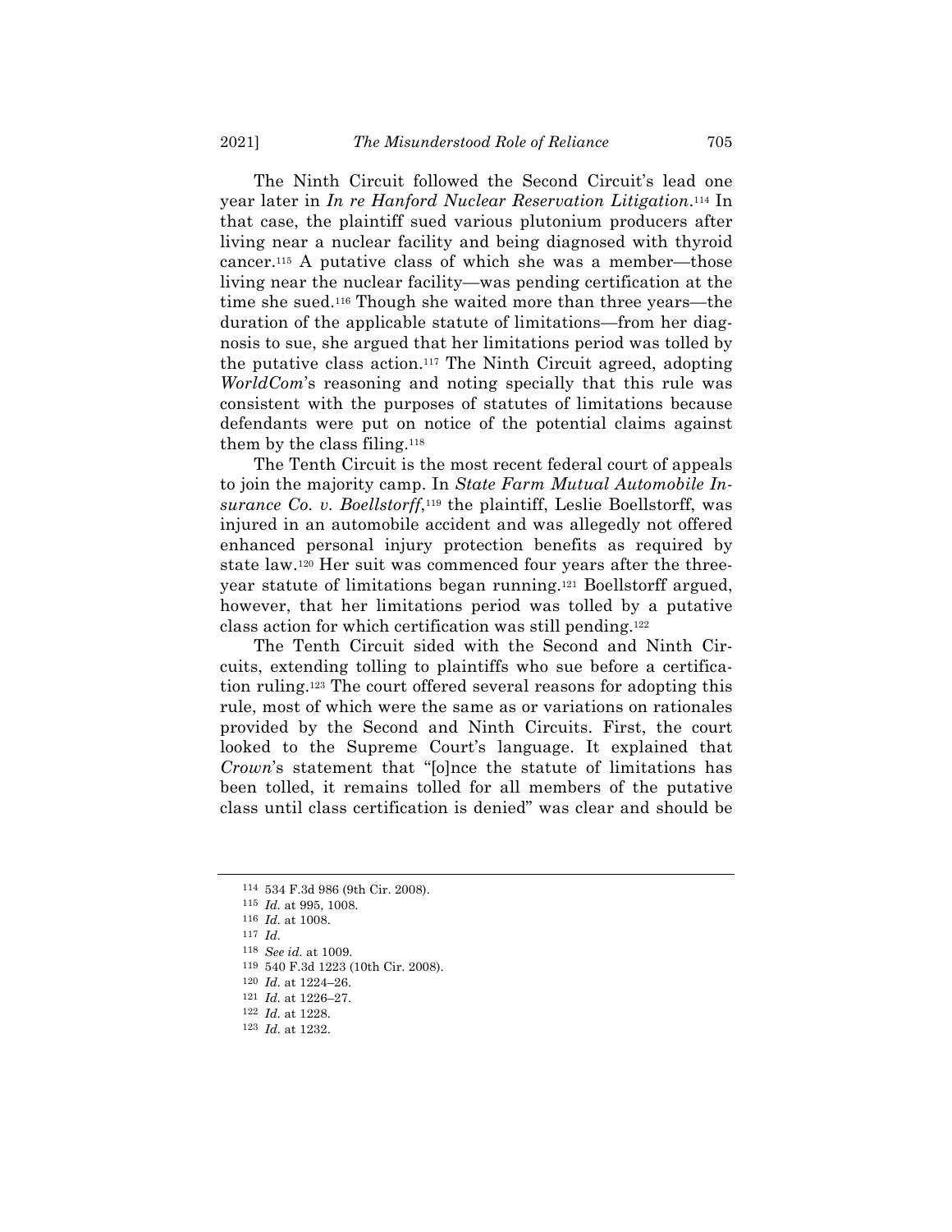The Ninth Circuit followed the Second Circuit's lead one year later in *In re Hanford Nuclear Reservation Litigation*.[114] In that case, the plaintiff sued various plutonium producers after living near a nuclear facility and being diagnosed with thyroid cancer.[115] A putative class of which she was a member—those living near the nuclear facility—was pending certification at the time she sued.[116] Though she waited more than three years—the duration of the applicable statute of limitations—from her diagnosis to sue, she argued that her limitations period was tolled by the putative class action.[117] The Ninth Circuit agreed, adopting *WorldCom*'s reasoning and noting specially that this rule was consistent with the purposes of statutes of limitations because defendants were put on notice of the potential claims against them by the class filing.[118]

The Tenth Circuit is the most recent federal court of appeals to join the majority camp. In *State Farm Mutual Automobile Insurance Co. v. Boellstorff*,[119] the plaintiff, Leslie Boellstorff, was injured in an automobile accident and was allegedly not offered enhanced personal injury protection benefits as required by state law.[120] Her suit was commenced four years after the three-year statute of limitations began running.[121] Boellstorff argued, however, that her limitations period was tolled by a putative class action for which certification was still pending.[122]

The Tenth Circuit sided with the Second and Ninth Circuits, extending tolling to plaintiffs who sue before a certification ruling.[123] The court offered several reasons for adopting this rule, most of which were the same as or variations on rationales provided by the Second and Ninth Circuits. First, the court looked to the Supreme Court's language. It explained that *Crown*'s statement that "[o]nce the statute of limitations has been tolled, it remains tolled for all members of the putative class until class certification is denied" was clear and should be

---

[114] 534 F.3d 986 (9th Cir. 2008).

[115] *Id.* at 995, 1008.

[116] *Id.* at 1008.

[117] *Id.*

[118] *See id.* at 1009.

[119] 540 F.3d 1223 (10th Cir. 2008).

[120] *Id.* at 1224–26.

[121] *Id.* at 1226–27.

[122] *Id.* at 1228.

[123] *Id.* at 1232.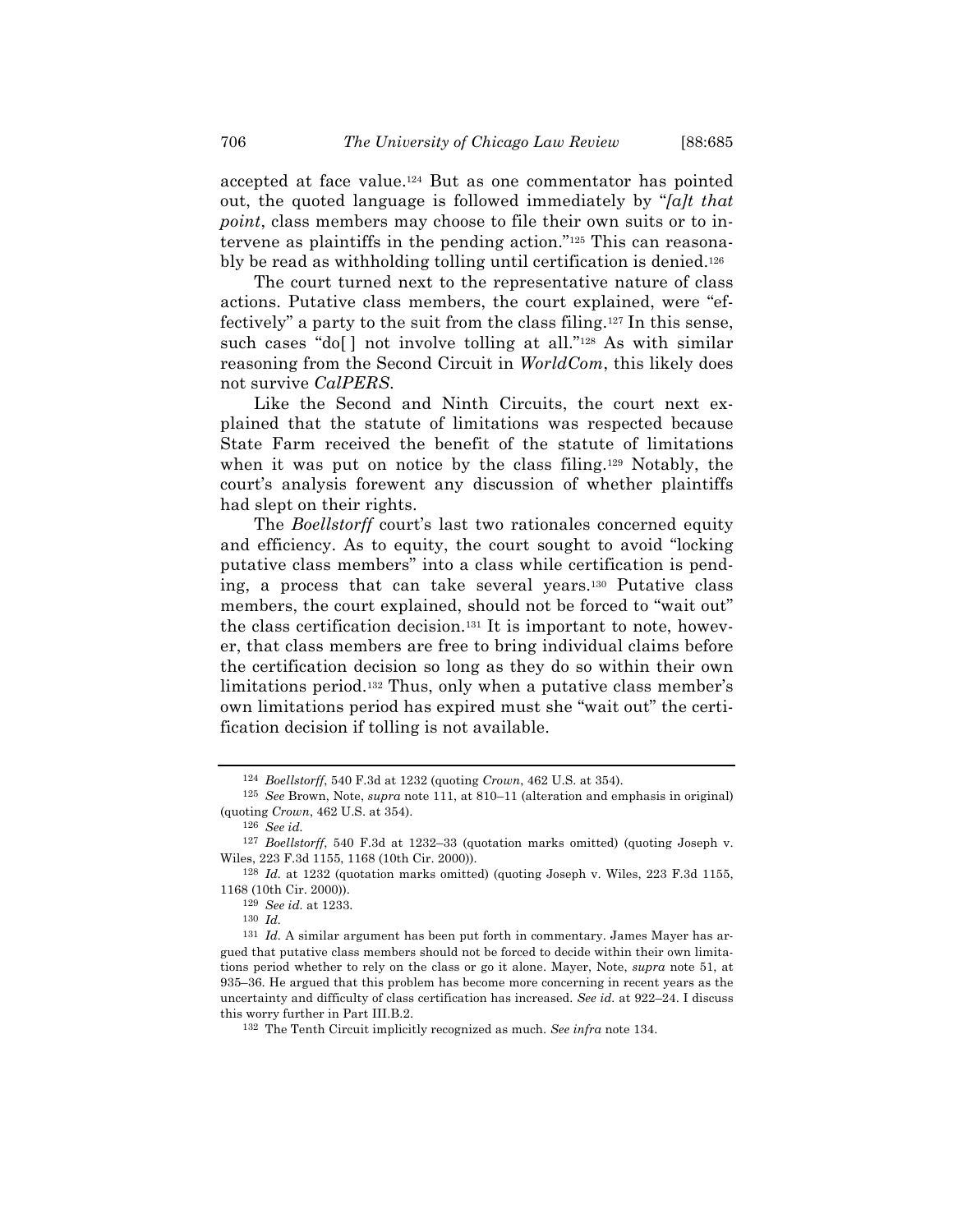accepted at face value.[124] But as one commentator has pointed out, the quoted language is followed immediately by "*[a]t that point*, class members may choose to file their own suits or to intervene as plaintiffs in the pending action."[125] This can reasonably be read as withholding tolling until certification is denied.[126]

The court turned next to the representative nature of class actions. Putative class members, the court explained, were "effectively" a party to the suit from the class filing.[127] In this sense, such cases "do[ ] not involve tolling at all."[128] As with similar reasoning from the Second Circuit in *WorldCom*, this likely does not survive *CalPERS*.

Like the Second and Ninth Circuits, the court next explained that the statute of limitations was respected because State Farm received the benefit of the statute of limitations when it was put on notice by the class filing.[129] Notably, the court's analysis forewent any discussion of whether plaintiffs had slept on their rights.

The *Boellstorff* court's last two rationales concerned equity and efficiency. As to equity, the court sought to avoid "locking putative class members" into a class while certification is pending, a process that can take several years.[130] Putative class members, the court explained, should not be forced to "wait out" the class certification decision.[131] It is important to note, however, that class members are free to bring individual claims before the certification decision so long as they do so within their own limitations period.[132] Thus, only when a putative class member's own limitations period has expired must she "wait out" the certification decision if tolling is not available.

---

[124] *Boellstorff*, 540 F.3d at 1232 (quoting *Crown*, 462 U.S. at 354).

[125] *See* Brown, Note, *supra* note 111, at 810–11 (alteration and emphasis in original) (quoting *Crown*, 462 U.S. at 354).

[126] *See id.*

[127] *Boellstorff*, 540 F.3d at 1232–33 (quotation marks omitted) (quoting Joseph v. Wiles, 223 F.3d 1155, 1168 (10th Cir. 2000)).

[128] *Id.* at 1232 (quotation marks omitted) (quoting Joseph v. Wiles, 223 F.3d 1155, 1168 (10th Cir. 2000)).

[129] *See id.* at 1233.

[130] *Id.*

[131] *Id.* A similar argument has been put forth in commentary. James Mayer has argued that putative class members should not be forced to decide within their own limitations period whether to rely on the class or go it alone. Mayer, Note, *supra* note 51, at 935–36. He argued that this problem has become more concerning in recent years as the uncertainty and difficulty of class certification has increased. *See id.* at 922–24. I discuss this worry further in Part III.B.2.

[132] The Tenth Circuit implicitly recognized as much. *See infra* note 134.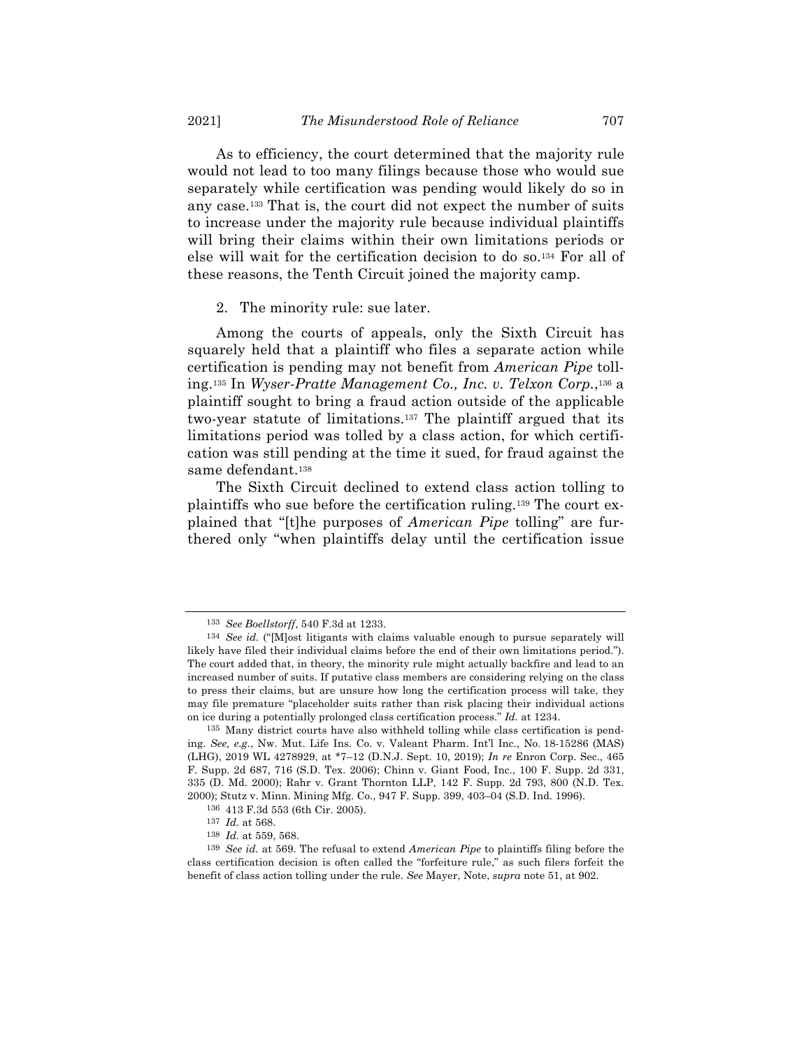As to efficiency, the court determined that the majority rule would not lead to too many filings because those who would sue separately while certification was pending would likely do so in any case.[133] That is, the court did not expect the number of suits to increase under the majority rule because individual plaintiffs will bring their claims within their own limitations periods or else will wait for the certification decision to do so.[134] For all of these reasons, the Tenth Circuit joined the majority camp.

2. The minority rule: sue later.

Among the courts of appeals, only the Sixth Circuit has squarely held that a plaintiff who files a separate action while certification is pending may not benefit from *American Pipe* tolling.[135] In *Wyser-Pratte Management Co., Inc. v. Telxon Corp.*,[136] a plaintiff sought to bring a fraud action outside of the applicable two-year statute of limitations.[137] The plaintiff argued that its limitations period was tolled by a class action, for which certification was still pending at the time it sued, for fraud against the same defendant.[138]

The Sixth Circuit declined to extend class action tolling to plaintiffs who sue before the certification ruling.[139] The court explained that "[t]he purposes of *American Pipe* tolling" are furthered only "when plaintiffs delay until the certification issue

---

[133] *See Boellstorff*, 540 F.3d at 1233.

[134] *See id.* ("[M]ost litigants with claims valuable enough to pursue separately will likely have filed their individual claims before the end of their own limitations period."). The court added that, in theory, the minority rule might actually backfire and lead to an increased number of suits. If putative class members are considering relying on the class to press their claims, but are unsure how long the certification process will take, they may file premature "placeholder suits rather than risk placing their individual actions on ice during a potentially prolonged class certification process." *Id.* at 1234.

[135] Many district courts have also withheld tolling while class certification is pending. *See, e.g.*, Nw. Mut. Life Ins. Co. v. Valeant Pharm. Int'l Inc., No. 18-15286 (MAS) (LHG), 2019 WL 4278929, at *7–12 (D.N.J. Sept. 10, 2019); *In re* Enron Corp. Sec., 465 F. Supp. 2d 687, 716 (S.D. Tex. 2006); Chinn v. Giant Food, Inc., 100 F. Supp. 2d 331, 335 (D. Md. 2000); Rahr v. Grant Thornton LLP, 142 F. Supp. 2d 793, 800 (N.D. Tex. 2000); Stutz v. Minn. Mining Mfg. Co., 947 F. Supp. 399, 403–04 (S.D. Ind. 1996).

[136] 413 F.3d 553 (6th Cir. 2005).

[137] *Id.* at 568.

[138] *Id.* at 559, 568.

[139] *See id.* at 569. The refusal to extend *American Pipe* to plaintiffs filing before the class certification decision is often called the "forfeiture rule," as such filers forfeit the benefit of class action tolling under the rule. *See* Mayer, Note, *supra* note 51, at 902.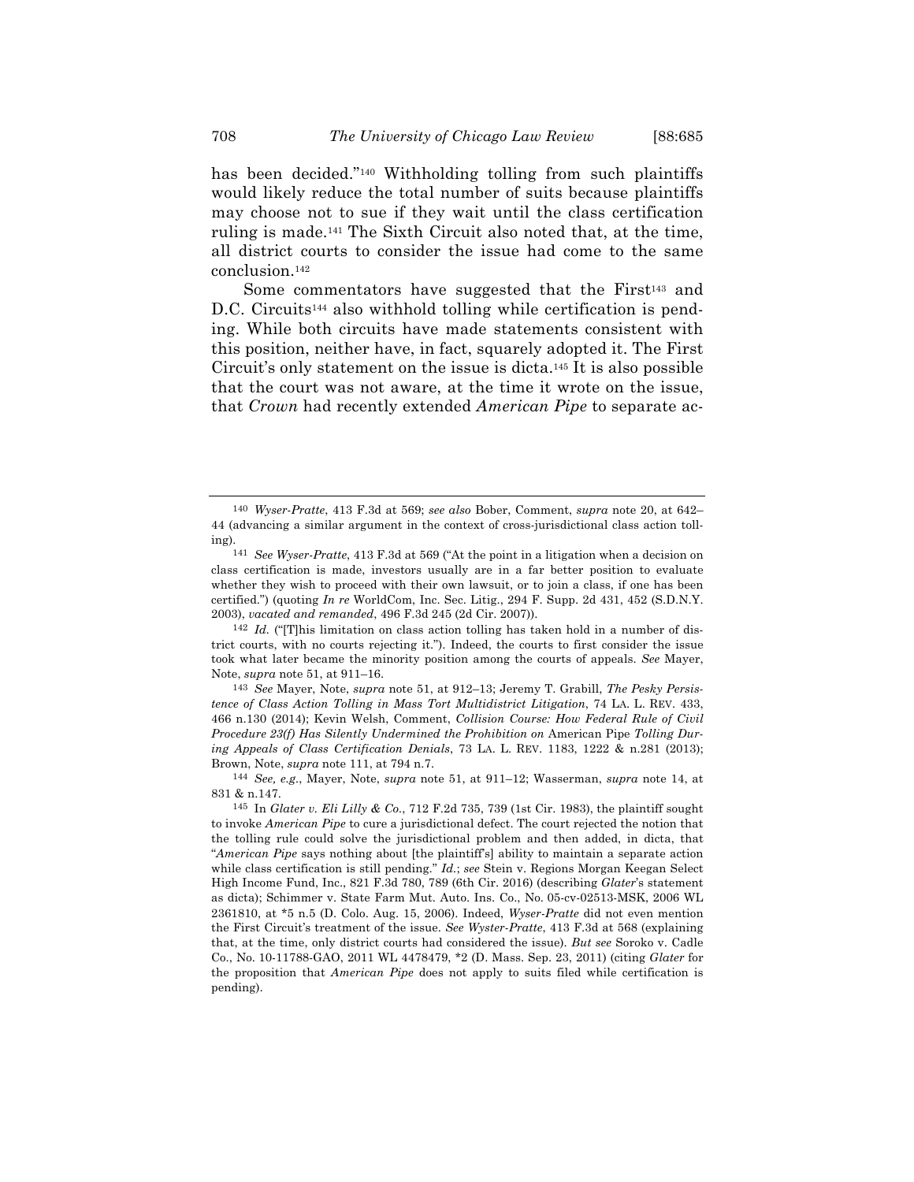has been decided."[140] Withholding tolling from such plaintiffs would likely reduce the total number of suits because plaintiffs may choose not to sue if they wait until the class certification ruling is made.[141] The Sixth Circuit also noted that, at the time, all district courts to consider the issue had come to the same conclusion.[142]

Some commentators have suggested that the First[143] and D.C. Circuits[144] also withhold tolling while certification is pending. While both circuits have made statements consistent with this position, neither have, in fact, squarely adopted it. The First Circuit's only statement on the issue is dicta.[145] It is also possible that the court was not aware, at the time it wrote on the issue, that *Crown* had recently extended *American Pipe* to separate ac-

---

[140] *Wyser-Pratte*, 413 F.3d at 569; *see also* Bober, Comment, *supra* note 20, at 642–44 (advancing a similar argument in the context of cross-jurisdictional class action tolling).

[141] *See Wyser-Pratte*, 413 F.3d at 569 ("At the point in a litigation when a decision on class certification is made, investors usually are in a far better position to evaluate whether they wish to proceed with their own lawsuit, or to join a class, if one has been certified.") (quoting *In re* WorldCom, Inc. Sec. Litig., 294 F. Supp. 2d 431, 452 (S.D.N.Y. 2003), *vacated and remanded*, 496 F.3d 245 (2d Cir. 2007)).

[142] *Id.* ("[T]his limitation on class action tolling has taken hold in a number of district courts, with no courts rejecting it."). Indeed, the courts to first consider the issue took what later became the minority position among the courts of appeals. *See* Mayer, Note, *supra* note 51, at 911–16.

[143] *See* Mayer, Note, *supra* note 51, at 912–13; Jeremy T. Grabill, *The Pesky Persistence of Class Action Tolling in Mass Tort Multidistrict Litigation*, 74 LA. L. REV. 433, 466 n.130 (2014); Kevin Welsh, Comment, *Collision Course: How Federal Rule of Civil Procedure 23(f) Has Silently Undermined the Prohibition on* American Pipe *Tolling During Appeals of Class Certification Denials*, 73 LA. L. REV. 1183, 1222 & n.281 (2013); Brown, Note, *supra* note 111, at 794 n.7.

[144] *See, e.g.*, Mayer, Note, *supra* note 51, at 911–12; Wasserman, *supra* note 14, at 831 & n.147.

[145] In *Glater v. Eli Lilly & Co.*, 712 F.2d 735, 739 (1st Cir. 1983), the plaintiff sought to invoke *American Pipe* to cure a jurisdictional defect. The court rejected the notion that the tolling rule could solve the jurisdictional problem and then added, in dicta, that "*American Pipe* says nothing about [the plaintiff's] ability to maintain a separate action while class certification is still pending." *Id.*; *see* Stein v. Regions Morgan Keegan Select High Income Fund, Inc., 821 F.3d 780, 789 (6th Cir. 2016) (describing *Glater*'s statement as dicta); Schimmer v. State Farm Mut. Auto. Ins. Co., No. 05-cv-02513-MSK, 2006 WL 2361810, at *5 n.5 (D. Colo. Aug. 15, 2006). Indeed, *Wyser-Pratte* did not even mention the First Circuit's treatment of the issue. *See Wyster-Pratte*, 413 F.3d at 568 (explaining that, at the time, only district courts had considered the issue). *But see* Soroko v. Cadle Co., No. 10-11788-GAO, 2011 WL 4478479, *2 (D. Mass. Sep. 23, 2011) (citing *Glater* for the proposition that *American Pipe* does not apply to suits filed while certification is pending).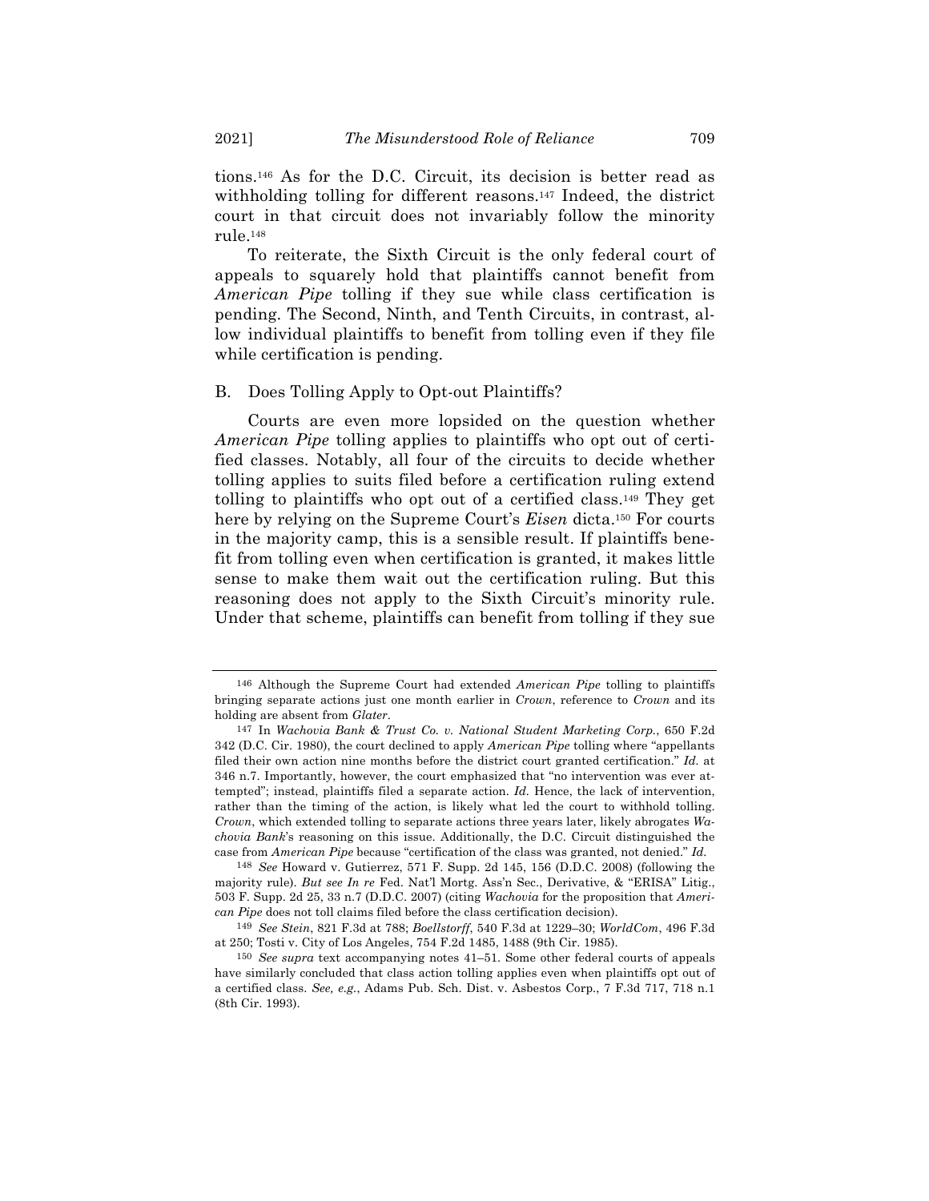tions.[146] As for the D.C. Circuit, its decision is better read as withholding tolling for different reasons.[147] Indeed, the district court in that circuit does not invariably follow the minority rule.[148]

To reiterate, the Sixth Circuit is the only federal court of appeals to squarely hold that plaintiffs cannot benefit from *American Pipe* tolling if they sue while class certification is pending. The Second, Ninth, and Tenth Circuits, in contrast, allow individual plaintiffs to benefit from tolling even if they file while certification is pending.

### B. Does Tolling Apply to Opt-out Plaintiffs?

Courts are even more lopsided on the question whether *American Pipe* tolling applies to plaintiffs who opt out of certified classes. Notably, all four of the circuits to decide whether tolling applies to suits filed before a certification ruling extend tolling to plaintiffs who opt out of a certified class.[149] They get here by relying on the Supreme Court's *Eisen* dicta.[150] For courts in the majority camp, this is a sensible result. If plaintiffs benefit from tolling even when certification is granted, it makes little sense to make them wait out the certification ruling. But this reasoning does not apply to the Sixth Circuit's minority rule. Under that scheme, plaintiffs can benefit from tolling if they sue

---

[146] Although the Supreme Court had extended *American Pipe* tolling to plaintiffs bringing separate actions just one month earlier in *Crown*, reference to *Crown* and its holding are absent from *Glater*.

[147] In *Wachovia Bank & Trust Co. v. National Student Marketing Corp.*, 650 F.2d 342 (D.C. Cir. 1980), the court declined to apply *American Pipe* tolling where "appellants filed their own action nine months before the district court granted certification." *Id.* at 346 n.7. Importantly, however, the court emphasized that "no intervention was ever attempted"; instead, plaintiffs filed a separate action. *Id.* Hence, the lack of intervention, rather than the timing of the action, is likely what led the court to withhold tolling. *Crown*, which extended tolling to separate actions three years later, likely abrogates *Wachovia Bank*'s reasoning on this issue. Additionally, the D.C. Circuit distinguished the case from *American Pipe* because "certification of the class was granted, not denied." *Id.*

[148] *See* Howard v. Gutierrez, 571 F. Supp. 2d 145, 156 (D.D.C. 2008) (following the majority rule). *But see In re* Fed. Nat'l Mortg. Ass'n Sec., Derivative, & "ERISA" Litig., 503 F. Supp. 2d 25, 33 n.7 (D.D.C. 2007) (citing *Wachovia* for the proposition that *American Pipe* does not toll claims filed before the class certification decision).

[149] *See Stein*, 821 F.3d at 788; *Boellstorff*, 540 F.3d at 1229–30; *WorldCom*, 496 F.3d at 250; Tosti v. City of Los Angeles, 754 F.2d 1485, 1488 (9th Cir. 1985).

[150] *See supra* text accompanying notes 41–51. Some other federal courts of appeals have similarly concluded that class action tolling applies even when plaintiffs opt out of a certified class. *See, e.g.*, Adams Pub. Sch. Dist. v. Asbestos Corp., 7 F.3d 717, 718 n.1 (8th Cir. 1993).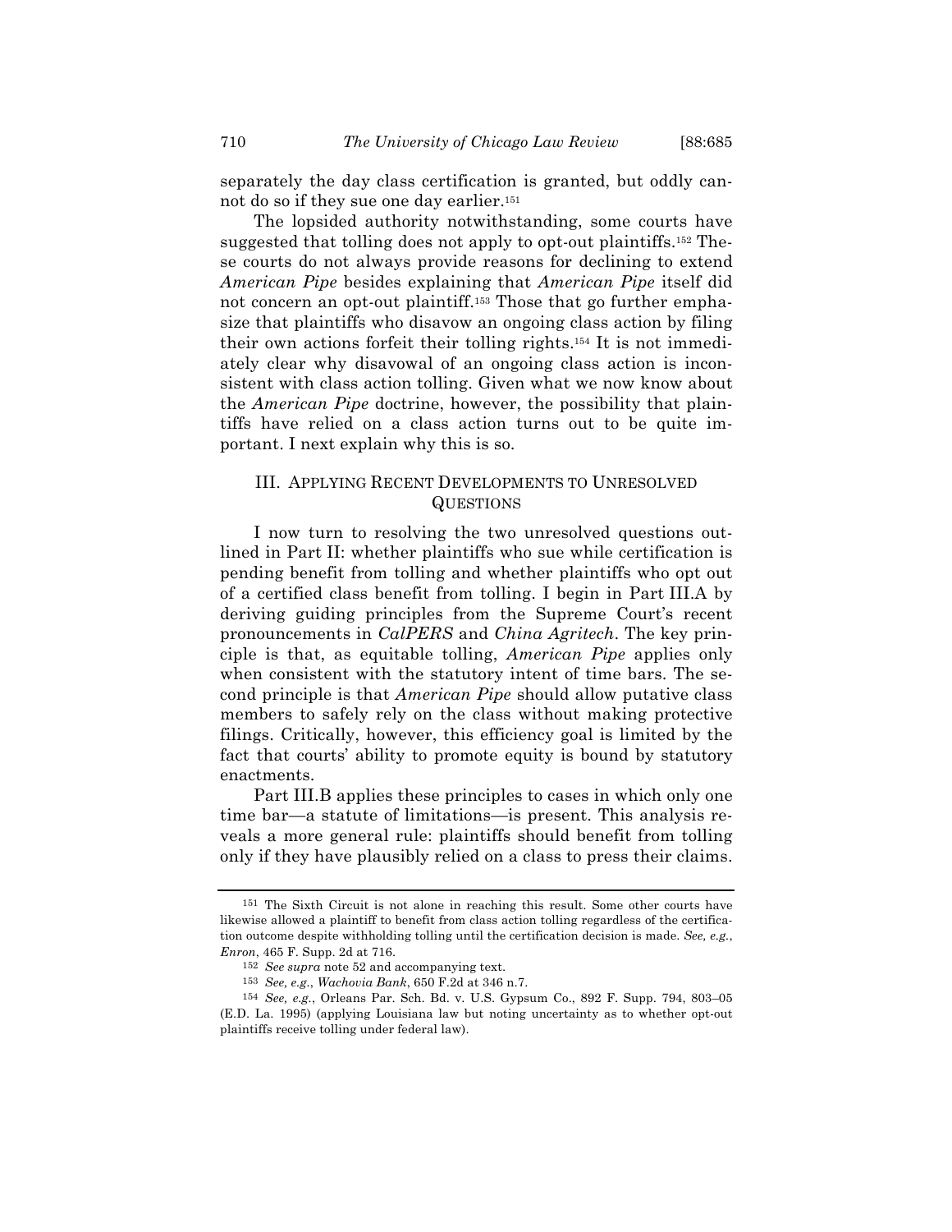separately the day class certification is granted, but oddly cannot do so if they sue one day earlier.[151]

The lopsided authority notwithstanding, some courts have suggested that tolling does not apply to opt-out plaintiffs.[152] These courts do not always provide reasons for declining to extend *American Pipe* besides explaining that *American Pipe* itself did not concern an opt-out plaintiff.[153] Those that go further emphasize that plaintiffs who disavow an ongoing class action by filing their own actions forfeit their tolling rights.[154] It is not immediately clear why disavowal of an ongoing class action is inconsistent with class action tolling. Given what we now know about the *American Pipe* doctrine, however, the possibility that plaintiffs have relied on a class action turns out to be quite important. I next explain why this is so.

## III. Applying Recent Developments to Unresolved Questions

I now turn to resolving the two unresolved questions outlined in Part II: whether plaintiffs who sue while certification is pending benefit from tolling and whether plaintiffs who opt out of a certified class benefit from tolling. I begin in Part III.A by deriving guiding principles from the Supreme Court's recent pronouncements in *CalPERS* and *China Agritech*. The key principle is that, as equitable tolling, *American Pipe* applies only when consistent with the statutory intent of time bars. The second principle is that *American Pipe* should allow putative class members to safely rely on the class without making protective filings. Critically, however, this efficiency goal is limited by the fact that courts' ability to promote equity is bound by statutory enactments.

Part III.B applies these principles to cases in which only one time bar—a statute of limitations—is present. This analysis reveals a more general rule: plaintiffs should benefit from tolling only if they have plausibly relied on a class to press their claims.

---

[151] The Sixth Circuit is not alone in reaching this result. Some other courts have likewise allowed a plaintiff to benefit from class action tolling regardless of the certification outcome despite withholding tolling until the certification decision is made. *See, e.g.*, *Enron*, 465 F. Supp. 2d at 716.

[152] *See supra* note 52 and accompanying text.

[153] *See, e.g.*, *Wachovia Bank*, 650 F.2d at 346 n.7.

[154] *See, e.g.*, Orleans Par. Sch. Bd. v. U.S. Gypsum Co., 892 F. Supp. 794, 803–05 (E.D. La. 1995) (applying Louisiana law but noting uncertainty as to whether opt-out plaintiffs receive tolling under federal law).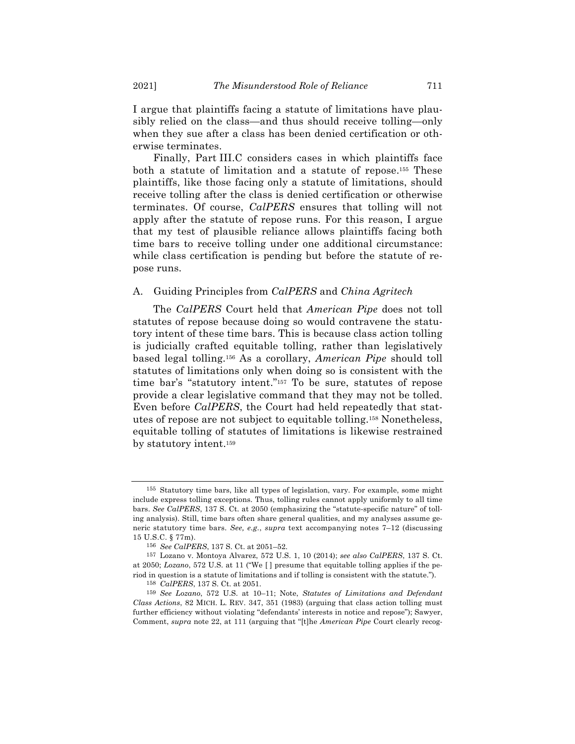I argue that plaintiffs facing a statute of limitations have plausibly relied on the class—and thus should receive tolling—only when they sue after a class has been denied certification or otherwise terminates.

Finally, Part III.C considers cases in which plaintiffs face both a statute of limitation and a statute of repose.[155] These plaintiffs, like those facing only a statute of limitations, should receive tolling after the class is denied certification or otherwise terminates. Of course, *CalPERS* ensures that tolling will not apply after the statute of repose runs. For this reason, I argue that my test of plausible reliance allows plaintiffs facing both time bars to receive tolling under one additional circumstance: while class certification is pending but before the statute of repose runs.

## A. Guiding Principles from *CalPERS* and *China Agritech*

The *CalPERS* Court held that *American Pipe* does not toll statutes of repose because doing so would contravene the statutory intent of these time bars. This is because class action tolling is judicially crafted equitable tolling, rather than legislatively based legal tolling.[156] As a corollary, *American Pipe* should toll statutes of limitations only when doing so is consistent with the time bar's "statutory intent."[157] To be sure, statutes of repose provide a clear legislative command that they may not be tolled. Even before *CalPERS*, the Court had held repeatedly that statutes of repose are not subject to equitable tolling.[158] Nonetheless, equitable tolling of statutes of limitations is likewise restrained by statutory intent.[159]

---

155 Statutory time bars, like all types of legislation, vary. For example, some might include express tolling exceptions. Thus, tolling rules cannot apply uniformly to all time bars. *See CalPERS*, 137 S. Ct. at 2050 (emphasizing the "statute-specific nature" of tolling analysis). Still, time bars often share general qualities, and my analyses assume generic statutory time bars. *See, e.g.*, *supra* text accompanying notes 7–12 (discussing 15 U.S.C. § 77m).

156 *See CalPERS*, 137 S. Ct. at 2051–52.

157 Lozano v. Montoya Alvarez, 572 U.S. 1, 10 (2014); *see also CalPERS*, 137 S. Ct. at 2050; *Lozano*, 572 U.S. at 11 ("We [ ] presume that equitable tolling applies if the period in question is a statute of limitations and if tolling is consistent with the statute.").

158 *CalPERS*, 137 S. Ct. at 2051.

159 *See Lozano*, 572 U.S. at 10–11; Note, *Statutes of Limitations and Defendant Class Actions*, 82 MICH. L. REV. 347, 351 (1983) (arguing that class action tolling must further efficiency without violating "defendants' interests in notice and repose"); Sawyer, Comment, *supra* note 22, at 111 (arguing that "[t]he *American Pipe* Court clearly recog-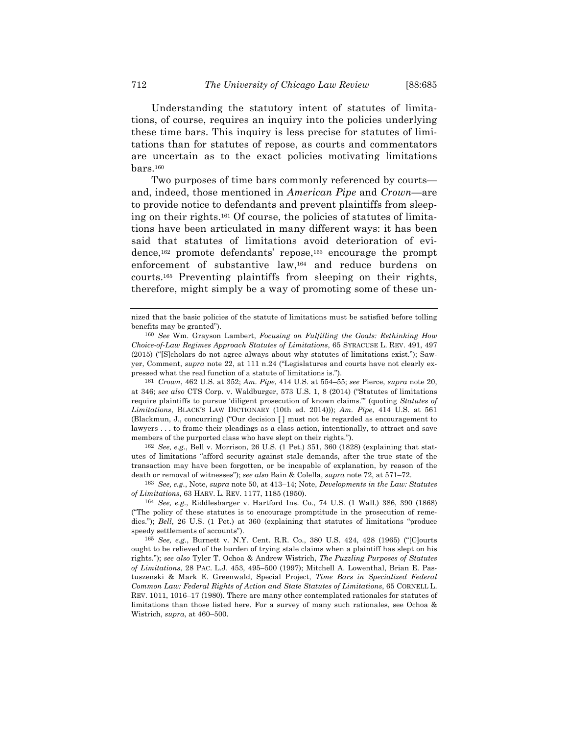Understanding the statutory intent of statutes of limitations, of course, requires an inquiry into the policies underlying these time bars. This inquiry is less precise for statutes of limitations than for statutes of repose, as courts and commentators are uncertain as to the exact policies motivating limitations bars.[160]

Two purposes of time bars commonly referenced by courts—and, indeed, those mentioned in *American Pipe* and *Crown*—are to provide notice to defendants and prevent plaintiffs from sleeping on their rights.[161] Of course, the policies of statutes of limitations have been articulated in many different ways: it has been said that statutes of limitations avoid deterioration of evidence,[162] promote defendants' repose,[163] encourage the prompt enforcement of substantive law,[164] and reduce burdens on courts.[165] Preventing plaintiffs from sleeping on their rights, therefore, might simply be a way of promoting some of these un-

---

nized that the basic policies of the statute of limitations must be satisfied before tolling benefits may be granted").

[160] *See* Wm. Grayson Lambert, *Focusing on Fulfilling the Goals: Rethinking How Choice-of-Law Regimes Approach Statutes of Limitations*, 65 SYRACUSE L. REV. 491, 497 (2015) ("[S]cholars do not agree always about why statutes of limitations exist."); Sawyer, Comment, *supra* note 22, at 111 n.24 ("Legislatures and courts have not clearly expressed what the real function of a statute of limitations is.").

[161] *Crown*, 462 U.S. at 352; *Am. Pipe*, 414 U.S. at 554–55; *see* Pierce, *supra* note 20, at 346; *see also* CTS Corp. v. Waldburger, 573 U.S. 1, 8 (2014) ("Statutes of limitations require plaintiffs to pursue 'diligent prosecution of known claims.'" (quoting *Statutes of Limitations*, BLACK'S LAW DICTIONARY (10th ed. 2014))); *Am. Pipe*, 414 U.S. at 561 (Blackmun, J., concurring) ("Our decision [ ] must not be regarded as encouragement to lawyers . . . to frame their pleadings as a class action, intentionally, to attract and save members of the purported class who have slept on their rights.").

[162] *See, e.g.*, Bell v. Morrison, 26 U.S. (1 Pet.) 351, 360 (1828) (explaining that statutes of limitations "afford security against stale demands, after the true state of the transaction may have been forgotten, or be incapable of explanation, by reason of the death or removal of witnesses"); *see also* Bain & Colella, *supra* note 72, at 571–72.

[163] *See, e.g.*, Note, *supra* note 50, at 413–14; Note, *Developments in the Law: Statutes of Limitations*, 63 HARV. L. REV. 1177, 1185 (1950).

[164] *See, e.g.*, Riddlesbarger v. Hartford Ins. Co., 74 U.S. (1 Wall.) 386, 390 (1868) ("The policy of these statutes is to encourage promptitude in the prosecution of remedies."); *Bell*, 26 U.S. (1 Pet.) at 360 (explaining that statutes of limitations "produce speedy settlements of accounts").

[165] *See, e.g.*, Burnett v. N.Y. Cent. R.R. Co., 380 U.S. 424, 428 (1965) ("[C]ourts ought to be relieved of the burden of trying stale claims when a plaintiff has slept on his rights."); *see also* Tyler T. Ochoa & Andrew Wistrich, *The Puzzling Purposes of Statutes of Limitations*, 28 PAC. L.J. 453, 495–500 (1997); Mitchell A. Lowenthal, Brian E. Pastuszenski & Mark E. Greenwald, Special Project, *Time Bars in Specialized Federal Common Law: Federal Rights of Action and State Statutes of Limitations*, 65 CORNELL L. REV. 1011, 1016–17 (1980). There are many other contemplated rationales for statutes of limitations than those listed here. For a survey of many such rationales, see Ochoa & Wistrich, *supra*, at 460–500.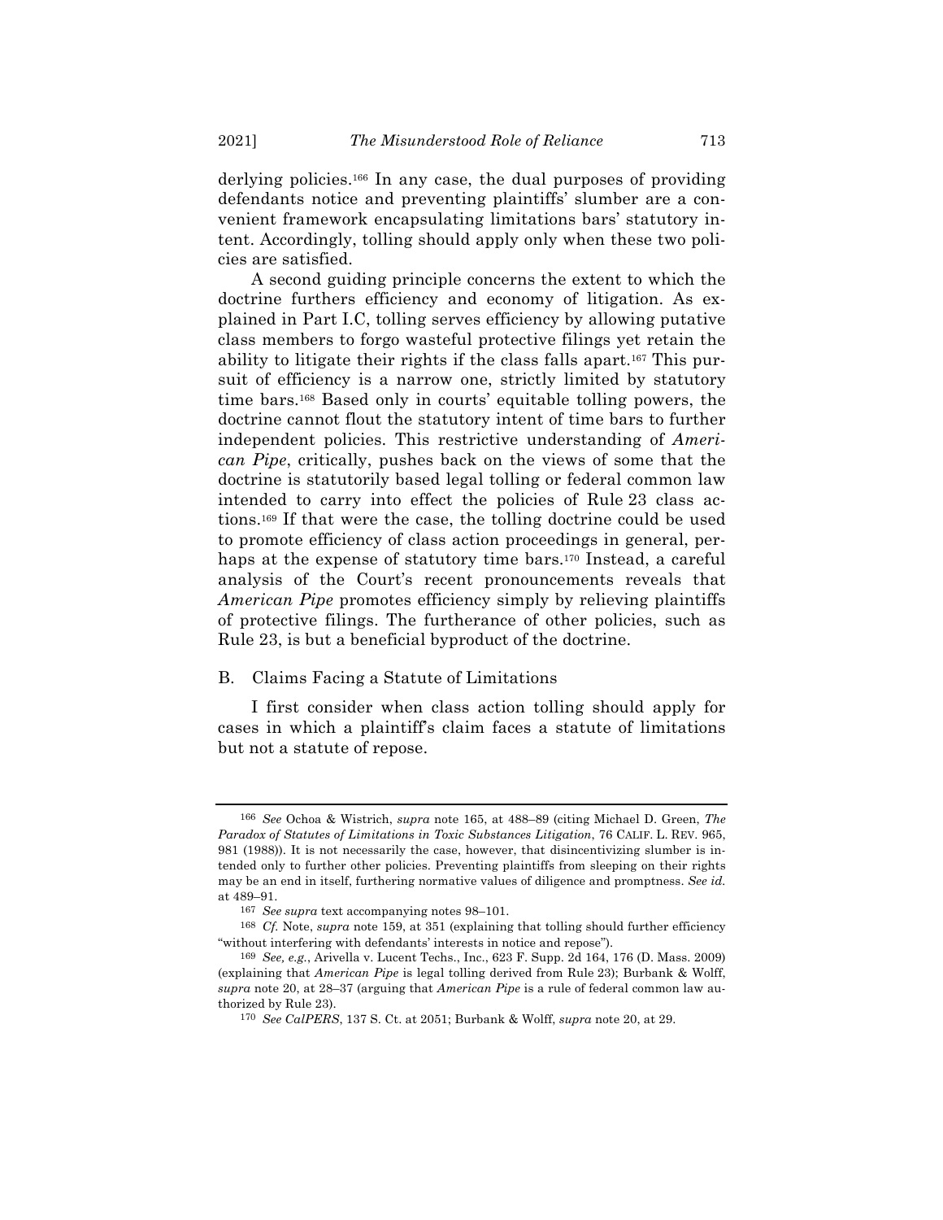derlying policies.[166] In any case, the dual purposes of providing defendants notice and preventing plaintiffs' slumber are a convenient framework encapsulating limitations bars' statutory intent. Accordingly, tolling should apply only when these two policies are satisfied.

A second guiding principle concerns the extent to which the doctrine furthers efficiency and economy of litigation. As explained in Part I.C, tolling serves efficiency by allowing putative class members to forgo wasteful protective filings yet retain the ability to litigate their rights if the class falls apart.[167] This pursuit of efficiency is a narrow one, strictly limited by statutory time bars.[168] Based only in courts' equitable tolling powers, the doctrine cannot flout the statutory intent of time bars to further independent policies. This restrictive understanding of *American Pipe*, critically, pushes back on the views of some that the doctrine is statutorily based legal tolling or federal common law intended to carry into effect the policies of Rule 23 class actions.[169] If that were the case, the tolling doctrine could be used to promote efficiency of class action proceedings in general, perhaps at the expense of statutory time bars.[170] Instead, a careful analysis of the Court's recent pronouncements reveals that *American Pipe* promotes efficiency simply by relieving plaintiffs of protective filings. The furtherance of other policies, such as Rule 23, is but a beneficial byproduct of the doctrine.

## B. Claims Facing a Statute of Limitations

I first consider when class action tolling should apply for cases in which a plaintiff's claim faces a statute of limitations but not a statute of repose.

---

166 *See* Ochoa & Wistrich, *supra* note 165, at 488–89 (citing Michael D. Green, *The Paradox of Statutes of Limitations in Toxic Substances Litigation*, 76 CALIF. L. REV. 965, 981 (1988)). It is not necessarily the case, however, that disincentivizing slumber is intended only to further other policies. Preventing plaintiffs from sleeping on their rights may be an end in itself, furthering normative values of diligence and promptness. *See id.* at 489–91.

167 *See supra* text accompanying notes 98–101.

168 *Cf.* Note, *supra* note 159, at 351 (explaining that tolling should further efficiency "without interfering with defendants' interests in notice and repose").

169 *See, e.g.*, Arivella v. Lucent Techs., Inc., 623 F. Supp. 2d 164, 176 (D. Mass. 2009) (explaining that *American Pipe* is legal tolling derived from Rule 23); Burbank & Wolff, *supra* note 20, at 28–37 (arguing that *American Pipe* is a rule of federal common law authorized by Rule 23).

170 *See CalPERS*, 137 S. Ct. at 2051; Burbank & Wolff, *supra* note 20, at 29.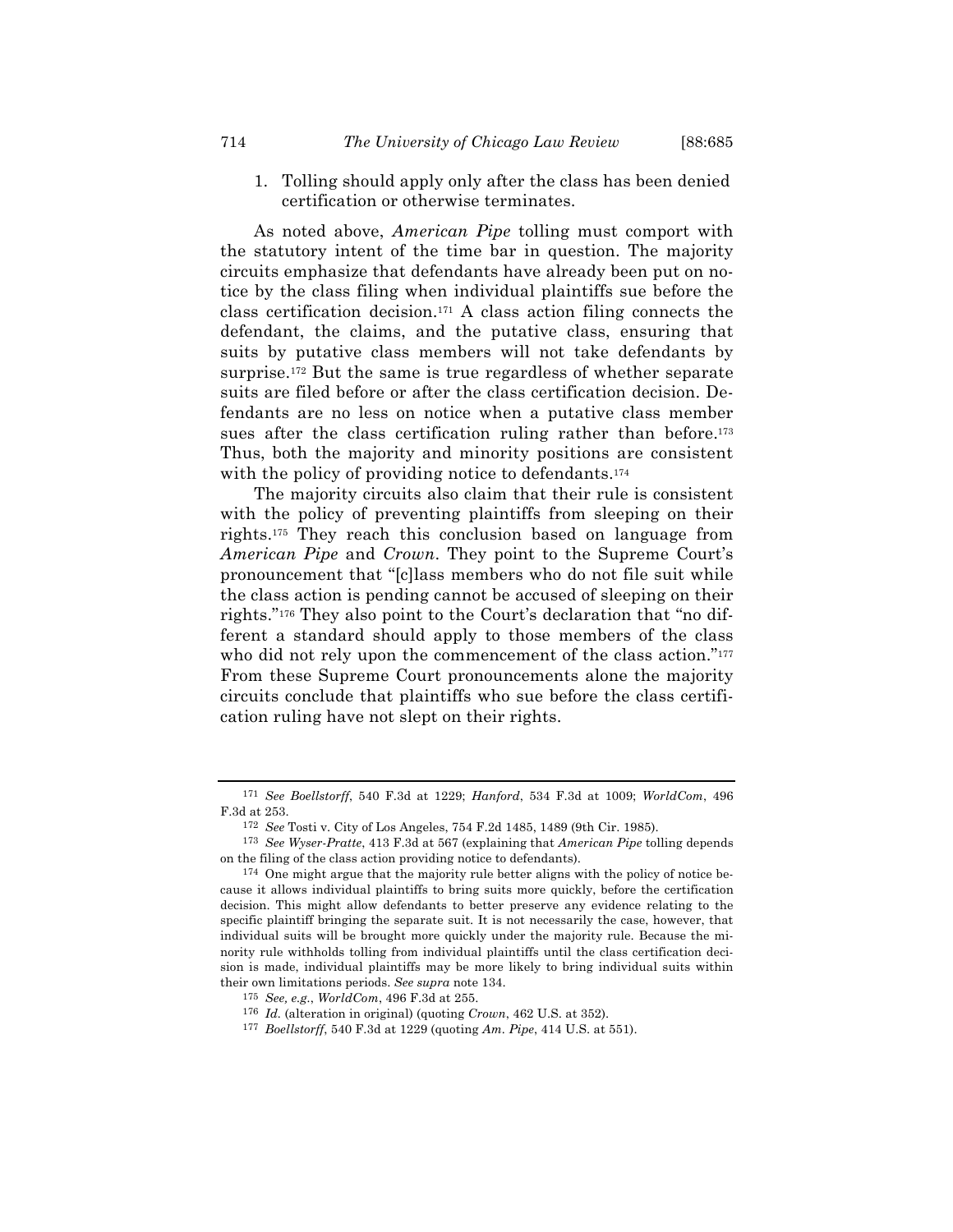1. Tolling should apply only after the class has been denied certification or otherwise terminates.

As noted above, *American Pipe* tolling must comport with the statutory intent of the time bar in question. The majority circuits emphasize that defendants have already been put on notice by the class filing when individual plaintiffs sue before the class certification decision.[171] A class action filing connects the defendant, the claims, and the putative class, ensuring that suits by putative class members will not take defendants by surprise.[172] But the same is true regardless of whether separate suits are filed before or after the class certification decision. Defendants are no less on notice when a putative class member sues after the class certification ruling rather than before.[173] Thus, both the majority and minority positions are consistent with the policy of providing notice to defendants.[174]

The majority circuits also claim that their rule is consistent with the policy of preventing plaintiffs from sleeping on their rights.[175] They reach this conclusion based on language from *American Pipe* and *Crown*. They point to the Supreme Court's pronouncement that "[c]lass members who do not file suit while the class action is pending cannot be accused of sleeping on their rights."[176] They also point to the Court's declaration that "no different a standard should apply to those members of the class who did not rely upon the commencement of the class action."[177] From these Supreme Court pronouncements alone the majority circuits conclude that plaintiffs who sue before the class certification ruling have not slept on their rights.

---

171 *See Boellstorff*, 540 F.3d at 1229; *Hanford*, 534 F.3d at 1009; *WorldCom*, 496 F.3d at 253.

172 *See* Tosti v. City of Los Angeles, 754 F.2d 1485, 1489 (9th Cir. 1985).

173 *See Wyser-Pratte*, 413 F.3d at 567 (explaining that *American Pipe* tolling depends on the filing of the class action providing notice to defendants).

174 One might argue that the majority rule better aligns with the policy of notice because it allows individual plaintiffs to bring suits more quickly, before the certification decision. This might allow defendants to better preserve any evidence relating to the specific plaintiff bringing the separate suit. It is not necessarily the case, however, that individual suits will be brought more quickly under the majority rule. Because the minority rule withholds tolling from individual plaintiffs until the class certification decision is made, individual plaintiffs may be more likely to bring individual suits within their own limitations periods. *See supra* note 134.

175 *See, e.g.*, *WorldCom*, 496 F.3d at 255.

176 *Id.* (alteration in original) (quoting *Crown*, 462 U.S. at 352).

177 *Boellstorff*, 540 F.3d at 1229 (quoting *Am. Pipe*, 414 U.S. at 551).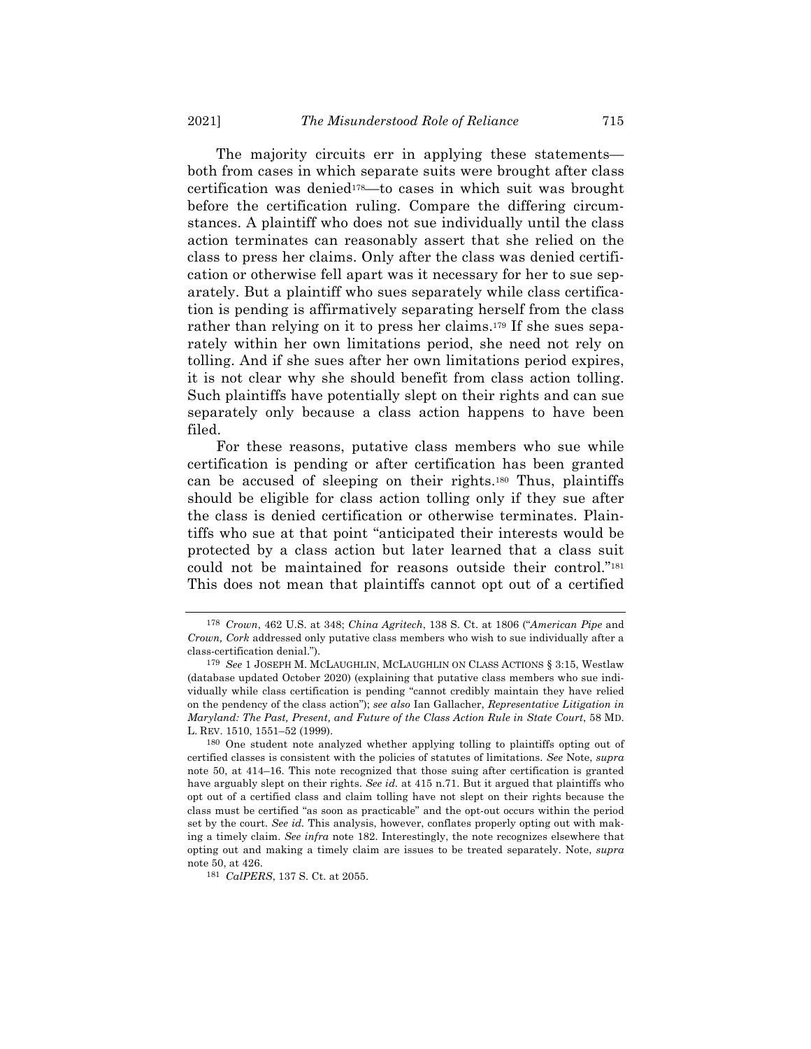The majority circuits err in applying these statements—both from cases in which separate suits were brought after class certification was denied[178]—to cases in which suit was brought before the certification ruling. Compare the differing circumstances. A plaintiff who does not sue individually until the class action terminates can reasonably assert that she relied on the class to press her claims. Only after the class was denied certification or otherwise fell apart was it necessary for her to sue separately. But a plaintiff who sues separately while class certification is pending is affirmatively separating herself from the class rather than relying on it to press her claims.[179] If she sues separately within her own limitations period, she need not rely on tolling. And if she sues after her own limitations period expires, it is not clear why she should benefit from class action tolling. Such plaintiffs have potentially slept on their rights and can sue separately only because a class action happens to have been filed.

For these reasons, putative class members who sue while certification is pending or after certification has been granted can be accused of sleeping on their rights.[180] Thus, plaintiffs should be eligible for class action tolling only if they sue after the class is denied certification or otherwise terminates. Plaintiffs who sue at that point "anticipated their interests would be protected by a class action but later learned that a class suit could not be maintained for reasons outside their control."[181] This does not mean that plaintiffs cannot opt out of a certified

---

[178] *Crown*, 462 U.S. at 348; *China Agritech*, 138 S. Ct. at 1806 ("*American Pipe* and *Crown, Cork* addressed only putative class members who wish to sue individually after a class-certification denial.").

[179] *See* 1 JOSEPH M. MCLAUGHLIN, MCLAUGHLIN ON CLASS ACTIONS § 3:15, Westlaw (database updated October 2020) (explaining that putative class members who sue individually while class certification is pending "cannot credibly maintain they have relied on the pendency of the class action"); *see also* Ian Gallacher, *Representative Litigation in Maryland: The Past, Present, and Future of the Class Action Rule in State Court*, 58 MD. L. REV. 1510, 1551–52 (1999).

[180] One student note analyzed whether applying tolling to plaintiffs opting out of certified classes is consistent with the policies of statutes of limitations. *See* Note, *supra* note 50, at 414–16. This note recognized that those suing after certification is granted have arguably slept on their rights. *See id.* at 415 n.71. But it argued that plaintiffs who opt out of a certified class and claim tolling have not slept on their rights because the class must be certified "as soon as practicable" and the opt-out occurs within the period set by the court. *See id.* This analysis, however, conflates properly opting out with making a timely claim. *See infra* note 182. Interestingly, the note recognizes elsewhere that opting out and making a timely claim are issues to be treated separately. Note, *supra* note 50, at 426.

[181] *CalPERS*, 137 S. Ct. at 2055.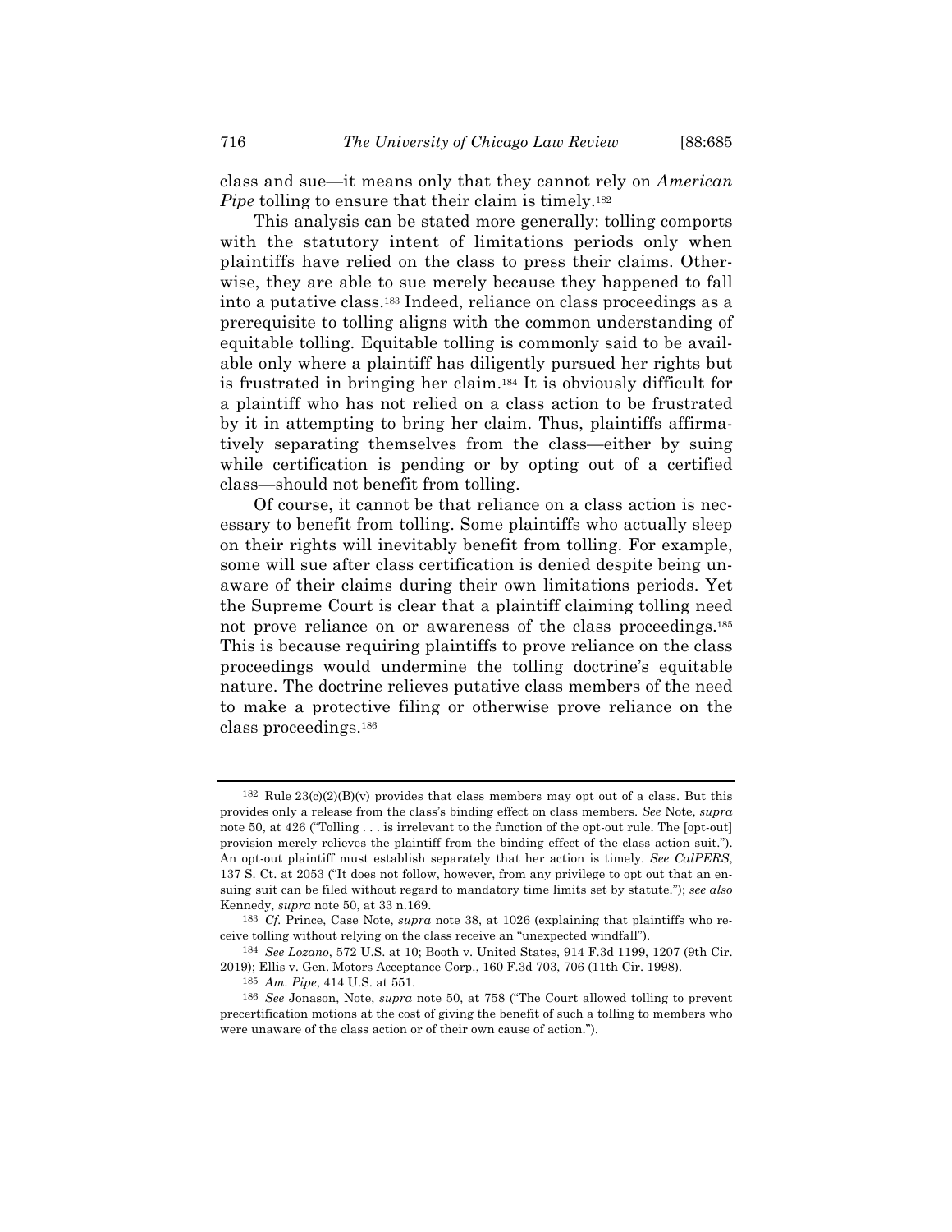class and sue—it means only that they cannot rely on *American Pipe* tolling to ensure that their claim is timely.[182]

This analysis can be stated more generally: tolling comports with the statutory intent of limitations periods only when plaintiffs have relied on the class to press their claims. Otherwise, they are able to sue merely because they happened to fall into a putative class.[183] Indeed, reliance on class proceedings as a prerequisite to tolling aligns with the common understanding of equitable tolling. Equitable tolling is commonly said to be available only where a plaintiff has diligently pursued her rights but is frustrated in bringing her claim.[184] It is obviously difficult for a plaintiff who has not relied on a class action to be frustrated by it in attempting to bring her claim. Thus, plaintiffs affirmatively separating themselves from the class—either by suing while certification is pending or by opting out of a certified class—should not benefit from tolling.

Of course, it cannot be that reliance on a class action is necessary to benefit from tolling. Some plaintiffs who actually sleep on their rights will inevitably benefit from tolling. For example, some will sue after class certification is denied despite being unaware of their claims during their own limitations periods. Yet the Supreme Court is clear that a plaintiff claiming tolling need not prove reliance on or awareness of the class proceedings.[185] This is because requiring plaintiffs to prove reliance on the class proceedings would undermine the tolling doctrine's equitable nature. The doctrine relieves putative class members of the need to make a protective filing or otherwise prove reliance on the class proceedings.[186]

---

[182] Rule 23(c)(2)(B)(v) provides that class members may opt out of a class. But this provides only a release from the class's binding effect on class members. *See* Note, *supra* note 50, at 426 ("Tolling . . . is irrelevant to the function of the opt-out rule. The [opt-out] provision merely relieves the plaintiff from the binding effect of the class action suit."). An opt-out plaintiff must establish separately that her action is timely. *See CalPERS*, 137 S. Ct. at 2053 ("It does not follow, however, from any privilege to opt out that an ensuing suit can be filed without regard to mandatory time limits set by statute."); *see also* Kennedy, *supra* note 50, at 33 n.169.

[183] *Cf.* Prince, Case Note, *supra* note 38, at 1026 (explaining that plaintiffs who receive tolling without relying on the class receive an "unexpected windfall").

[184] *See Lozano*, 572 U.S. at 10; Booth v. United States, 914 F.3d 1199, 1207 (9th Cir. 2019); Ellis v. Gen. Motors Acceptance Corp., 160 F.3d 703, 706 (11th Cir. 1998).

[185] *Am. Pipe*, 414 U.S. at 551.

[186] *See* Jonason, Note, *supra* note 50, at 758 ("The Court allowed tolling to prevent precertification motions at the cost of giving the benefit of such a tolling to members who were unaware of the class action or of their own cause of action.").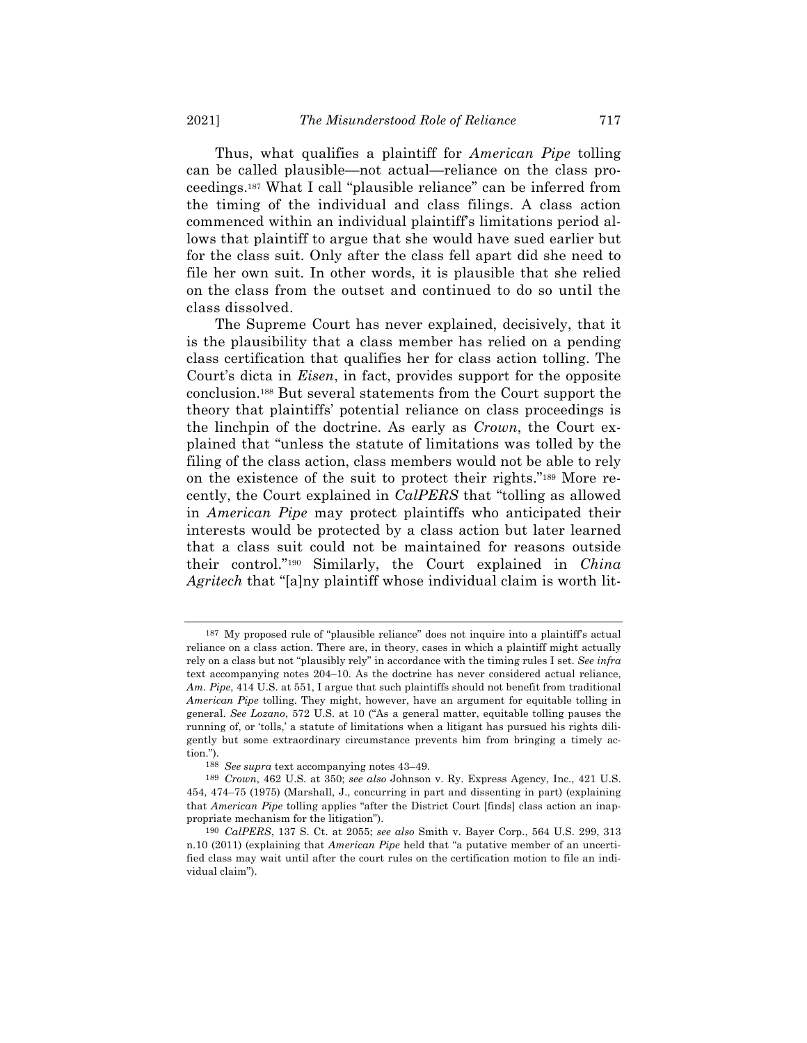Thus, what qualifies a plaintiff for *American Pipe* tolling can be called plausible—not actual—reliance on the class proceedings.[187] What I call "plausible reliance" can be inferred from the timing of the individual and class filings. A class action commenced within an individual plaintiff's limitations period allows that plaintiff to argue that she would have sued earlier but for the class suit. Only after the class fell apart did she need to file her own suit. In other words, it is plausible that she relied on the class from the outset and continued to do so until the class dissolved.

The Supreme Court has never explained, decisively, that it is the plausibility that a class member has relied on a pending class certification that qualifies her for class action tolling. The Court's dicta in *Eisen*, in fact, provides support for the opposite conclusion.[188] But several statements from the Court support the theory that plaintiffs' potential reliance on class proceedings is the linchpin of the doctrine. As early as *Crown*, the Court explained that "unless the statute of limitations was tolled by the filing of the class action, class members would not be able to rely on the existence of the suit to protect their rights."[189] More recently, the Court explained in *CalPERS* that "tolling as allowed in *American Pipe* may protect plaintiffs who anticipated their interests would be protected by a class action but later learned that a class suit could not be maintained for reasons outside their control."[190] Similarly, the Court explained in *China Agritech* that "[a]ny plaintiff whose individual claim is worth lit-

---

[187] My proposed rule of "plausible reliance" does not inquire into a plaintiff's actual reliance on a class action. There are, in theory, cases in which a plaintiff might actually rely on a class but not "plausibly rely" in accordance with the timing rules I set. *See infra* text accompanying notes 204–10. As the doctrine has never considered actual reliance, *Am. Pipe*, 414 U.S. at 551, I argue that such plaintiffs should not benefit from traditional *American Pipe* tolling. They might, however, have an argument for equitable tolling in general. *See Lozano*, 572 U.S. at 10 ("As a general matter, equitable tolling pauses the running of, or 'tolls,' a statute of limitations when a litigant has pursued his rights diligently but some extraordinary circumstance prevents him from bringing a timely action.").

[188] *See supra* text accompanying notes 43–49.

[189] *Crown*, 462 U.S. at 350; *see also* Johnson v. Ry. Express Agency, Inc., 421 U.S. 454, 474–75 (1975) (Marshall, J., concurring in part and dissenting in part) (explaining that *American Pipe* tolling applies "after the District Court [finds] class action an inappropriate mechanism for the litigation").

[190] *CalPERS*, 137 S. Ct. at 2055; *see also* Smith v. Bayer Corp., 564 U.S. 299, 313 n.10 (2011) (explaining that *American Pipe* held that "a putative member of an uncertified class may wait until after the court rules on the certification motion to file an individual claim").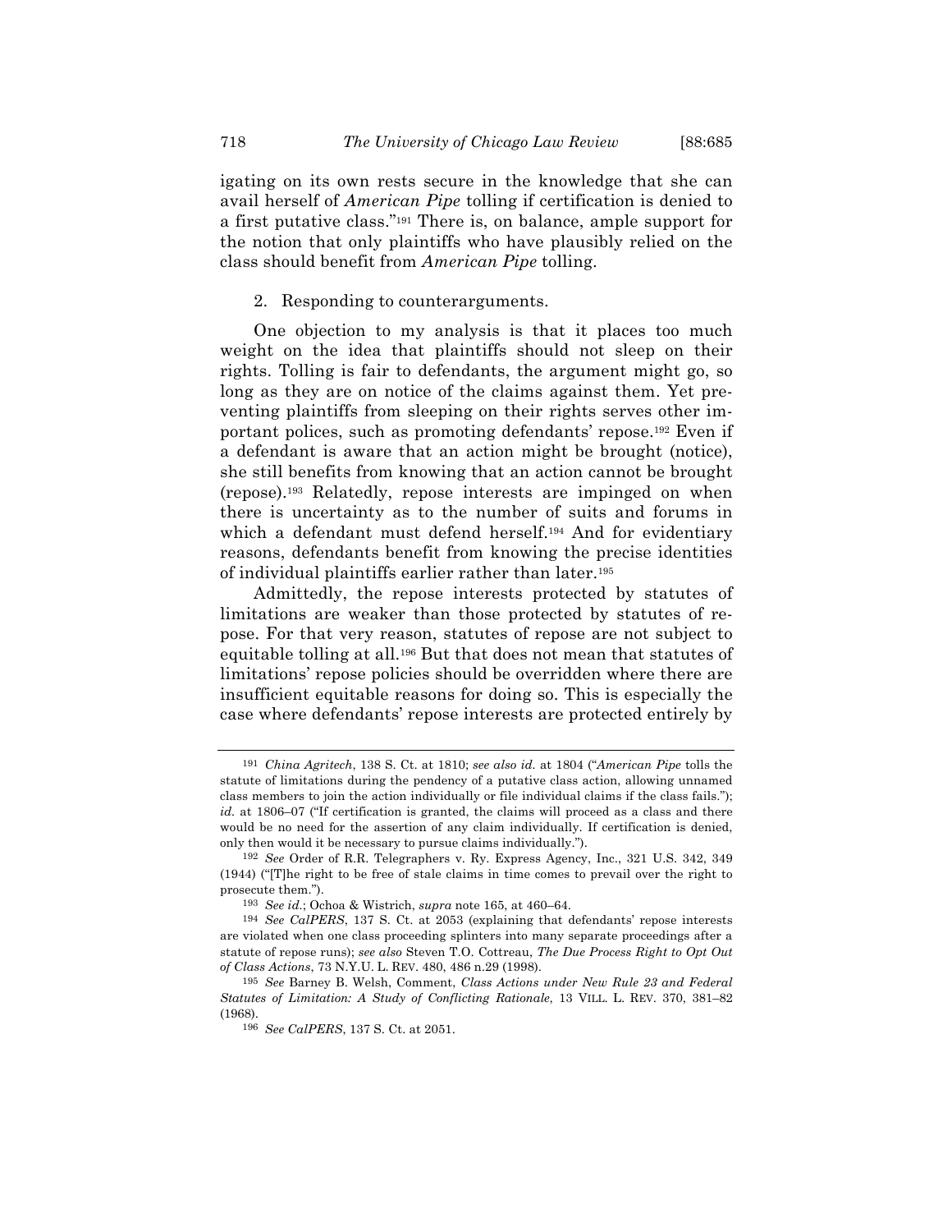igating on its own rests secure in the knowledge that she can avail herself of *American Pipe* tolling if certification is denied to a first putative class."[191] There is, on balance, ample support for the notion that only plaintiffs who have plausibly relied on the class should benefit from *American Pipe* tolling.

2. Responding to counterarguments.

One objection to my analysis is that it places too much weight on the idea that plaintiffs should not sleep on their rights. Tolling is fair to defendants, the argument might go, so long as they are on notice of the claims against them. Yet preventing plaintiffs from sleeping on their rights serves other important polices, such as promoting defendants' repose.[192] Even if a defendant is aware that an action might be brought (notice), she still benefits from knowing that an action cannot be brought (repose).[193] Relatedly, repose interests are impinged on when there is uncertainty as to the number of suits and forums in which a defendant must defend herself.[194] And for evidentiary reasons, defendants benefit from knowing the precise identities of individual plaintiffs earlier rather than later.[195]

Admittedly, the repose interests protected by statutes of limitations are weaker than those protected by statutes of repose. For that very reason, statutes of repose are not subject to equitable tolling at all.[196] But that does not mean that statutes of limitations' repose policies should be overridden where there are insufficient equitable reasons for doing so. This is especially the case where defendants' repose interests are protected entirely by

---

[191] *China Agritech*, 138 S. Ct. at 1810; *see also id.* at 1804 ("*American Pipe* tolls the statute of limitations during the pendency of a putative class action, allowing unnamed class members to join the action individually or file individual claims if the class fails."); *id.* at 1806–07 ("If certification is granted, the claims will proceed as a class and there would be no need for the assertion of any claim individually. If certification is denied, only then would it be necessary to pursue claims individually.").

[192] *See* Order of R.R. Telegraphers v. Ry. Express Agency, Inc., 321 U.S. 342, 349 (1944) ("[T]he right to be free of stale claims in time comes to prevail over the right to prosecute them.").

[193] *See id.*; Ochoa & Wistrich, *supra* note 165, at 460–64.

[194] *See CalPERS*, 137 S. Ct. at 2053 (explaining that defendants' repose interests are violated when one class proceeding splinters into many separate proceedings after a statute of repose runs); *see also* Steven T.O. Cottreau, *The Due Process Right to Opt Out of Class Actions*, 73 N.Y.U. L. REV. 480, 486 n.29 (1998).

[195] *See* Barney B. Welsh, Comment, *Class Actions under New Rule 23 and Federal Statutes of Limitation: A Study of Conflicting Rationale*, 13 VILL. L. REV. 370, 381–82 (1968).

[196] *See CalPERS*, 137 S. Ct. at 2051.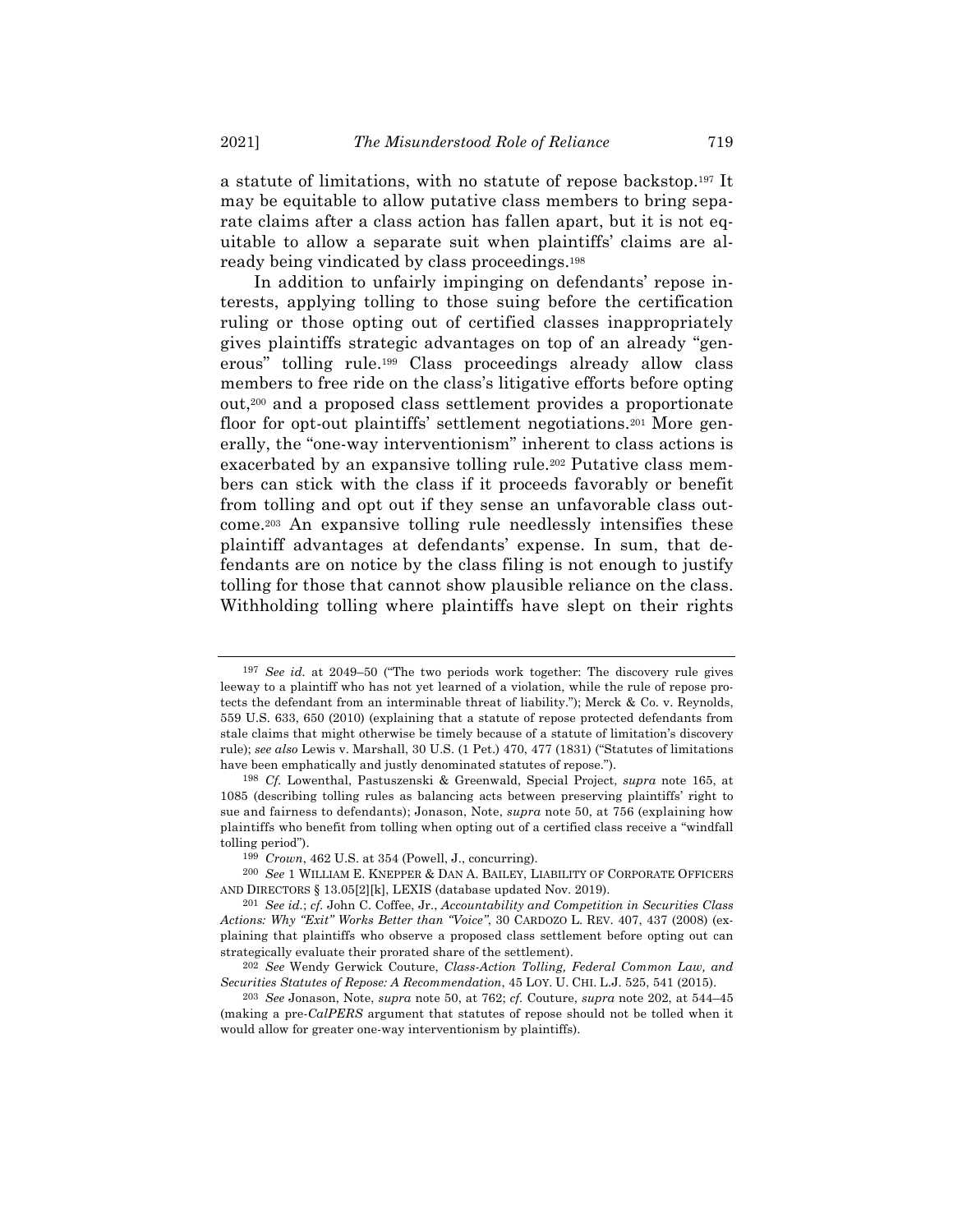a statute of limitations, with no statute of repose backstop.[197] It may be equitable to allow putative class members to bring separate claims after a class action has fallen apart, but it is not equitable to allow a separate suit when plaintiffs' claims are already being vindicated by class proceedings.[198]

In addition to unfairly impinging on defendants' repose interests, applying tolling to those suing before the certification ruling or those opting out of certified classes inappropriately gives plaintiffs strategic advantages on top of an already "generous" tolling rule.[199] Class proceedings already allow class members to free ride on the class's litigative efforts before opting out,[200] and a proposed class settlement provides a proportionate floor for opt-out plaintiffs' settlement negotiations.[201] More generally, the "one-way interventionism" inherent to class actions is exacerbated by an expansive tolling rule.[202] Putative class members can stick with the class if it proceeds favorably or benefit from tolling and opt out if they sense an unfavorable class outcome.[203] An expansive tolling rule needlessly intensifies these plaintiff advantages at defendants' expense. In sum, that defendants are on notice by the class filing is not enough to justify tolling for those that cannot show plausible reliance on the class. Withholding tolling where plaintiffs have slept on their rights

---

[197] *See id.* at 2049–50 ("The two periods work together: The discovery rule gives leeway to a plaintiff who has not yet learned of a violation, while the rule of repose protects the defendant from an interminable threat of liability."); Merck & Co. v. Reynolds, 559 U.S. 633, 650 (2010) (explaining that a statute of repose protected defendants from stale claims that might otherwise be timely because of a statute of limitation's discovery rule); *see also* Lewis v. Marshall, 30 U.S. (1 Pet.) 470, 477 (1831) ("Statutes of limitations have been emphatically and justly denominated statutes of repose.").

[198] *Cf.* Lowenthal, Pastuszenski & Greenwald, Special Project, *supra* note 165, at 1085 (describing tolling rules as balancing acts between preserving plaintiffs' right to sue and fairness to defendants); Jonason, Note, *supra* note 50, at 756 (explaining how plaintiffs who benefit from tolling when opting out of a certified class receive a "windfall tolling period").

[199] *Crown*, 462 U.S. at 354 (Powell, J., concurring).

[200] *See* 1 WILLIAM E. KNEPPER & DAN A. BAILEY, LIABILITY OF CORPORATE OFFICERS AND DIRECTORS § 13.05[2][k], LEXIS (database updated Nov. 2019).

[201] *See id.*; *cf.* John C. Coffee, Jr., *Accountability and Competition in Securities Class Actions: Why "Exit" Works Better than "Voice"*, 30 CARDOZO L. REV. 407, 437 (2008) (explaining that plaintiffs who observe a proposed class settlement before opting out can strategically evaluate their prorated share of the settlement).

[202] *See* Wendy Gerwick Couture, *Class-Action Tolling, Federal Common Law, and Securities Statutes of Repose: A Recommendation*, 45 LOY. U. CHI. L.J. 525, 541 (2015).

[203] *See* Jonason, Note, *supra* note 50, at 762; *cf.* Couture, *supra* note 202, at 544–45 (making a pre-*CalPERS* argument that statutes of repose should not be tolled when it would allow for greater one-way interventionism by plaintiffs).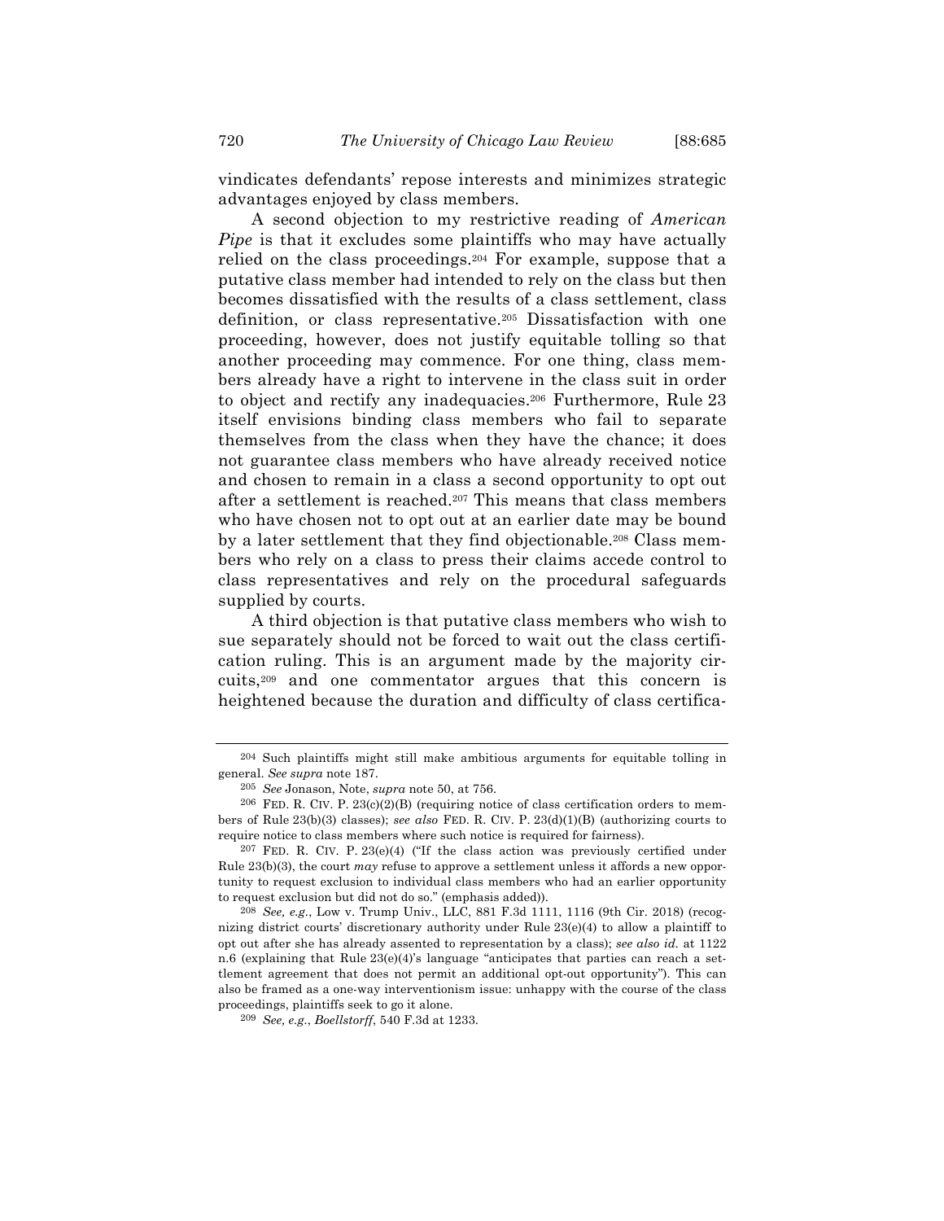vindicates defendants' repose interests and minimizes strategic advantages enjoyed by class members.

A second objection to my restrictive reading of *American Pipe* is that it excludes some plaintiffs who may have actually relied on the class proceedings.[204] For example, suppose that a putative class member had intended to rely on the class but then becomes dissatisfied with the results of a class settlement, class definition, or class representative.[205] Dissatisfaction with one proceeding, however, does not justify equitable tolling so that another proceeding may commence. For one thing, class members already have a right to intervene in the class suit in order to object and rectify any inadequacies.[206] Furthermore, Rule 23 itself envisions binding class members who fail to separate themselves from the class when they have the chance; it does not guarantee class members who have already received notice and chosen to remain in a class a second opportunity to opt out after a settlement is reached.[207] This means that class members who have chosen not to opt out at an earlier date may be bound by a later settlement that they find objectionable.[208] Class members who rely on a class to press their claims accede control to class representatives and rely on the procedural safeguards supplied by courts.

A third objection is that putative class members who wish to sue separately should not be forced to wait out the class certification ruling. This is an argument made by the majority circuits,[209] and one commentator argues that this concern is heightened because the duration and difficulty of class certifica-

---

[204] Such plaintiffs might still make ambitious arguments for equitable tolling in general. *See supra* note 187.

[205] *See* Jonason, Note, *supra* note 50, at 756.

[206] FED. R. CIV. P. 23(c)(2)(B) (requiring notice of class certification orders to members of Rule 23(b)(3) classes); *see also* FED. R. CIV. P. 23(d)(1)(B) (authorizing courts to require notice to class members where such notice is required for fairness).

[207] FED. R. CIV. P. 23(e)(4) ("If the class action was previously certified under Rule 23(b)(3), the court *may* refuse to approve a settlement unless it affords a new opportunity to request exclusion to individual class members who had an earlier opportunity to request exclusion but did not do so." (emphasis added)).

[208] *See, e.g.*, Low v. Trump Univ., LLC, 881 F.3d 1111, 1116 (9th Cir. 2018) (recognizing district courts' discretionary authority under Rule 23(e)(4) to allow a plaintiff to opt out after she has already assented to representation by a class); *see also id.* at 1122 n.6 (explaining that Rule 23(e)(4)'s language "anticipates that parties can reach a settlement agreement that does not permit an additional opt-out opportunity"). This can also be framed as a one-way interventionism issue: unhappy with the course of the class proceedings, plaintiffs seek to go it alone.

[209] *See, e.g.*, *Boellstorff*, 540 F.3d at 1233.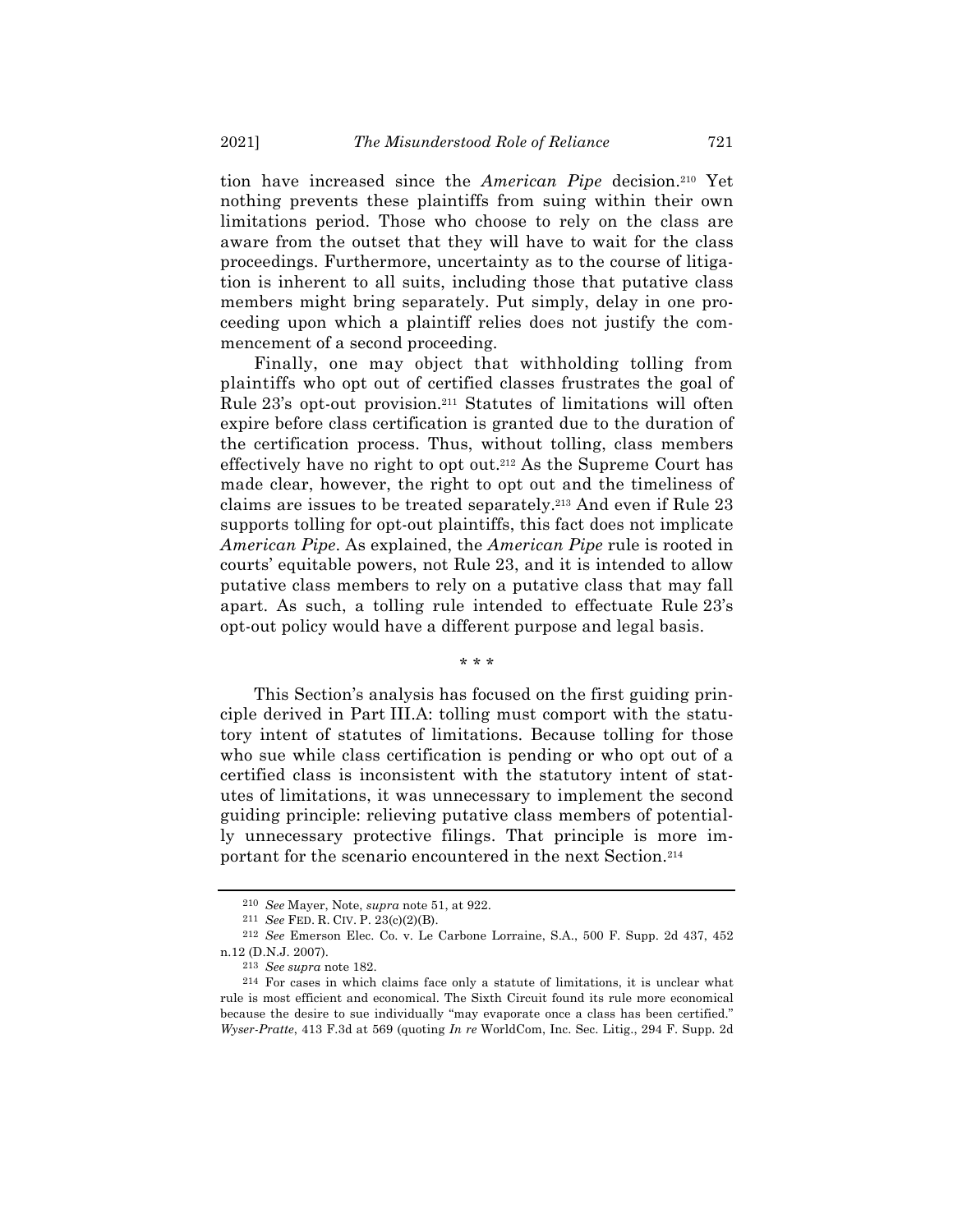tion have increased since the *American Pipe* decision.[210] Yet nothing prevents these plaintiffs from suing within their own limitations period. Those who choose to rely on the class are aware from the outset that they will have to wait for the class proceedings. Furthermore, uncertainty as to the course of litigation is inherent to all suits, including those that putative class members might bring separately. Put simply, delay in one proceeding upon which a plaintiff relies does not justify the commencement of a second proceeding.

Finally, one may object that withholding tolling from plaintiffs who opt out of certified classes frustrates the goal of Rule 23's opt-out provision.[211] Statutes of limitations will often expire before class certification is granted due to the duration of the certification process. Thus, without tolling, class members effectively have no right to opt out.[212] As the Supreme Court has made clear, however, the right to opt out and the timeliness of claims are issues to be treated separately.[213] And even if Rule 23 supports tolling for opt-out plaintiffs, this fact does not implicate *American Pipe*. As explained, the *American Pipe* rule is rooted in courts' equitable powers, not Rule 23, and it is intended to allow putative class members to rely on a putative class that may fall apart. As such, a tolling rule intended to effectuate Rule 23's opt-out policy would have a different purpose and legal basis.

\* \* \*

This Section's analysis has focused on the first guiding principle derived in Part III.A: tolling must comport with the statutory intent of statutes of limitations. Because tolling for those who sue while class certification is pending or who opt out of a certified class is inconsistent with the statutory intent of statutes of limitations, it was unnecessary to implement the second guiding principle: relieving putative class members of potentially unnecessary protective filings. That principle is more important for the scenario encountered in the next Section.[214]

---

[210] *See* Mayer, Note, *supra* note 51, at 922.

[211] *See* FED. R. CIV. P. 23(c)(2)(B).

[212] *See* Emerson Elec. Co. v. Le Carbone Lorraine, S.A., 500 F. Supp. 2d 437, 452 n.12 (D.N.J. 2007).

[213] *See supra* note 182.

[214] For cases in which claims face only a statute of limitations, it is unclear what rule is most efficient and economical. The Sixth Circuit found its rule more economical because the desire to sue individually "may evaporate once a class has been certified." *Wyser-Pratte*, 413 F.3d at 569 (quoting *In re* WorldCom, Inc. Sec. Litig., 294 F. Supp. 2d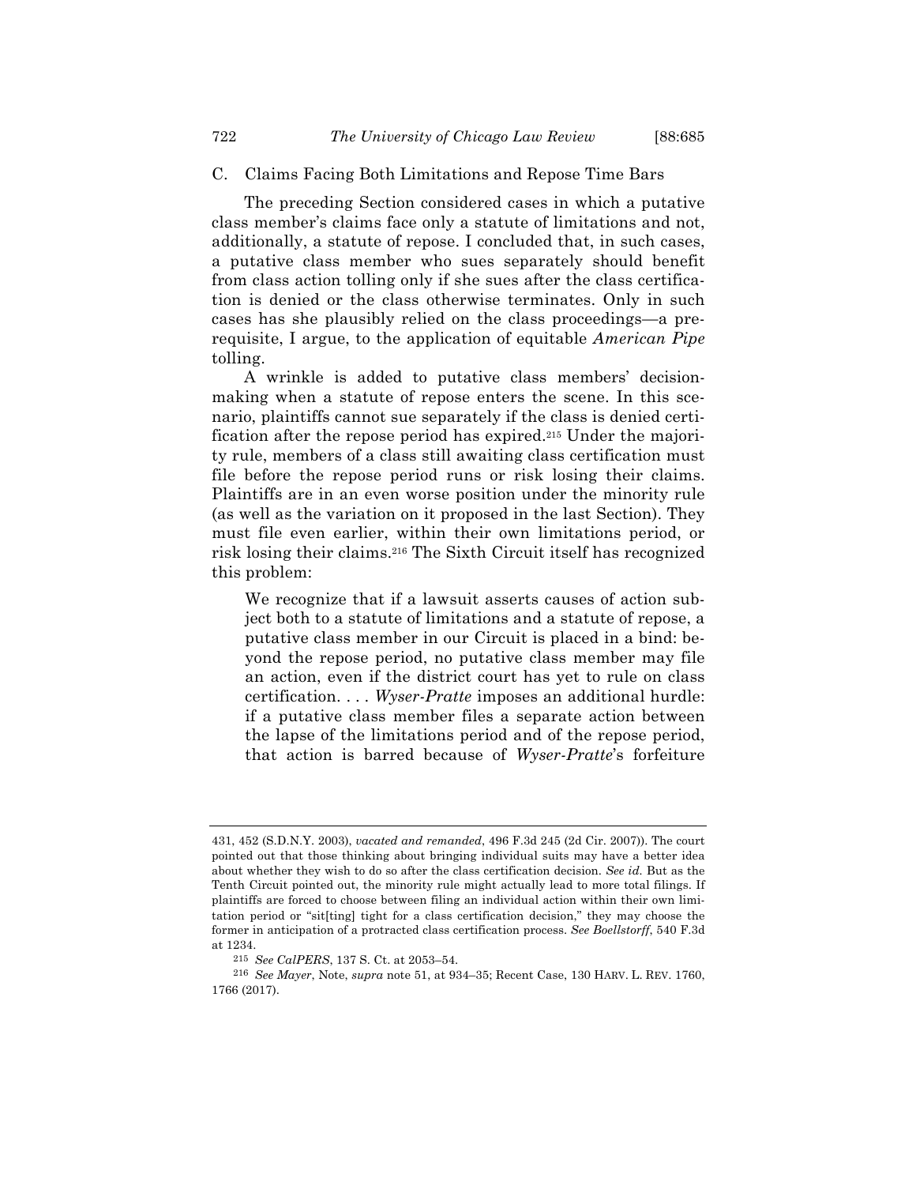## C. Claims Facing Both Limitations and Repose Time Bars

The preceding Section considered cases in which a putative class member's claims face only a statute of limitations and not, additionally, a statute of repose. I concluded that, in such cases, a putative class member who sues separately should benefit from class action tolling only if she sues after the class certification is denied or the class otherwise terminates. Only in such cases has she plausibly relied on the class proceedings—a prerequisite, I argue, to the application of equitable *American Pipe* tolling.

A wrinkle is added to putative class members' decision-making when a statute of repose enters the scene. In this scenario, plaintiffs cannot sue separately if the class is denied certification after the repose period has expired.[215] Under the majority rule, members of a class still awaiting class certification must file before the repose period runs or risk losing their claims. Plaintiffs are in an even worse position under the minority rule (as well as the variation on it proposed in the last Section). They must file even earlier, within their own limitations period, or risk losing their claims.[216] The Sixth Circuit itself has recognized this problem:

> We recognize that if a lawsuit asserts causes of action subject both to a statute of limitations and a statute of repose, a putative class member in our Circuit is placed in a bind: beyond the repose period, no putative class member may file an action, even if the district court has yet to rule on class certification. . . . *Wyser-Pratte* imposes an additional hurdle: if a putative class member files a separate action between the lapse of the limitations period and of the repose period, that action is barred because of *Wyser-Pratte*'s forfeiture

---

431, 452 (S.D.N.Y. 2003), *vacated and remanded*, 496 F.3d 245 (2d Cir. 2007)). The court pointed out that those thinking about bringing individual suits may have a better idea about whether they wish to do so after the class certification decision. *See id.* But as the Tenth Circuit pointed out, the minority rule might actually lead to more total filings. If plaintiffs are forced to choose between filing an individual action within their own limitation period or "sit[ting] tight for a class certification decision," they may choose the former in anticipation of a protracted class certification process. *See Boellstorff*, 540 F.3d at 1234.

[215] *See CalPERS*, 137 S. Ct. at 2053–54.

[216] *See Mayer*, Note, *supra* note 51, at 934–35; Recent Case, 130 HARV. L. REV. 1760, 1766 (2017).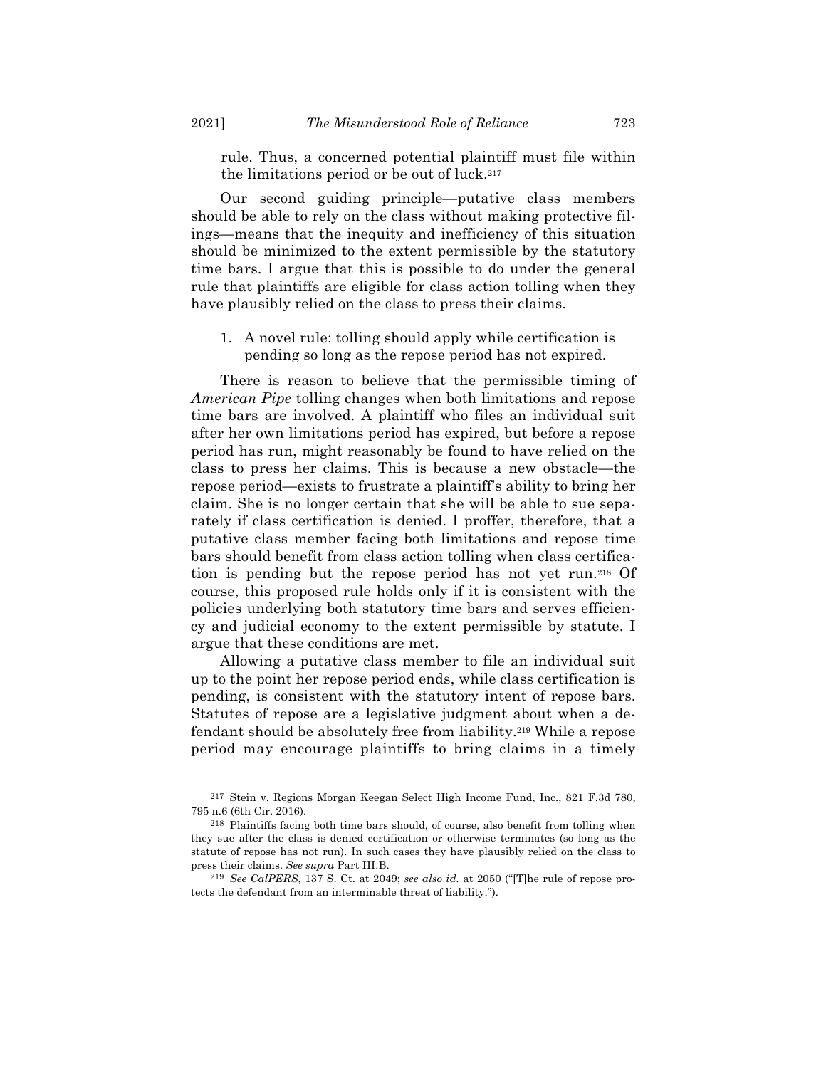rule. Thus, a concerned potential plaintiff must file within the limitations period or be out of luck.[217]

Our second guiding principle—putative class members should be able to rely on the class without making protective filings—means that the inequity and inefficiency of this situation should be minimized to the extent permissible by the statutory time bars. I argue that this is possible to do under the general rule that plaintiffs are eligible for class action tolling when they have plausibly relied on the class to press their claims.

1. A novel rule: tolling should apply while certification is pending so long as the repose period has not expired.

There is reason to believe that the permissible timing of *American Pipe* tolling changes when both limitations and repose time bars are involved. A plaintiff who files an individual suit after her own limitations period has expired, but before a repose period has run, might reasonably be found to have relied on the class to press her claims. This is because a new obstacle—the repose period—exists to frustrate a plaintiff's ability to bring her claim. She is no longer certain that she will be able to sue separately if class certification is denied. I proffer, therefore, that a putative class member facing both limitations and repose time bars should benefit from class action tolling when class certification is pending but the repose period has not yet run.[218] Of course, this proposed rule holds only if it is consistent with the policies underlying both statutory time bars and serves efficiency and judicial economy to the extent permissible by statute. I argue that these conditions are met.

Allowing a putative class member to file an individual suit up to the point her repose period ends, while class certification is pending, is consistent with the statutory intent of repose bars. Statutes of repose are a legislative judgment about when a defendant should be absolutely free from liability.[219] While a repose period may encourage plaintiffs to bring claims in a timely

---

[217] Stein v. Regions Morgan Keegan Select High Income Fund, Inc., 821 F.3d 780, 795 n.6 (6th Cir. 2016).

[218] Plaintiffs facing both time bars should, of course, also benefit from tolling when they sue after the class is denied certification or otherwise terminates (so long as the statute of repose has not run). In such cases they have plausibly relied on the class to press their claims. *See supra* Part III.B.

[219] *See CalPERS*, 137 S. Ct. at 2049; *see also id.* at 2050 ("[T]he rule of repose protects the defendant from an interminable threat of liability.").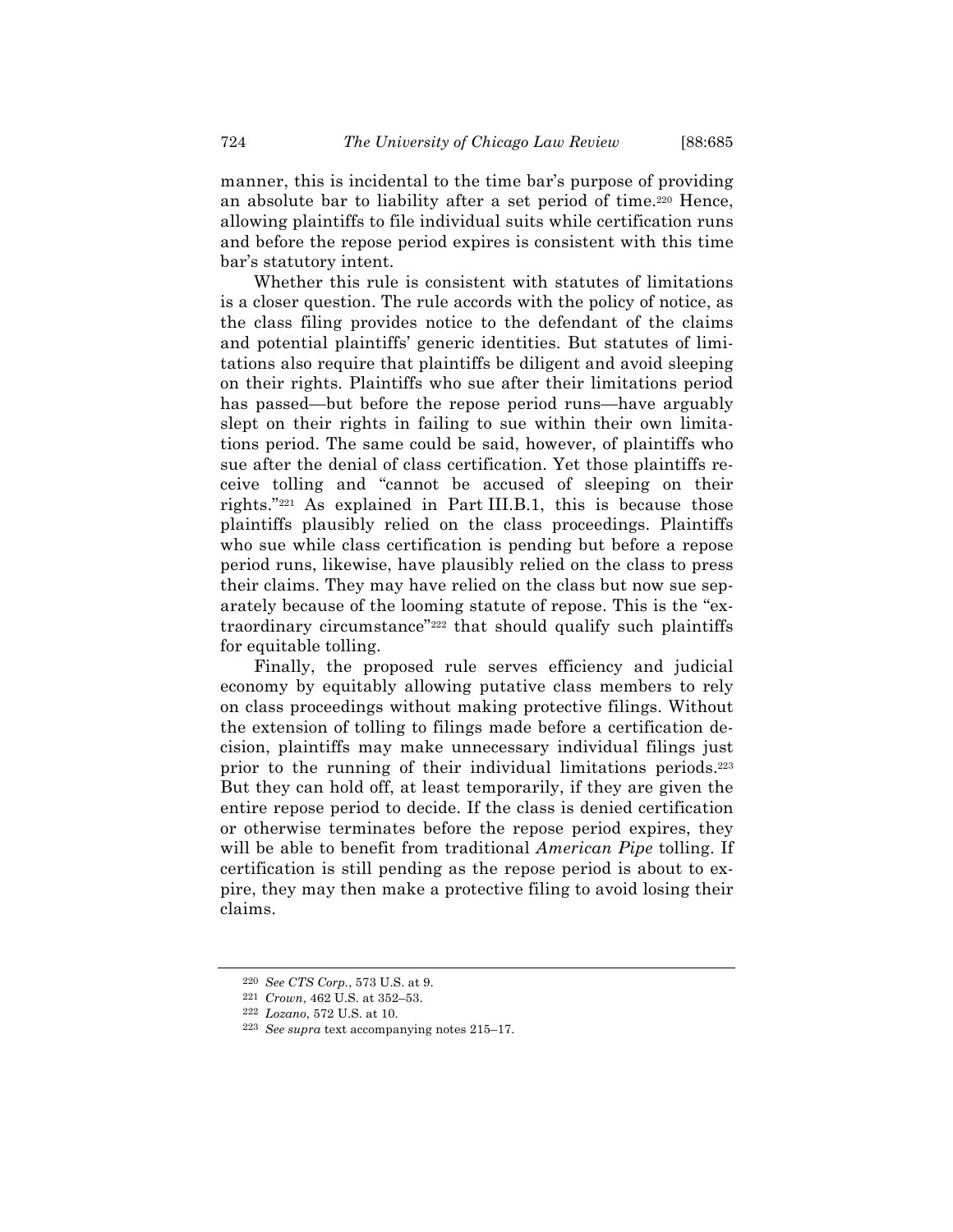manner, this is incidental to the time bar's purpose of providing an absolute bar to liability after a set period of time.[220] Hence, allowing plaintiffs to file individual suits while certification runs and before the repose period expires is consistent with this time bar's statutory intent.

Whether this rule is consistent with statutes of limitations is a closer question. The rule accords with the policy of notice, as the class filing provides notice to the defendant of the claims and potential plaintiffs' generic identities. But statutes of limitations also require that plaintiffs be diligent and avoid sleeping on their rights. Plaintiffs who sue after their limitations period has passed—but before the repose period runs—have arguably slept on their rights in failing to sue within their own limitations period. The same could be said, however, of plaintiffs who sue after the denial of class certification. Yet those plaintiffs receive tolling and "cannot be accused of sleeping on their rights."[221] As explained in Part III.B.1, this is because those plaintiffs plausibly relied on the class proceedings. Plaintiffs who sue while class certification is pending but before a repose period runs, likewise, have plausibly relied on the class to press their claims. They may have relied on the class but now sue separately because of the looming statute of repose. This is the "extraordinary circumstance"[222] that should qualify such plaintiffs for equitable tolling.

Finally, the proposed rule serves efficiency and judicial economy by equitably allowing putative class members to rely on class proceedings without making protective filings. Without the extension of tolling to filings made before a certification decision, plaintiffs may make unnecessary individual filings just prior to the running of their individual limitations periods.[223] But they can hold off, at least temporarily, if they are given the entire repose period to decide. If the class is denied certification or otherwise terminates before the repose period expires, they will be able to benefit from traditional *American Pipe* tolling. If certification is still pending as the repose period is about to expire, they may then make a protective filing to avoid losing their claims.

---

220 *See CTS Corp.*, 573 U.S. at 9.

221 *Crown*, 462 U.S. at 352–53.

222 *Lozano*, 572 U.S. at 10.

223 *See supra* text accompanying notes 215–17.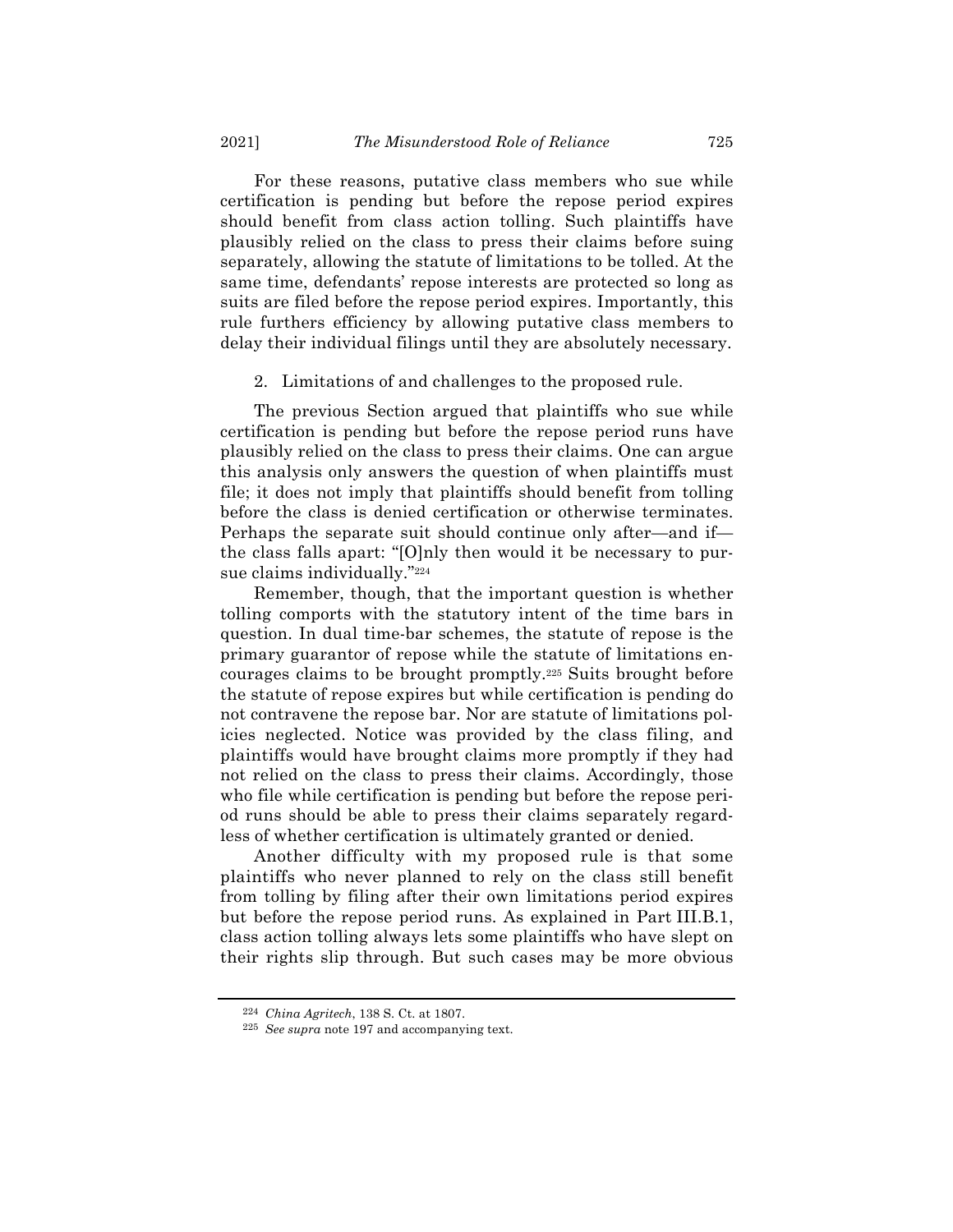For these reasons, putative class members who sue while certification is pending but before the repose period expires should benefit from class action tolling. Such plaintiffs have plausibly relied on the class to press their claims before suing separately, allowing the statute of limitations to be tolled. At the same time, defendants' repose interests are protected so long as suits are filed before the repose period expires. Importantly, this rule furthers efficiency by allowing putative class members to delay their individual filings until they are absolutely necessary.

2. Limitations of and challenges to the proposed rule.

The previous Section argued that plaintiffs who sue while certification is pending but before the repose period runs have plausibly relied on the class to press their claims. One can argue this analysis only answers the question of when plaintiffs must file; it does not imply that plaintiffs should benefit from tolling before the class is denied certification or otherwise terminates. Perhaps the separate suit should continue only after—and if—the class falls apart: "[O]nly then would it be necessary to pursue claims individually."[224]

Remember, though, that the important question is whether tolling comports with the statutory intent of the time bars in question. In dual time-bar schemes, the statute of repose is the primary guarantor of repose while the statute of limitations encourages claims to be brought promptly.[225] Suits brought before the statute of repose expires but while certification is pending do not contravene the repose bar. Nor are statute of limitations policies neglected. Notice was provided by the class filing, and plaintiffs would have brought claims more promptly if they had not relied on the class to press their claims. Accordingly, those who file while certification is pending but before the repose period runs should be able to press their claims separately regardless of whether certification is ultimately granted or denied.

Another difficulty with my proposed rule is that some plaintiffs who never planned to rely on the class still benefit from tolling by filing after their own limitations period expires but before the repose period runs. As explained in Part III.B.1, class action tolling always lets some plaintiffs who have slept on their rights slip through. But such cases may be more obvious

---

[224] *China Agritech*, 138 S. Ct. at 1807.

[225] *See supra* note 197 and accompanying text.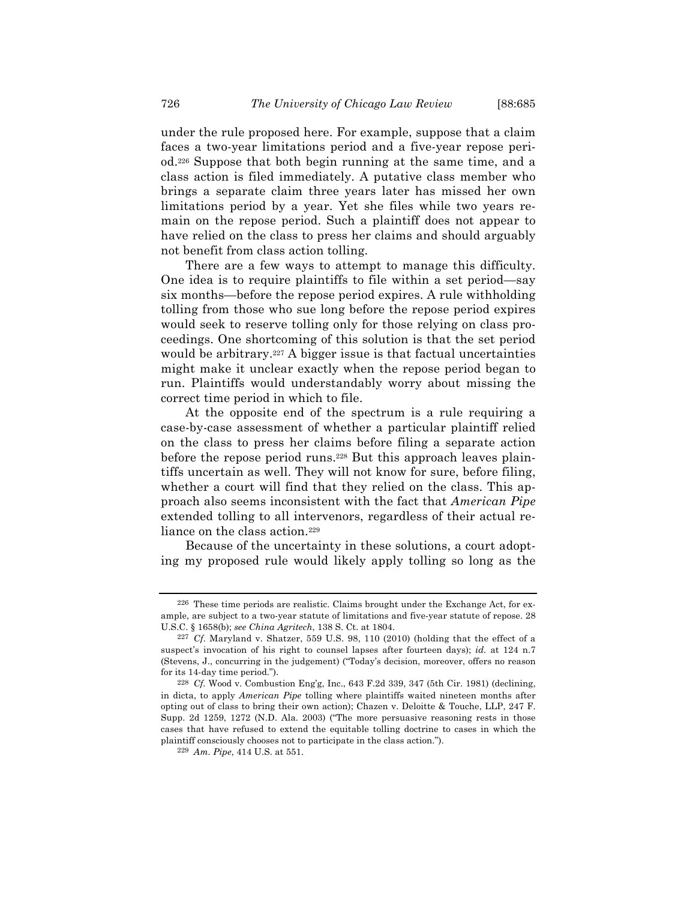under the rule proposed here. For example, suppose that a claim faces a two-year limitations period and a five-year repose period.[226] Suppose that both begin running at the same time, and a class action is filed immediately. A putative class member who brings a separate claim three years later has missed her own limitations period by a year. Yet she files while two years remain on the repose period. Such a plaintiff does not appear to have relied on the class to press her claims and should arguably not benefit from class action tolling.

There are a few ways to attempt to manage this difficulty. One idea is to require plaintiffs to file within a set period—say six months—before the repose period expires. A rule withholding tolling from those who sue long before the repose period expires would seek to reserve tolling only for those relying on class proceedings. One shortcoming of this solution is that the set period would be arbitrary.[227] A bigger issue is that factual uncertainties might make it unclear exactly when the repose period began to run. Plaintiffs would understandably worry about missing the correct time period in which to file.

At the opposite end of the spectrum is a rule requiring a case-by-case assessment of whether a particular plaintiff relied on the class to press her claims before filing a separate action before the repose period runs.[228] But this approach leaves plaintiffs uncertain as well. They will not know for sure, before filing, whether a court will find that they relied on the class. This approach also seems inconsistent with the fact that *American Pipe* extended tolling to all intervenors, regardless of their actual reliance on the class action.[229]

Because of the uncertainty in these solutions, a court adopting my proposed rule would likely apply tolling so long as the

---

[226] These time periods are realistic. Claims brought under the Exchange Act, for example, are subject to a two-year statute of limitations and five-year statute of repose. 28 U.S.C. § 1658(b); *see China Agritech*, 138 S. Ct. at 1804.

[227] *Cf.* Maryland v. Shatzer, 559 U.S. 98, 110 (2010) (holding that the effect of a suspect's invocation of his right to counsel lapses after fourteen days); *id.* at 124 n.7 (Stevens, J., concurring in the judgement) ("Today's decision, moreover, offers no reason for its 14-day time period.").

[228] *Cf.* Wood v. Combustion Eng'g, Inc., 643 F.2d 339, 347 (5th Cir. 1981) (declining, in dicta, to apply *American Pipe* tolling where plaintiffs waited nineteen months after opting out of class to bring their own action); Chazen v. Deloitte & Touche, LLP, 247 F. Supp. 2d 1259, 1272 (N.D. Ala. 2003) ("The more persuasive reasoning rests in those cases that have refused to extend the equitable tolling doctrine to cases in which the plaintiff consciously chooses not to participate in the class action.").

[229] *Am. Pipe*, 414 U.S. at 551.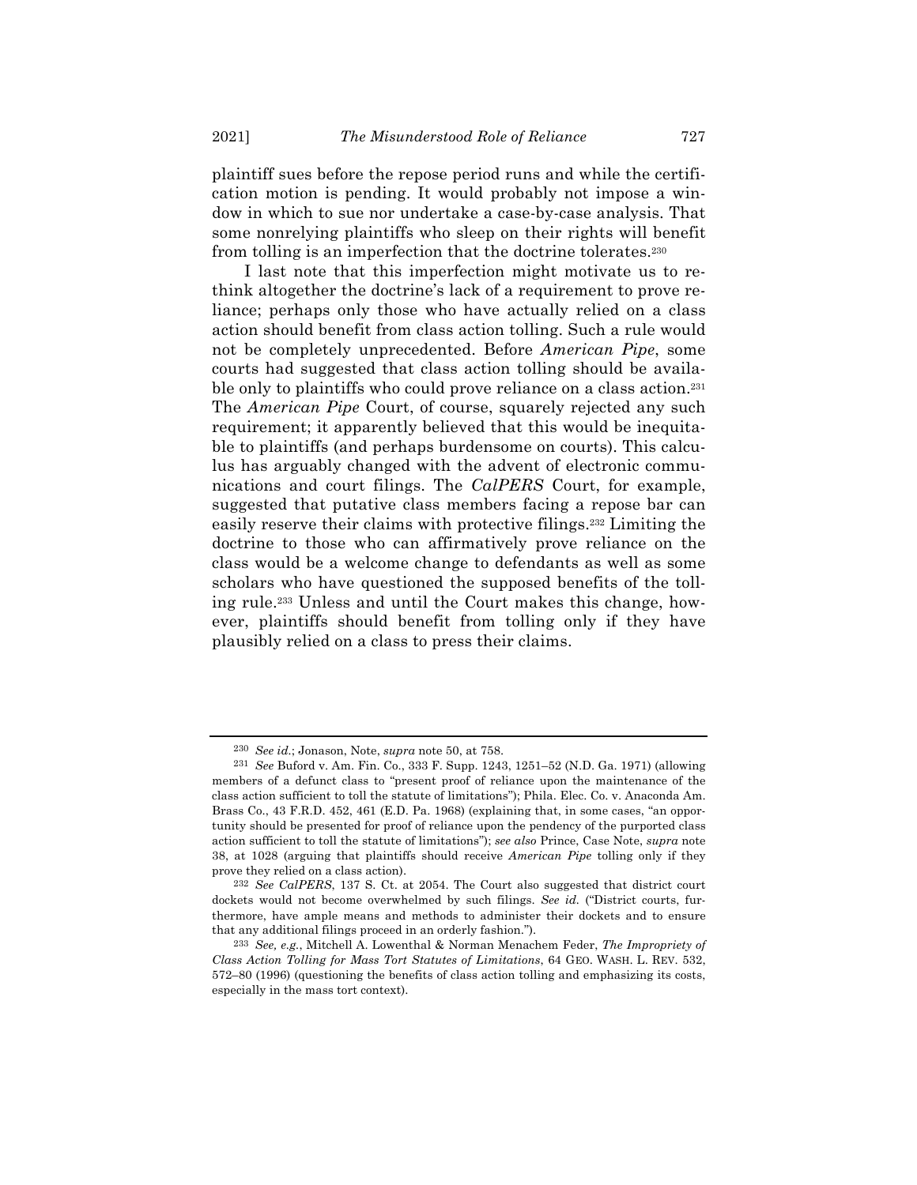plaintiff sues before the repose period runs and while the certification motion is pending. It would probably not impose a window in which to sue nor undertake a case-by-case analysis. That some nonrelying plaintiffs who sleep on their rights will benefit from tolling is an imperfection that the doctrine tolerates.[230]

I last note that this imperfection might motivate us to rethink altogether the doctrine's lack of a requirement to prove reliance; perhaps only those who have actually relied on a class action should benefit from class action tolling. Such a rule would not be completely unprecedented. Before *American Pipe*, some courts had suggested that class action tolling should be available only to plaintiffs who could prove reliance on a class action.[231] The *American Pipe* Court, of course, squarely rejected any such requirement; it apparently believed that this would be inequitable to plaintiffs (and perhaps burdensome on courts). This calculus has arguably changed with the advent of electronic communications and court filings. The *CalPERS* Court, for example, suggested that putative class members facing a repose bar can easily reserve their claims with protective filings.[232] Limiting the doctrine to those who can affirmatively prove reliance on the class would be a welcome change to defendants as well as some scholars who have questioned the supposed benefits of the tolling rule.[233] Unless and until the Court makes this change, however, plaintiffs should benefit from tolling only if they have plausibly relied on a class to press their claims.

---

[230] *See id.*; Jonason, Note, *supra* note 50, at 758.

[231] *See* Buford v. Am. Fin. Co., 333 F. Supp. 1243, 1251–52 (N.D. Ga. 1971) (allowing members of a defunct class to "present proof of reliance upon the maintenance of the class action sufficient to toll the statute of limitations"); Phila. Elec. Co. v. Anaconda Am. Brass Co., 43 F.R.D. 452, 461 (E.D. Pa. 1968) (explaining that, in some cases, "an opportunity should be presented for proof of reliance upon the pendency of the purported class action sufficient to toll the statute of limitations"); *see also* Prince, Case Note, *supra* note 38, at 1028 (arguing that plaintiffs should receive *American Pipe* tolling only if they prove they relied on a class action).

[232] *See CalPERS*, 137 S. Ct. at 2054. The Court also suggested that district court dockets would not become overwhelmed by such filings. *See id.* ("District courts, furthermore, have ample means and methods to administer their dockets and to ensure that any additional filings proceed in an orderly fashion.").

[233] *See, e.g.*, Mitchell A. Lowenthal & Norman Menachem Feder, *The Impropriety of Class Action Tolling for Mass Tort Statutes of Limitations*, 64 GEO. WASH. L. REV. 532, 572–80 (1996) (questioning the benefits of class action tolling and emphasizing its costs, especially in the mass tort context).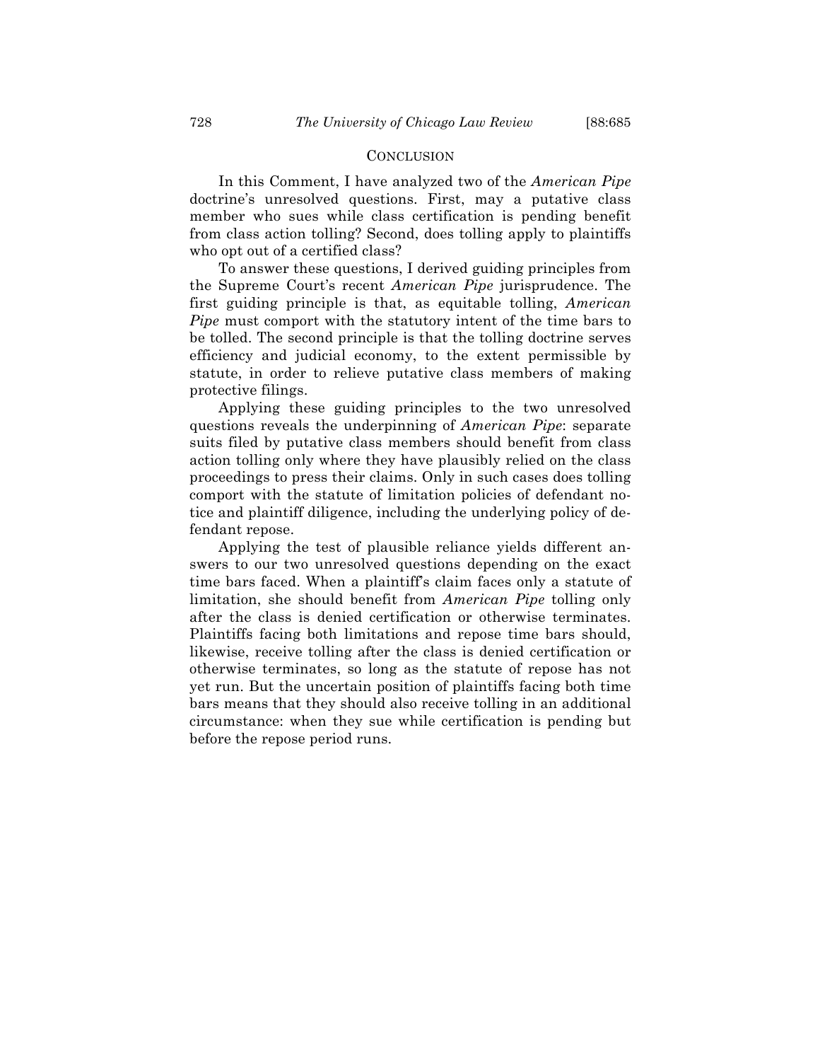## CONCLUSION

In this Comment, I have analyzed two of the *American Pipe* doctrine's unresolved questions. First, may a putative class member who sues while class certification is pending benefit from class action tolling? Second, does tolling apply to plaintiffs who opt out of a certified class?

To answer these questions, I derived guiding principles from the Supreme Court's recent *American Pipe* jurisprudence. The first guiding principle is that, as equitable tolling, *American Pipe* must comport with the statutory intent of the time bars to be tolled. The second principle is that the tolling doctrine serves efficiency and judicial economy, to the extent permissible by statute, in order to relieve putative class members of making protective filings.

Applying these guiding principles to the two unresolved questions reveals the underpinning of *American Pipe*: separate suits filed by putative class members should benefit from class action tolling only where they have plausibly relied on the class proceedings to press their claims. Only in such cases does tolling comport with the statute of limitation policies of defendant notice and plaintiff diligence, including the underlying policy of defendant repose.

Applying the test of plausible reliance yields different answers to our two unresolved questions depending on the exact time bars faced. When a plaintiff's claim faces only a statute of limitation, she should benefit from *American Pipe* tolling only after the class is denied certification or otherwise terminates. Plaintiffs facing both limitations and repose time bars should, likewise, receive tolling after the class is denied certification or otherwise terminates, so long as the statute of repose has not yet run. But the uncertain position of plaintiffs facing both time bars means that they should also receive tolling in an additional circumstance: when they sue while certification is pending but before the repose period runs.